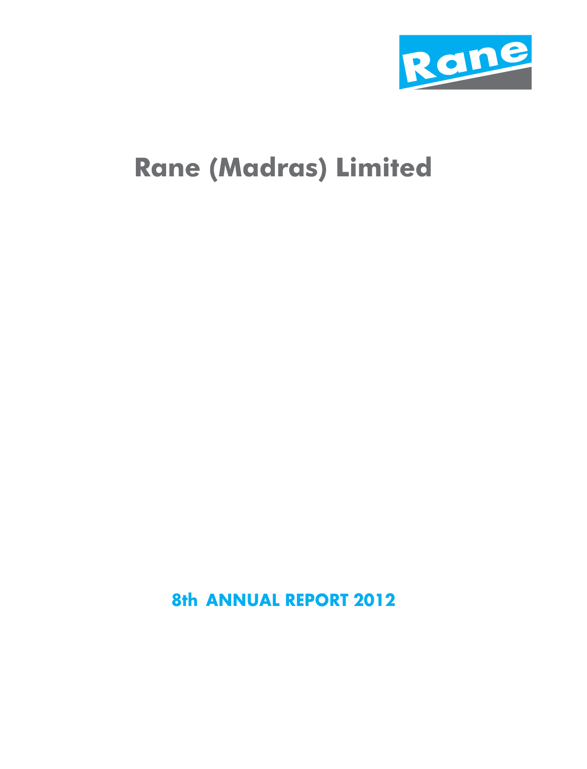Rane

# Rane (Madras) Limited

## 8th ANNUAL REPORT 2012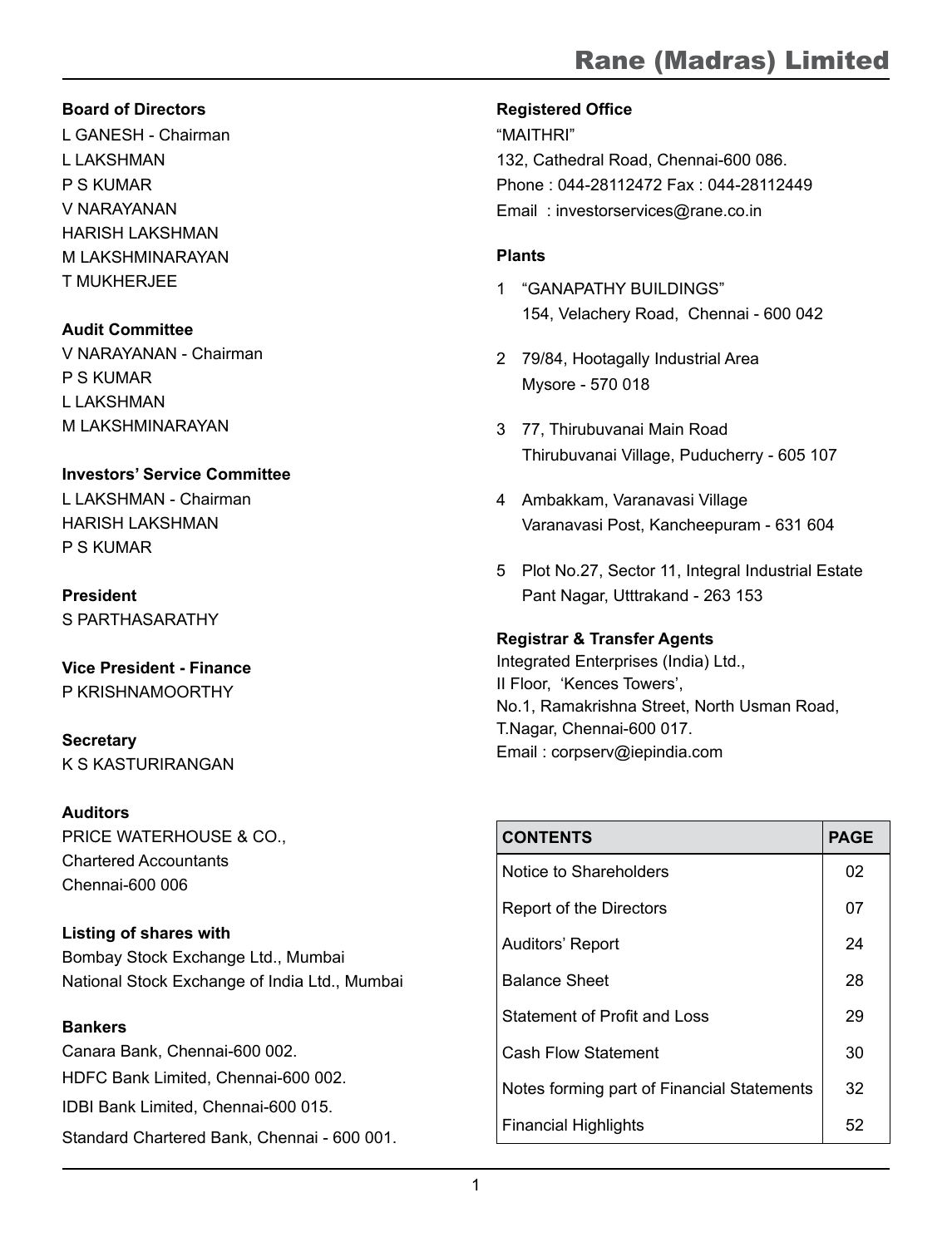# Rane (Madras) Limited

**Board of Directors**

L GANESH - Chairman
L LAKSHMAN
P S KUMAR
V NARAYANAN
HARISH LAKSHMAN
M LAKSHMINARAYAN
T MUKHERJEE

**Audit Committee**

V NARAYANAN - Chairman
P S KUMAR
L LAKSHMAN
M LAKSHMINARAYAN

**Investors' Service Committee**

L LAKSHMAN - Chairman
HARISH LAKSHMAN
P S KUMAR

**President**

S PARTHASARATHY

**Vice President - Finance**

P KRISHNAMOORTHY

**Secretary**

K S KASTURIRANGAN

**Auditors**

PRICE WATERHOUSE & CO.,
Chartered Accountants
Chennai-600 006

**Listing of shares with**

Bombay Stock Exchange Ltd., Mumbai
National Stock Exchange of India Ltd., Mumbai

**Bankers**

Canara Bank, Chennai-600 002.
HDFC Bank Limited, Chennai-600 002.
IDBI Bank Limited, Chennai-600 015.
Standard Chartered Bank, Chennai - 600 001.

**Registered Office**

"MAITHRI"
132, Cathedral Road, Chennai-600 086.
Phone : 044-28112472 Fax : 044-28112449
Email : investorservices@rane.co.in

**Plants**

1. "GANAPATHY BUILDINGS"
   154, Velachery Road, Chennai - 600 042
2. 79/84, Hootagally Industrial Area
   Mysore - 570 018
3. 77, Thirubuvanai Main Road
   Thirubuvanai Village, Puducherry - 605 107
4. Ambakkam, Varanavasi Village
   Varanavasi Post, Kancheepuram - 631 604
5. Plot No.27, Sector 11, Integral Industrial Estate
   Pant Nagar, Utttrakand - 263 153

**Registrar & Transfer Agents**

Integrated Enterprises (India) Ltd.,
II Floor, 'Kences Towers',
No.1, Ramakrishna Street, North Usman Road,
T.Nagar, Chennai-600 017.
Email : corpserv@iepindia.com

| CONTENTS | PAGE |
|---|---|
| Notice to Shareholders | 02 |
| Report of the Directors | 07 |
| Auditors' Report | 24 |
| Balance Sheet | 28 |
| Statement of Profit and Loss | 29 |
| Cash Flow Statement | 30 |
| Notes forming part of Financial Statements | 32 |
| Financial Highlights | 52 |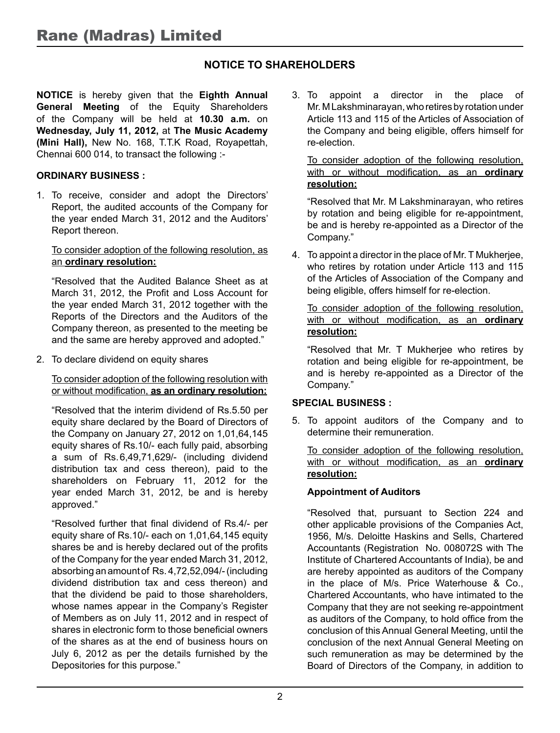# Rane (Madras) Limited

## NOTICE TO SHAREHOLDERS

**NOTICE** is hereby given that the **Eighth Annual General Meeting** of the Equity Shareholders of the Company will be held at **10.30 a.m.** on **Wednesday, July 11, 2012,** at **The Music Academy (Mini Hall),** New No. 168, T.T.K Road, Royapettah, Chennai 600 014, to transact the following :-

### ORDINARY BUSINESS :

1. To receive, consider and adopt the Directors' Report, the audited accounts of the Company for the year ended March 31, 2012 and the Auditors' Report thereon.

   To consider adoption of the following resolution, as an **ordinary resolution:**

   "Resolved that the Audited Balance Sheet as at March 31, 2012, the Profit and Loss Account for the year ended March 31, 2012 together with the Reports of the Directors and the Auditors of the Company thereon, as presented to the meeting be and the same are hereby approved and adopted."

2. To declare dividend on equity shares

   To consider adoption of the following resolution with or without modification, **as an ordinary resolution:**

   "Resolved that the interim dividend of Rs.5.50 per equity share declared by the Board of Directors of the Company on January 27, 2012 on 1,01,64,145 equity shares of Rs.10/- each fully paid, absorbing a sum of Rs.6,49,71,629/- (including dividend distribution tax and cess thereon), paid to the shareholders on February 11, 2012 for the year ended March 31, 2012, be and is hereby approved."

   "Resolved further that final dividend of Rs.4/- per equity share of Rs.10/- each on 1,01,64,145 equity shares be and is hereby declared out of the profits of the Company for the year ended March 31, 2012, absorbing an amount of Rs. 4,72,52,094/- (including dividend distribution tax and cess thereon) and that the dividend be paid to those shareholders, whose names appear in the Company's Register of Members as on July 11, 2012 and in respect of shares in electronic form to those beneficial owners of the shares as at the end of business hours on July 6, 2012 as per the details furnished by the Depositories for this purpose."

3. To appoint a director in the place of Mr. M Lakshminarayan, who retires by rotation under Article 113 and 115 of the Articles of Association of the Company and being eligible, offers himself for re-election.

   To consider adoption of the following resolution, with or without modification, as an **ordinary resolution:**

   "Resolved that Mr. M Lakshminarayan, who retires by rotation and being eligible for re-appointment, be and is hereby re-appointed as a Director of the Company."

4. To appoint a director in the place of Mr. T Mukherjee, who retires by rotation under Article 113 and 115 of the Articles of Association of the Company and being eligible, offers himself for re-election.

   To consider adoption of the following resolution, with or without modification, as an **ordinary resolution:**

   "Resolved that Mr. T Mukherjee who retires by rotation and being eligible for re-appointment, be and is hereby re-appointed as a Director of the Company."

### SPECIAL BUSINESS :

5. To appoint auditors of the Company and to determine their remuneration.

   To consider adoption of the following resolution, with or without modification, as an **ordinary resolution:**

   **Appointment of Auditors**

   "Resolved that, pursuant to Section 224 and other applicable provisions of the Companies Act, 1956, M/s. Deloitte Haskins and Sells, Chartered Accountants (Registration No. 008072S with The Institute of Chartered Accountants of India), be and are hereby appointed as auditors of the Company in the place of M/s. Price Waterhouse & Co., Chartered Accountants, who have intimated to the Company that they are not seeking re-appointment as auditors of the Company, to hold office from the conclusion of this Annual General Meeting, until the conclusion of the next Annual General Meeting on such remuneration as may be determined by the Board of Directors of the Company, in addition to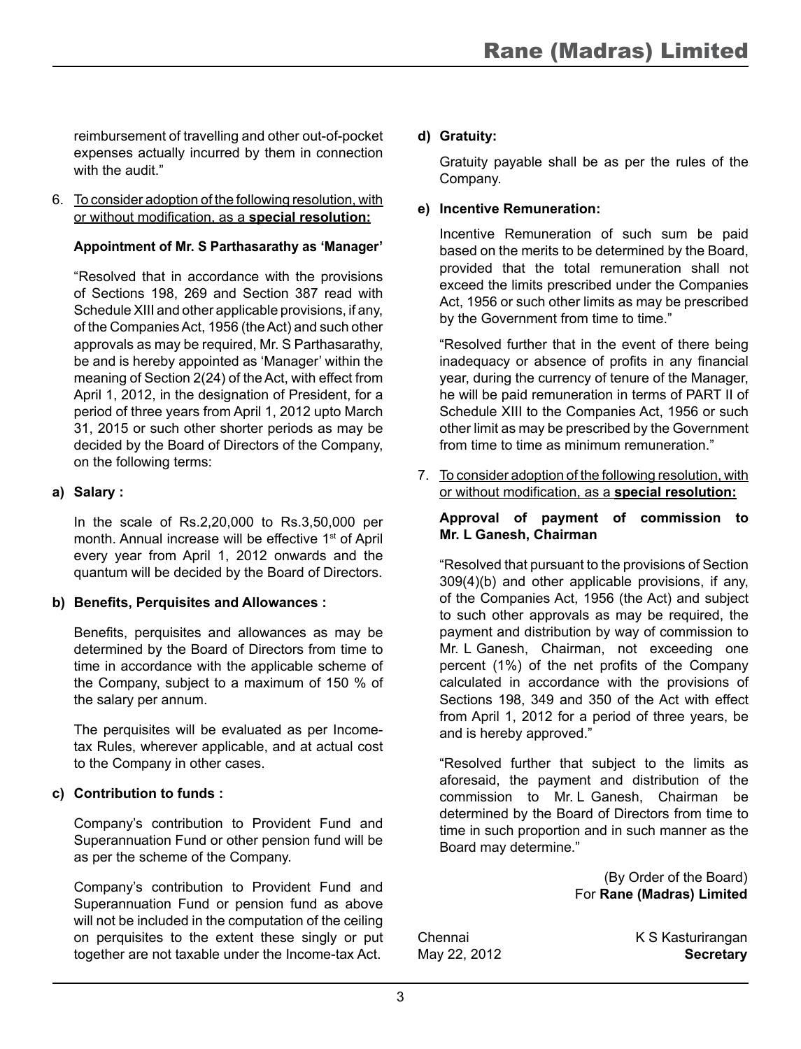reimbursement of travelling and other out-of-pocket expenses actually incurred by them in connection with the audit."

6. To consider adoption of the following resolution, with or without modification, as a **special resolution:**

   **Appointment of Mr. S Parthasarathy as 'Manager'**

   "Resolved that in accordance with the provisions of Sections 198, 269 and Section 387 read with Schedule XIII and other applicable provisions, if any, of the Companies Act, 1956 (the Act) and such other approvals as may be required, Mr. S Parthasarathy, be and is hereby appointed as 'Manager' within the meaning of Section 2(24) of the Act, with effect from April 1, 2012, in the designation of President, for a period of three years from April 1, 2012 upto March 31, 2015 or such other shorter periods as may be decided by the Board of Directors of the Company, on the following terms:

**a) Salary :**

In the scale of Rs.2,20,000 to Rs.3,50,000 per month. Annual increase will be effective 1st of April every year from April 1, 2012 onwards and the quantum will be decided by the Board of Directors.

**b) Benefits, Perquisites and Allowances :**

Benefits, perquisites and allowances as may be determined by the Board of Directors from time to time in accordance with the applicable scheme of the Company, subject to a maximum of 150 % of the salary per annum.

The perquisites will be evaluated as per Income-tax Rules, wherever applicable, and at actual cost to the Company in other cases.

**c) Contribution to funds :**

Company's contribution to Provident Fund and Superannuation Fund or other pension fund will be as per the scheme of the Company.

Company's contribution to Provident Fund and Superannuation Fund or pension fund as above will not be included in the computation of the ceiling on perquisites to the extent these singly or put together are not taxable under the Income-tax Act.

**d) Gratuity:**

Gratuity payable shall be as per the rules of the Company.

**e) Incentive Remuneration:**

Incentive Remuneration of such sum be paid based on the merits to be determined by the Board, provided that the total remuneration shall not exceed the limits prescribed under the Companies Act, 1956 or such other limits as may be prescribed by the Government from time to time."

"Resolved further that in the event of there being inadequacy or absence of profits in any financial year, during the currency of tenure of the Manager, he will be paid remuneration in terms of PART II of Schedule XIII to the Companies Act, 1956 or such other limit as may be prescribed by the Government from time to time as minimum remuneration."

7. To consider adoption of the following resolution, with or without modification, as a **special resolution:**

   **Approval of payment of commission to Mr. L Ganesh, Chairman**

   "Resolved that pursuant to the provisions of Section 309(4)(b) and other applicable provisions, if any, of the Companies Act, 1956 (the Act) and subject to such other approvals as may be required, the payment and distribution by way of commission to Mr. L Ganesh, Chairman, not exceeding one percent (1%) of the net profits of the Company calculated in accordance with the provisions of Sections 198, 349 and 350 of the Act with effect from April 1, 2012 for a period of three years, be and is hereby approved."

   "Resolved further that subject to the limits as aforesaid, the payment and distribution of the commission to Mr. L Ganesh, Chairman be determined by the Board of Directors from time to time in such proportion and in such manner as the Board may determine."

(By Order of the Board)
For **Rane (Madras) Limited**

Chennai
May 22, 2012

K S Kasturirangan
**Secretary**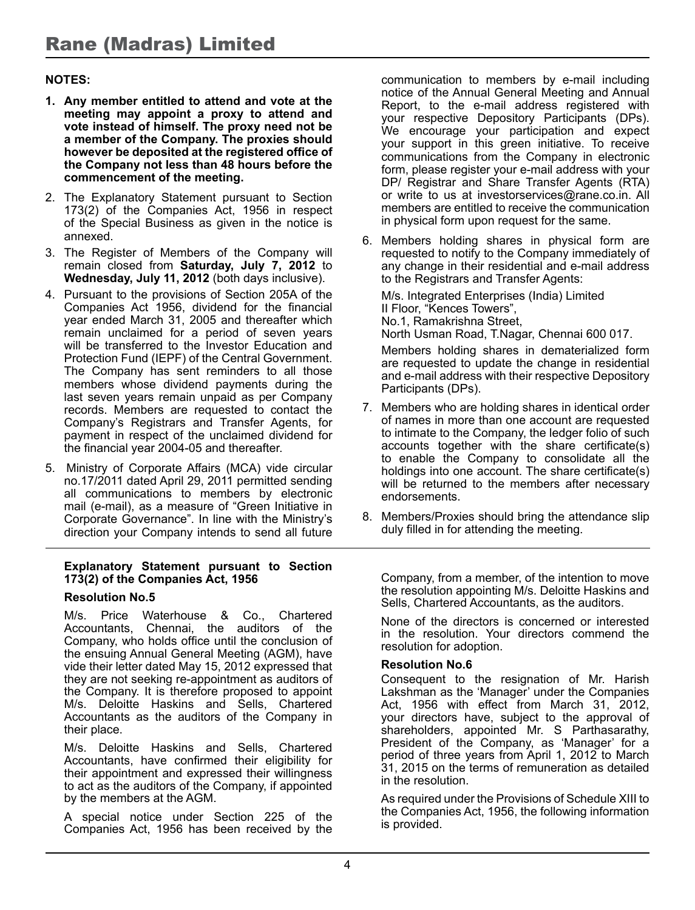**NOTES:**

1. **Any member entitled to attend and vote at the meeting may appoint a proxy to attend and vote instead of himself. The proxy need not be a member of the Company. The proxies should however be deposited at the registered office of the Company not less than 48 hours before the commencement of the meeting.**
2. The Explanatory Statement pursuant to Section 173(2) of the Companies Act, 1956 in respect of the Special Business as given in the notice is annexed.
3. The Register of Members of the Company will remain closed from **Saturday, July 7, 2012** to **Wednesday, July 11, 2012** (both days inclusive).
4. Pursuant to the provisions of Section 205A of the Companies Act 1956, dividend for the financial year ended March 31, 2005 and thereafter which remain unclaimed for a period of seven years will be transferred to the Investor Education and Protection Fund (IEPF) of the Central Government. The Company has sent reminders to all those members whose dividend payments during the last seven years remain unpaid as per Company records. Members are requested to contact the Company's Registrars and Transfer Agents, for payment in respect of the unclaimed dividend for the financial year 2004-05 and thereafter.
5. Ministry of Corporate Affairs (MCA) vide circular no.17/2011 dated April 29, 2011 permitted sending all communications to members by electronic mail (e-mail), as a measure of "Green Initiative in Corporate Governance". In line with the Ministry's direction your Company intends to send all future communication to members by e-mail including notice of the Annual General Meeting and Annual Report, to the e-mail address registered with your respective Depository Participants (DPs). We encourage your participation and expect your support in this green initiative. To receive communications from the Company in electronic form, please register your e-mail address with your DP/ Registrar and Share Transfer Agents (RTA) or write to us at investorservices@rane.co.in. All members are entitled to receive the communication in physical form upon request for the same.
6. Members holding shares in physical form are requested to notify to the Company immediately of any change in their residential and e-mail address to the Registrars and Transfer Agents:

   M/s. Integrated Enterprises (India) Limited
   II Floor, "Kences Towers",
   No.1, Ramakrishna Street,
   North Usman Road, T.Nagar, Chennai 600 017.

   Members holding shares in dematerialized form are requested to update the change in residential and e-mail address with their respective Depository Participants (DPs).
7. Members who are holding shares in identical order of names in more than one account are requested to intimate to the Company, the ledger folio of such accounts together with the share certificate(s) to enable the Company to consolidate all the holdings into one account. The share certificate(s) will be returned to the members after necessary endorsements.
8. Members/Proxies should bring the attendance slip duly filled in for attending the meeting.

**Explanatory Statement pursuant to Section 173(2) of the Companies Act, 1956**

**Resolution No.5**

M/s. Price Waterhouse & Co., Chartered Accountants, Chennai, the auditors of the Company, who holds office until the conclusion of the ensuing Annual General Meeting (AGM), have vide their letter dated May 15, 2012 expressed that they are not seeking re-appointment as auditors of the Company. It is therefore proposed to appoint M/s. Deloitte Haskins and Sells, Chartered Accountants as the auditors of the Company in their place.

M/s. Deloitte Haskins and Sells, Chartered Accountants, have confirmed their eligibility for their appointment and expressed their willingness to act as the auditors of the Company, if appointed by the members at the AGM.

A special notice under Section 225 of the Companies Act, 1956 has been received by the Company, from a member, of the intention to move the resolution appointing M/s. Deloitte Haskins and Sells, Chartered Accountants, as the auditors.

None of the directors is concerned or interested in the resolution. Your directors commend the resolution for adoption.

**Resolution No.6**

Consequent to the resignation of Mr. Harish Lakshman as the 'Manager' under the Companies Act, 1956 with effect from March 31, 2012, your directors have, subject to the approval of shareholders, appointed Mr. S Parthasarathy, President of the Company, as 'Manager' for a period of three years from April 1, 2012 to March 31, 2015 on the terms of remuneration as detailed in the resolution.

As required under the Provisions of Schedule XIII to the Companies Act, 1956, the following information is provided.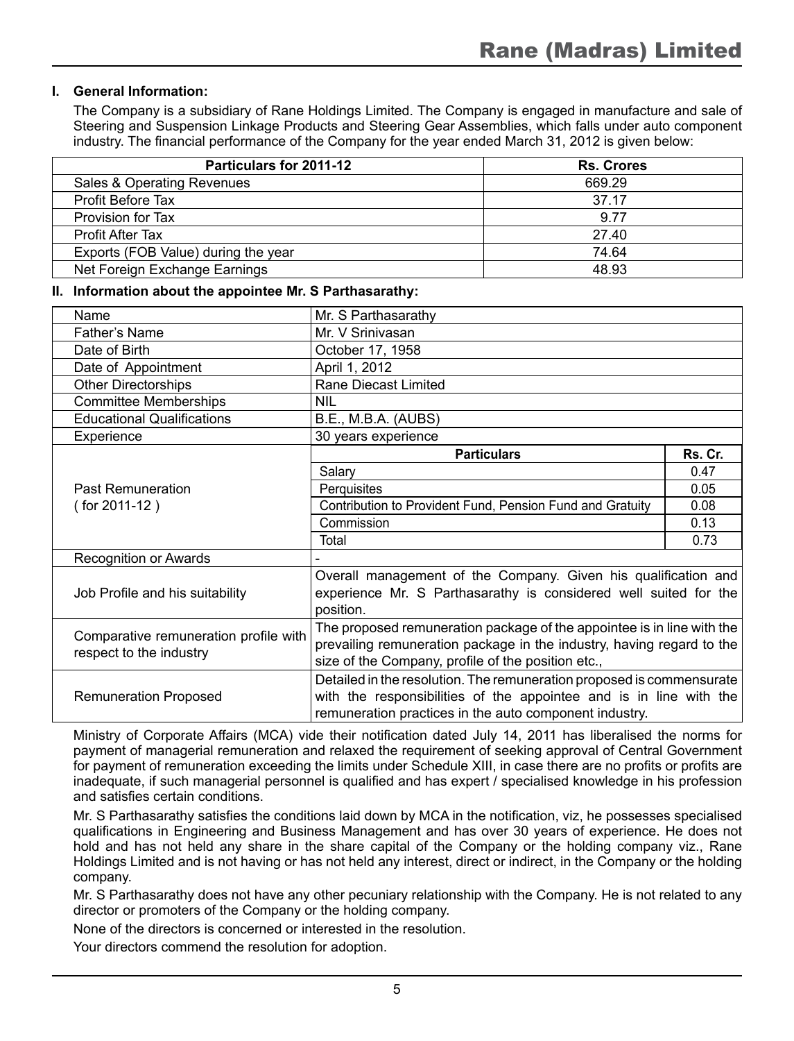**I. General Information:**

The Company is a subsidiary of Rane Holdings Limited. The Company is engaged in manufacture and sale of Steering and Suspension Linkage Products and Steering Gear Assemblies, which falls under auto component industry. The financial performance of the Company for the year ended March 31, 2012 is given below:

| Particulars for 2011-12 | Rs. Crores |
|---|---|
| Sales & Operating Revenues | 669.29 |
| Profit Before Tax | 37.17 |
| Provision for Tax | 9.77 |
| Profit After Tax | 27.40 |
| Exports (FOB Value) during the year | 74.64 |
| Net Foreign Exchange Earnings | 48.93 |

**II. Information about the appointee Mr. S Parthasarathy:**

| | | |
|---|---|---|
| Name | Mr. S Parthasarathy | |
| Father's Name | Mr. V Srinivasan | |
| Date of Birth | October 17, 1958 | |
| Date of Appointment | April 1, 2012 | |
| Other Directorships | Rane Diecast Limited | |
| Committee Memberships | NIL | |
| Educational Qualifications | B.E., M.B.A. (AUBS) | |
| Experience | 30 years experience | |
| Past Remuneration ( for 2011-12 ) | **Particulars** | **Rs. Cr.** |
| | Salary | 0.47 |
| | Perquisites | 0.05 |
| | Contribution to Provident Fund, Pension Fund and Gratuity | 0.08 |
| | Commission | 0.13 |
| | Total | 0.73 |
| Recognition or Awards | - | |
| Job Profile and his suitability | Overall management of the Company. Given his qualification and experience Mr. S Parthasarathy is considered well suited for the position. | |
| Comparative remuneration profile with respect to the industry | The proposed remuneration package of the appointee is in line with the prevailing remuneration package in the industry, having regard to the size of the Company, profile of the position etc., | |
| Remuneration Proposed | Detailed in the resolution. The remuneration proposed is commensurate with the responsibilities of the appointee and is in line with the remuneration practices in the auto component industry. | |

Ministry of Corporate Affairs (MCA) vide their notification dated July 14, 2011 has liberalised the norms for payment of managerial remuneration and relaxed the requirement of seeking approval of Central Government for payment of remuneration exceeding the limits under Schedule XIII, in case there are no profits or profits are inadequate, if such managerial personnel is qualified and has expert / specialised knowledge in his profession and satisfies certain conditions.

Mr. S Parthasarathy satisfies the conditions laid down by MCA in the notification, viz, he possesses specialised qualifications in Engineering and Business Management and has over 30 years of experience. He does not hold and has not held any share in the share capital of the Company or the holding company viz., Rane Holdings Limited and is not having or has not held any interest, direct or indirect, in the Company or the holding company.

Mr. S Parthasarathy does not have any other pecuniary relationship with the Company. He is not related to any director or promoters of the Company or the holding company.

None of the directors is concerned or interested in the resolution.

Your directors commend the resolution for adoption.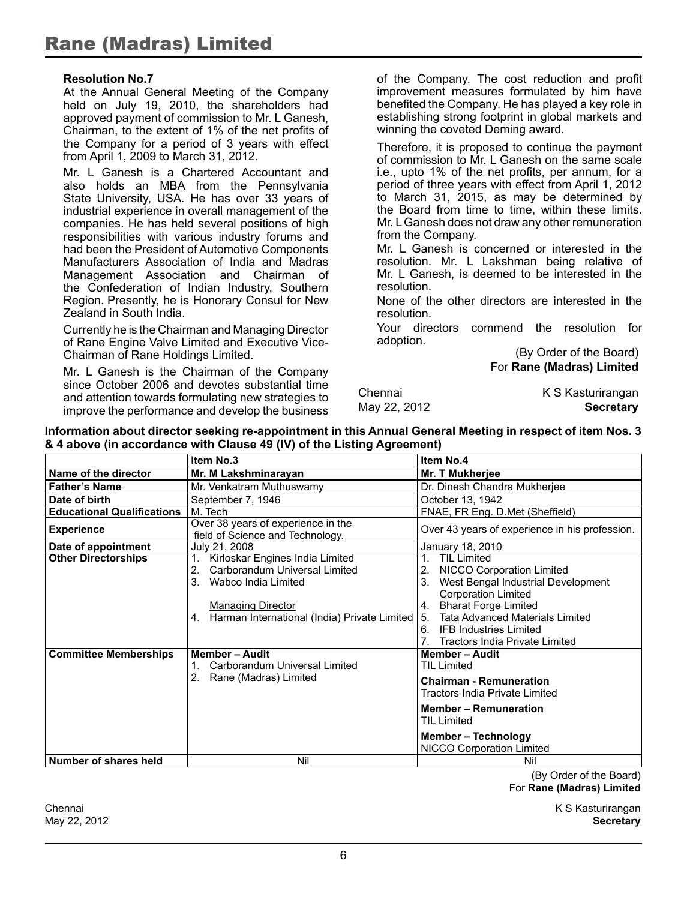**Resolution No.7**

At the Annual General Meeting of the Company held on July 19, 2010, the shareholders had approved payment of commission to Mr. L Ganesh, Chairman, to the extent of 1% of the net profits of the Company for a period of 3 years with effect from April 1, 2009 to March 31, 2012.

Mr. L Ganesh is a Chartered Accountant and also holds an MBA from the Pennsylvania State University, USA. He has over 33 years of industrial experience in overall management of the companies. He has held several positions of high responsibilities with various industry forums and had been the President of Automotive Components Manufacturers Association of India and Madras Management Association and Chairman of the Confederation of Indian Industry, Southern Region. Presently, he is Honorary Consul for New Zealand in South India.

Currently he is the Chairman and Managing Director of Rane Engine Valve Limited and Executive Vice-Chairman of Rane Holdings Limited.

Mr. L Ganesh is the Chairman of the Company since October 2006 and devotes substantial time and attention towards formulating new strategies to improve the performance and develop the business of the Company. The cost reduction and profit improvement measures formulated by him have benefited the Company. He has played a key role in establishing strong footprint in global markets and winning the coveted Deming award.

Therefore, it is proposed to continue the payment of commission to Mr. L Ganesh on the same scale i.e., upto 1% of the net profits, per annum, for a period of three years with effect from April 1, 2012 to March 31, 2015, as may be determined by the Board from time to time, within these limits. Mr. L Ganesh does not draw any other remuneration from the Company.

Mr. L Ganesh is concerned or interested in the resolution. Mr. L Lakshman being relative of Mr. L Ganesh, is deemed to be interested in the resolution.

None of the other directors are interested in the resolution.

Your directors commend the resolution for adoption.

(By Order of the Board)
For **Rane (Madras) Limited**

Chennai
May 22, 2012

K S Kasturirangan
**Secretary**

**Information about director seeking re-appointment in this Annual General Meeting in respect of item Nos. 3 & 4 above (in accordance with Clause 49 (IV) of the Listing Agreement)**

| | Item No.3 | Item No.4 |
|---|---|---|
| **Name of the director** | **Mr. M Lakshminarayan** | **Mr. T Mukherjee** |
| **Father's Name** | Mr. Venkatram Muthuswamy | Dr. Dinesh Chandra Mukherjee |
| **Date of birth** | September 7, 1946 | October 13, 1942 |
| **Educational Qualifications** | M. Tech | FNAE, FR Eng. D.Met (Sheffield) |
| **Experience** | Over 38 years of experience in the field of Science and Technology. | Over 43 years of experience in his profession. |
| **Date of appointment** | July 21, 2008 | January 18, 2010 |
| **Other Directorships** | 1. Kirloskar Engines India Limited<br>2. Carborandum Universal Limited<br>3. Wabco India Limited<br><br>Managing Director<br>4. Harman International (India) Private Limited | 1. TIL Limited<br>2. NICCO Corporation Limited<br>3. West Bengal Industrial Development Corporation Limited<br>4. Bharat Forge Limited<br>5. Tata Advanced Materials Limited<br>6. IFB Industries Limited<br>7. Tractors India Private Limited |
| **Committee Memberships** | **Member – Audit**<br>1. Carborandum Universal Limited<br>2. Rane (Madras) Limited | **Member – Audit**<br>TIL Limited<br>**Chairman - Remuneration**<br>Tractors India Private Limited<br>**Member – Remuneration**<br>TIL Limited<br>**Member – Technology**<br>NICCO Corporation Limited |
| **Number of shares held** | Nil | Nil |

(By Order of the Board)
For **Rane (Madras) Limited**

Chennai
May 22, 2012

K S Kasturirangan
**Secretary**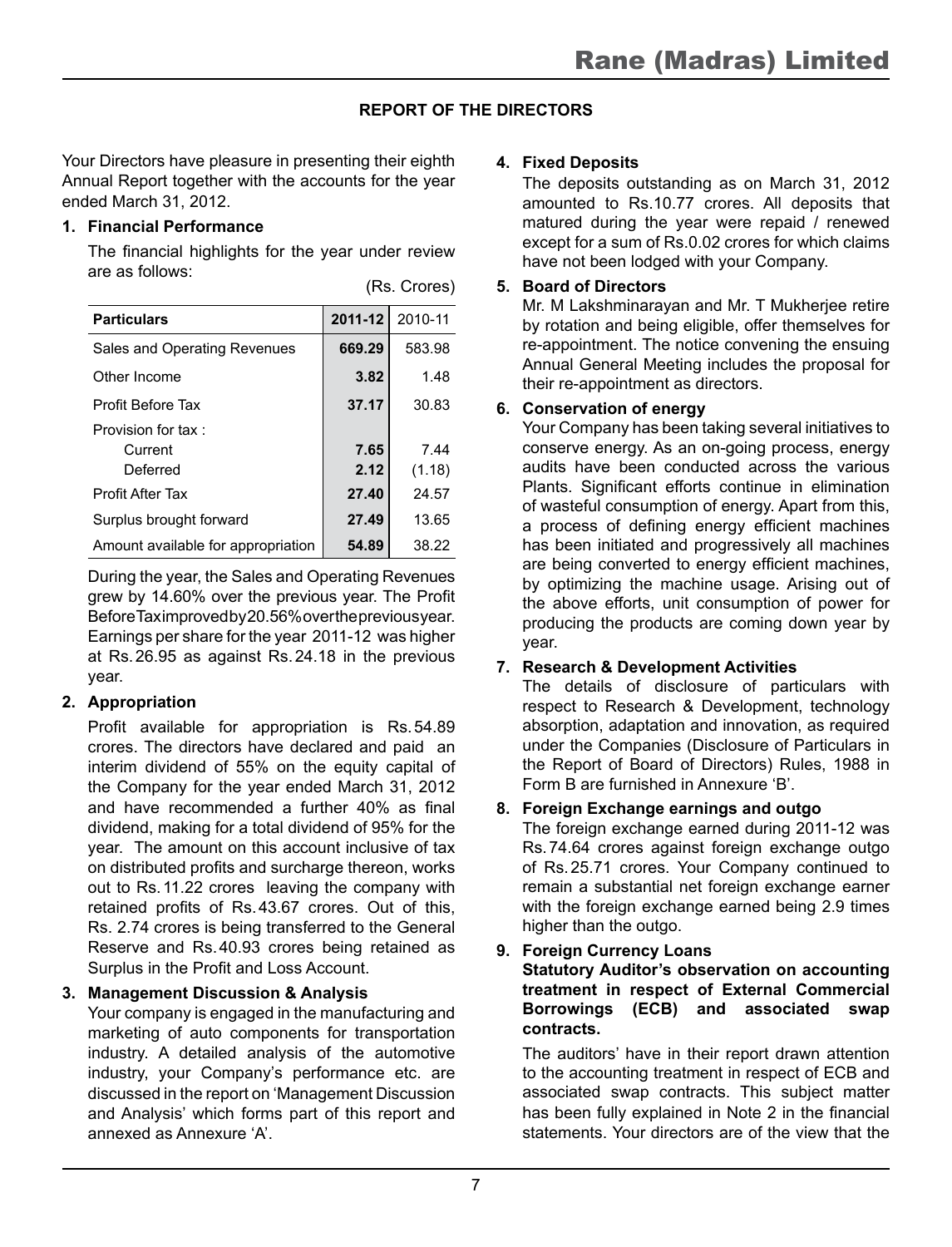## REPORT OF THE DIRECTORS

Your Directors have pleasure in presenting their eighth Annual Report together with the accounts for the year ended March 31, 2012.

### 1. Financial Performance

The financial highlights for the year under review are as follows:

(Rs. Crores)

| Particulars | 2011-12 | 2010-11 |
|---|---|---|
| Sales and Operating Revenues | **669.29** | 583.98 |
| Other Income | **3.82** | 1.48 |
| Profit Before Tax | **37.17** | 30.83 |
| Provision for tax : | | |
| Current | **7.65** | 7.44 |
| Deferred | **2.12** | (1.18) |
| Profit After Tax | **27.40** | 24.57 |
| Surplus brought forward | **27.49** | 13.65 |
| Amount available for appropriation | **54.89** | 38.22 |

During the year, the Sales and Operating Revenues grew by 14.60% over the previous year. The Profit Before Tax improved by 20.56% over the previous year. Earnings per share for the year 2011-12 was higher at Rs. 26.95 as against Rs. 24.18 in the previous year.

### 2. Appropriation

Profit available for appropriation is Rs. 54.89 crores. The directors have declared and paid an interim dividend of 55% on the equity capital of the Company for the year ended March 31, 2012 and have recommended a further 40% as final dividend, making for a total dividend of 95% for the year. The amount on this account inclusive of tax on distributed profits and surcharge thereon, works out to Rs. 11.22 crores leaving the company with retained profits of Rs. 43.67 crores. Out of this, Rs. 2.74 crores is being transferred to the General Reserve and Rs. 40.93 crores being retained as Surplus in the Profit and Loss Account.

### 3. Management Discussion & Analysis

Your company is engaged in the manufacturing and marketing of auto components for transportation industry. A detailed analysis of the automotive industry, your Company's performance etc. are discussed in the report on 'Management Discussion and Analysis' which forms part of this report and annexed as Annexure 'A'.

### 4. Fixed Deposits

The deposits outstanding as on March 31, 2012 amounted to Rs.10.77 crores. All deposits that matured during the year were repaid / renewed except for a sum of Rs.0.02 crores for which claims have not been lodged with your Company.

### 5. Board of Directors

Mr. M Lakshminarayan and Mr. T Mukherjee retire by rotation and being eligible, offer themselves for re-appointment. The notice convening the ensuing Annual General Meeting includes the proposal for their re-appointment as directors.

### 6. Conservation of energy

Your Company has been taking several initiatives to conserve energy. As an on-going process, energy audits have been conducted across the various Plants. Significant efforts continue in elimination of wasteful consumption of energy. Apart from this, a process of defining energy efficient machines has been initiated and progressively all machines are being converted to energy efficient machines, by optimizing the machine usage. Arising out of the above efforts, unit consumption of power for producing the products are coming down year by year.

### 7. Research & Development Activities

The details of disclosure of particulars with respect to Research & Development, technology absorption, adaptation and innovation, as required under the Companies (Disclosure of Particulars in the Report of Board of Directors) Rules, 1988 in Form B are furnished in Annexure 'B'.

### 8. Foreign Exchange earnings and outgo

The foreign exchange earned during 2011-12 was Rs. 74.64 crores against foreign exchange outgo of Rs. 25.71 crores. Your Company continued to remain a substantial net foreign exchange earner with the foreign exchange earned being 2.9 times higher than the outgo.

### 9. Foreign Currency Loans

**Statutory Auditor's observation on accounting treatment in respect of External Commercial Borrowings (ECB) and associated swap contracts.**

The auditors' have in their report drawn attention to the accounting treatment in respect of ECB and associated swap contracts. This subject matter has been fully explained in Note 2 in the financial statements. Your directors are of the view that the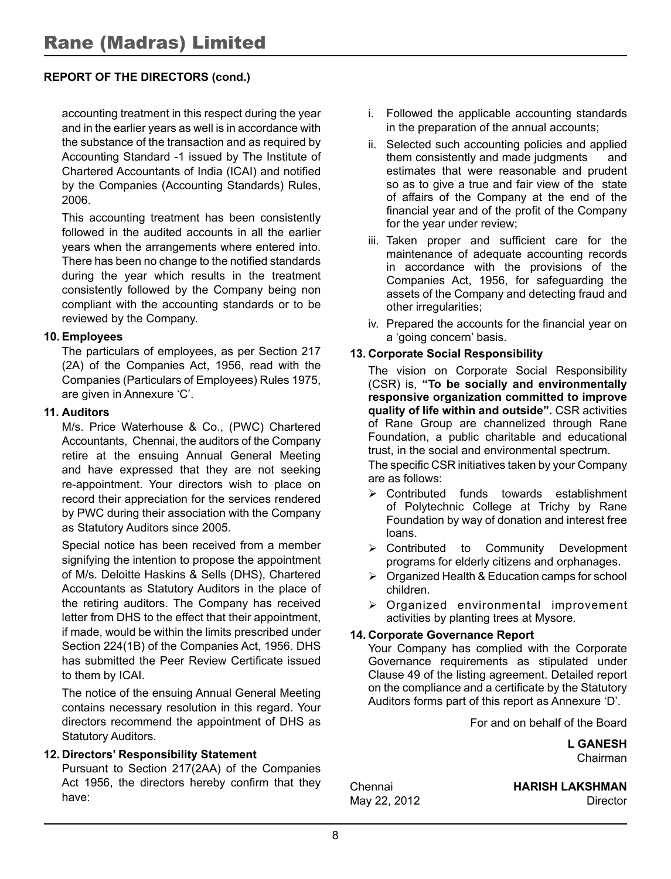## REPORT OF THE DIRECTORS (cond.)

accounting treatment in this respect during the year and in the earlier years as well is in accordance with the substance of the transaction and as required by Accounting Standard -1 issued by The Institute of Chartered Accountants of India (ICAI) and notified by the Companies (Accounting Standards) Rules, 2006.

This accounting treatment has been consistently followed in the audited accounts in all the earlier years when the arrangements where entered into. There has been no change to the notified standards during the year which results in the treatment consistently followed by the Company being non compliant with the accounting standards or to be reviewed by the Company.

**10. Employees**

The particulars of employees, as per Section 217 (2A) of the Companies Act, 1956, read with the Companies (Particulars of Employees) Rules 1975, are given in Annexure 'C'.

**11. Auditors**

M/s. Price Waterhouse & Co., (PWC) Chartered Accountants, Chennai, the auditors of the Company retire at the ensuing Annual General Meeting and have expressed that they are not seeking re-appointment. Your directors wish to place on record their appreciation for the services rendered by PWC during their association with the Company as Statutory Auditors since 2005.

Special notice has been received from a member signifying the intention to propose the appointment of M/s. Deloitte Haskins & Sells (DHS), Chartered Accountants as Statutory Auditors in the place of the retiring auditors. The Company has received letter from DHS to the effect that their appointment, if made, would be within the limits prescribed under Section 224(1B) of the Companies Act, 1956. DHS has submitted the Peer Review Certificate issued to them by ICAI.

The notice of the ensuing Annual General Meeting contains necessary resolution in this regard. Your directors recommend the appointment of DHS as Statutory Auditors.

**12. Directors' Responsibility Statement**

Pursuant to Section 217(2AA) of the Companies Act 1956, the directors hereby confirm that they have:

i. Followed the applicable accounting standards in the preparation of the annual accounts;

ii. Selected such accounting policies and applied them consistently and made judgments and estimates that were reasonable and prudent so as to give a true and fair view of the state of affairs of the Company at the end of the financial year and of the profit of the Company for the year under review;

iii. Taken proper and sufficient care for the maintenance of adequate accounting records in accordance with the provisions of the Companies Act, 1956, for safeguarding the assets of the Company and detecting fraud and other irregularities;

iv. Prepared the accounts for the financial year on a 'going concern' basis.

**13. Corporate Social Responsibility**

The vision on Corporate Social Responsibility (CSR) is, **"To be socially and environmentally responsive organization committed to improve quality of life within and outside".** CSR activities of Rane Group are channelized through Rane Foundation, a public charitable and educational trust, in the social and environmental spectrum.

The specific CSR initiatives taken by your Company are as follows:

- Contributed funds towards establishment of Polytechnic College at Trichy by Rane Foundation by way of donation and interest free loans.
- Contributed to Community Development programs for elderly citizens and orphanages.
- Organized Health & Education camps for school children.
- Organized environmental improvement activities by planting trees at Mysore.

**14. Corporate Governance Report**

Your Company has complied with the Corporate Governance requirements as stipulated under Clause 49 of the listing agreement. Detailed report on the compliance and a certificate by the Statutory Auditors forms part of this report as Annexure 'D'.

For and on behalf of the Board

**L GANESH**
Chairman

Chennai
May 22, 2012

**HARISH LAKSHMAN**
Director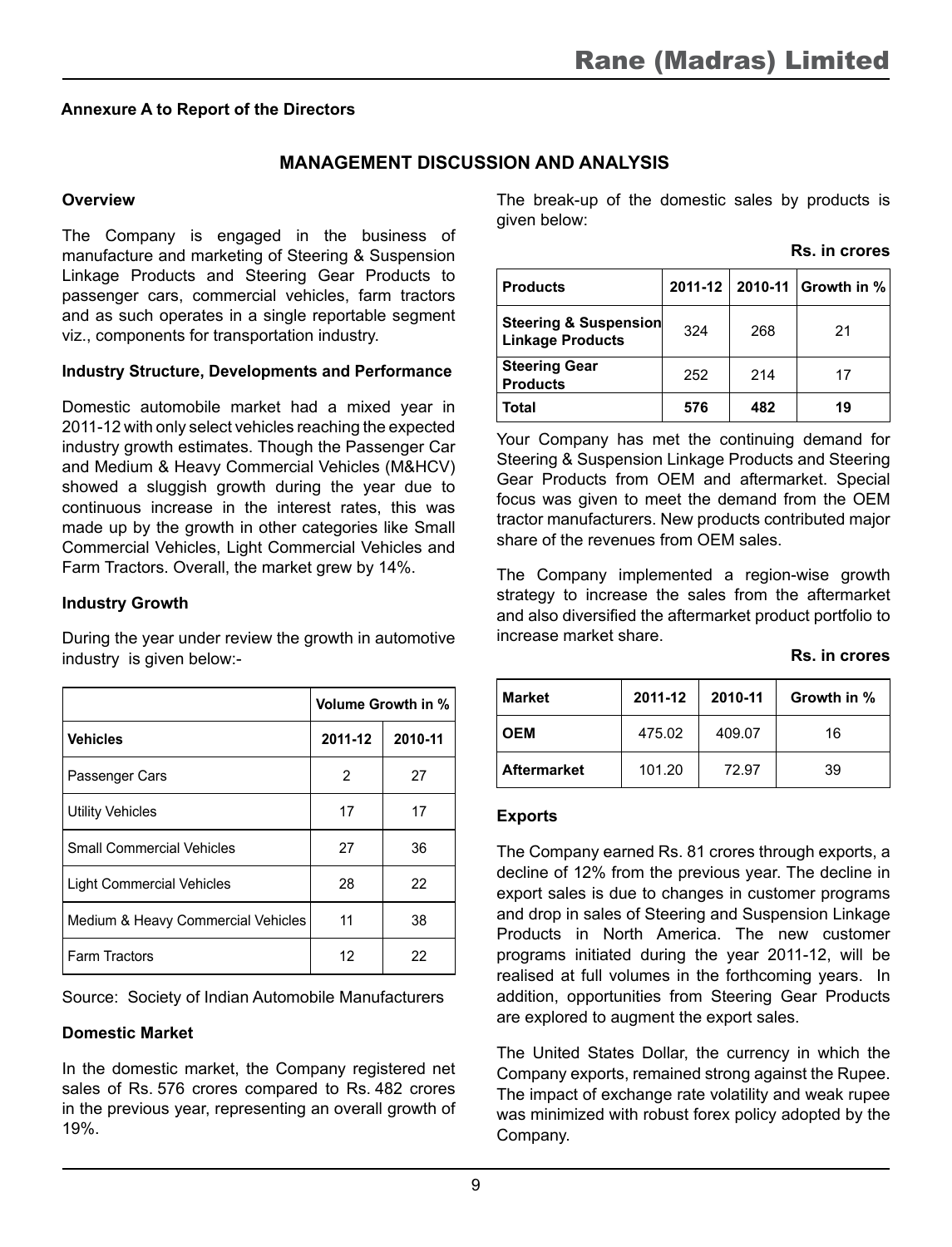**Annexure A to Report of the Directors**

## MANAGEMENT DISCUSSION AND ANALYSIS

### Overview

The Company is engaged in the business of manufacture and marketing of Steering & Suspension Linkage Products and Steering Gear Products to passenger cars, commercial vehicles, farm tractors and as such operates in a single reportable segment viz., components for transportation industry.

### Industry Structure, Developments and Performance

Domestic automobile market had a mixed year in 2011-12 with only select vehicles reaching the expected industry growth estimates. Though the Passenger Car and Medium & Heavy Commercial Vehicles (M&HCV) showed a sluggish growth during the year due to continuous increase in the interest rates, this was made up by the growth in other categories like Small Commercial Vehicles, Light Commercial Vehicles and Farm Tractors. Overall, the market grew by 14%.

### Industry Growth

During the year under review the growth in automotive industry is given below:-

| | Volume Growth in % | |
|---|---|---|
| **Vehicles** | **2011-12** | **2010-11** |
| Passenger Cars | 2 | 27 |
| Utility Vehicles | 17 | 17 |
| Small Commercial Vehicles | 27 | 36 |
| Light Commercial Vehicles | 28 | 22 |
| Medium & Heavy Commercial Vehicles | 11 | 38 |
| Farm Tractors | 12 | 22 |

Source: Society of Indian Automobile Manufacturers

### Domestic Market

In the domestic market, the Company registered net sales of Rs. 576 crores compared to Rs. 482 crores in the previous year, representing an overall growth of 19%.

The break-up of the domestic sales by products is given below:

**Rs. in crores**

| Products | 2011-12 | 2010-11 | Growth in % |
|---|---|---|---|
| **Steering & Suspension Linkage Products** | 324 | 268 | 21 |
| **Steering Gear Products** | 252 | 214 | 17 |
| **Total** | **576** | **482** | **19** |

Your Company has met the continuing demand for Steering & Suspension Linkage Products and Steering Gear Products from OEM and aftermarket. Special focus was given to meet the demand from the OEM tractor manufacturers. New products contributed major share of the revenues from OEM sales.

The Company implemented a region-wise growth strategy to increase the sales from the aftermarket and also diversified the aftermarket product portfolio to increase market share.

**Rs. in crores**

| Market | 2011-12 | 2010-11 | Growth in % |
|---|---|---|---|
| **OEM** | 475.02 | 409.07 | 16 |
| **Aftermarket** | 101.20 | 72.97 | 39 |

### Exports

The Company earned Rs. 81 crores through exports, a decline of 12% from the previous year. The decline in export sales is due to changes in customer programs and drop in sales of Steering and Suspension Linkage Products in North America. The new customer programs initiated during the year 2011-12, will be realised at full volumes in the forthcoming years. In addition, opportunities from Steering Gear Products are explored to augment the export sales.

The United States Dollar, the currency in which the Company exports, remained strong against the Rupee. The impact of exchange rate volatility and weak rupee was minimized with robust forex policy adopted by the Company.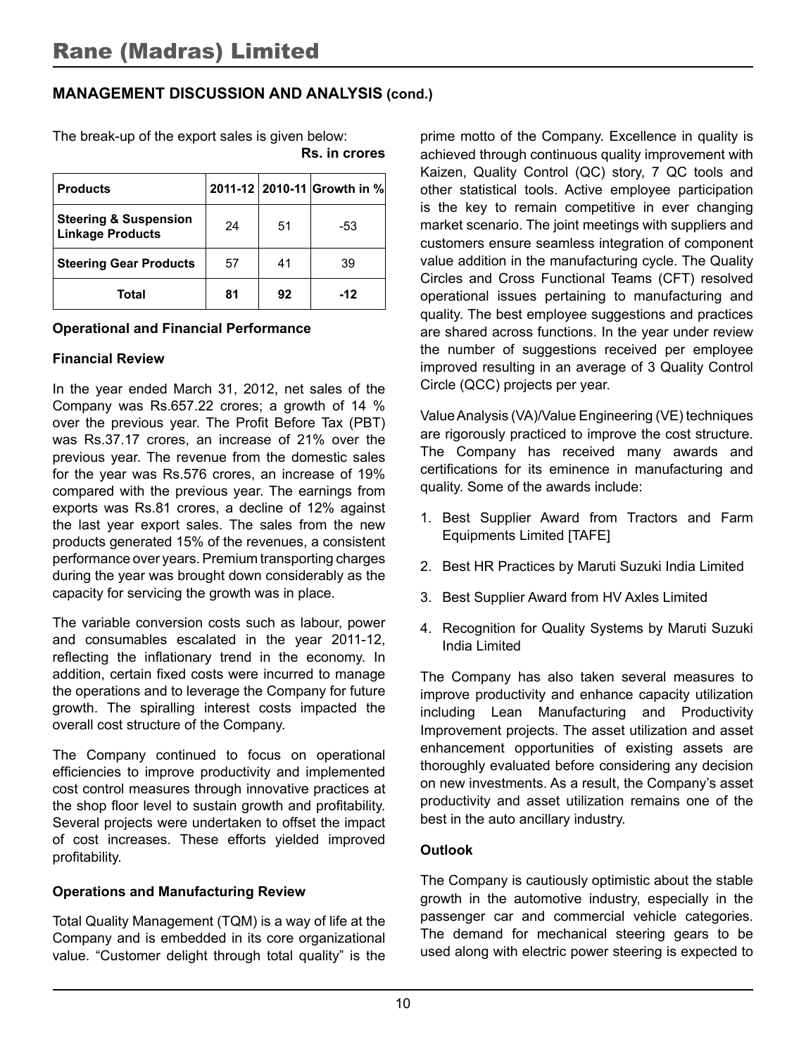## MANAGEMENT DISCUSSION AND ANALYSIS (cond.)

The break-up of the export sales is given below:

**Rs. in crores**

| Products | 2011-12 | 2010-11 | Growth in % |
|---|---|---|---|
| **Steering & Suspension Linkage Products** | 24 | 51 | -53 |
| **Steering Gear Products** | 57 | 41 | 39 |
| **Total** | **81** | **92** | **-12** |

**Operational and Financial Performance**

**Financial Review**

In the year ended March 31, 2012, net sales of the Company was Rs.657.22 crores; a growth of 14 % over the previous year. The Profit Before Tax (PBT) was Rs.37.17 crores, an increase of 21% over the previous year. The revenue from the domestic sales for the year was Rs.576 crores, an increase of 19% compared with the previous year. The earnings from exports was Rs.81 crores, a decline of 12% against the last year export sales. The sales from the new products generated 15% of the revenues, a consistent performance over years. Premium transporting charges during the year was brought down considerably as the capacity for servicing the growth was in place.

The variable conversion costs such as labour, power and consumables escalated in the year 2011-12, reflecting the inflationary trend in the economy. In addition, certain fixed costs were incurred to manage the operations and to leverage the Company for future growth. The spiralling interest costs impacted the overall cost structure of the Company.

The Company continued to focus on operational efficiencies to improve productivity and implemented cost control measures through innovative practices at the shop floor level to sustain growth and profitability. Several projects were undertaken to offset the impact of cost increases. These efforts yielded improved profitability.

**Operations and Manufacturing Review**

Total Quality Management (TQM) is a way of life at the Company and is embedded in its core organizational value. "Customer delight through total quality" is the prime motto of the Company. Excellence in quality is achieved through continuous quality improvement with Kaizen, Quality Control (QC) story, 7 QC tools and other statistical tools. Active employee participation is the key to remain competitive in ever changing market scenario. The joint meetings with suppliers and customers ensure seamless integration of component value addition in the manufacturing cycle. The Quality Circles and Cross Functional Teams (CFT) resolved operational issues pertaining to manufacturing and quality. The best employee suggestions and practices are shared across functions. In the year under review the number of suggestions received per employee improved resulting in an average of 3 Quality Control Circle (QCC) projects per year.

Value Analysis (VA)/Value Engineering (VE) techniques are rigorously practiced to improve the cost structure. The Company has received many awards and certifications for its eminence in manufacturing and quality. Some of the awards include:

1. Best Supplier Award from Tractors and Farm Equipments Limited [TAFE]
2. Best HR Practices by Maruti Suzuki India Limited
3. Best Supplier Award from HV Axles Limited
4. Recognition for Quality Systems by Maruti Suzuki India Limited

The Company has also taken several measures to improve productivity and enhance capacity utilization including Lean Manufacturing and Productivity Improvement projects. The asset utilization and asset enhancement opportunities of existing assets are thoroughly evaluated before considering any decision on new investments. As a result, the Company's asset productivity and asset utilization remains one of the best in the auto ancillary industry.

**Outlook**

The Company is cautiously optimistic about the stable growth in the automotive industry, especially in the passenger car and commercial vehicle categories. The demand for mechanical steering gears to be used along with electric power steering is expected to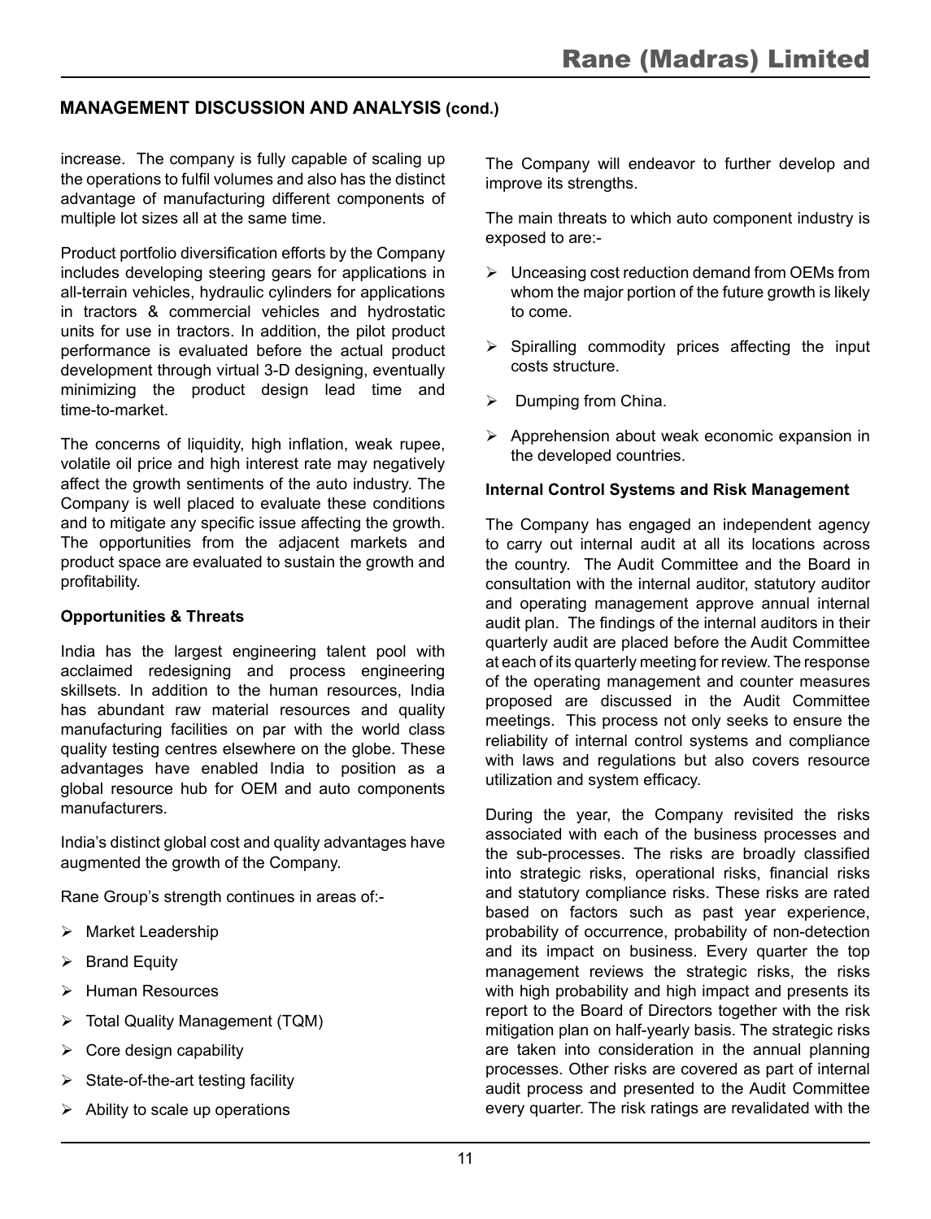## MANAGEMENT DISCUSSION AND ANALYSIS (cond.)

increase. The company is fully capable of scaling up the operations to fulfil volumes and also has the distinct advantage of manufacturing different components of multiple lot sizes all at the same time.

Product portfolio diversification efforts by the Company includes developing steering gears for applications in all-terrain vehicles, hydraulic cylinders for applications in tractors & commercial vehicles and hydrostatic units for use in tractors. In addition, the pilot product performance is evaluated before the actual product development through virtual 3-D designing, eventually minimizing the product design lead time and time-to-market.

The concerns of liquidity, high inflation, weak rupee, volatile oil price and high interest rate may negatively affect the growth sentiments of the auto industry. The Company is well placed to evaluate these conditions and to mitigate any specific issue affecting the growth. The opportunities from the adjacent markets and product space are evaluated to sustain the growth and profitability.

**Opportunities & Threats**

India has the largest engineering talent pool with acclaimed redesigning and process engineering skillsets. In addition to the human resources, India has abundant raw material resources and quality manufacturing facilities on par with the world class quality testing centres elsewhere on the globe. These advantages have enabled India to position as a global resource hub for OEM and auto components manufacturers.

India's distinct global cost and quality advantages have augmented the growth of the Company.

Rane Group's strength continues in areas of:-

- Market Leadership
- Brand Equity
- Human Resources
- Total Quality Management (TQM)
- Core design capability
- State-of-the-art testing facility
- Ability to scale up operations

The Company will endeavor to further develop and improve its strengths.

The main threats to which auto component industry is exposed to are:-

- Unceasing cost reduction demand from OEMs from whom the major portion of the future growth is likely to come.
- Spiralling commodity prices affecting the input costs structure.
- Dumping from China.
- Apprehension about weak economic expansion in the developed countries.

**Internal Control Systems and Risk Management**

The Company has engaged an independent agency to carry out internal audit at all its locations across the country. The Audit Committee and the Board in consultation with the internal auditor, statutory auditor and operating management approve annual internal audit plan. The findings of the internal auditors in their quarterly audit are placed before the Audit Committee at each of its quarterly meeting for review. The response of the operating management and counter measures proposed are discussed in the Audit Committee meetings. This process not only seeks to ensure the reliability of internal control systems and compliance with laws and regulations but also covers resource utilization and system efficacy.

During the year, the Company revisited the risks associated with each of the business processes and the sub-processes. The risks are broadly classified into strategic risks, operational risks, financial risks and statutory compliance risks. These risks are rated based on factors such as past year experience, probability of occurrence, probability of non-detection and its impact on business. Every quarter the top management reviews the strategic risks, the risks with high probability and high impact and presents its report to the Board of Directors together with the risk mitigation plan on half-yearly basis. The strategic risks are taken into consideration in the annual planning processes. Other risks are covered as part of internal audit process and presented to the Audit Committee every quarter. The risk ratings are revalidated with the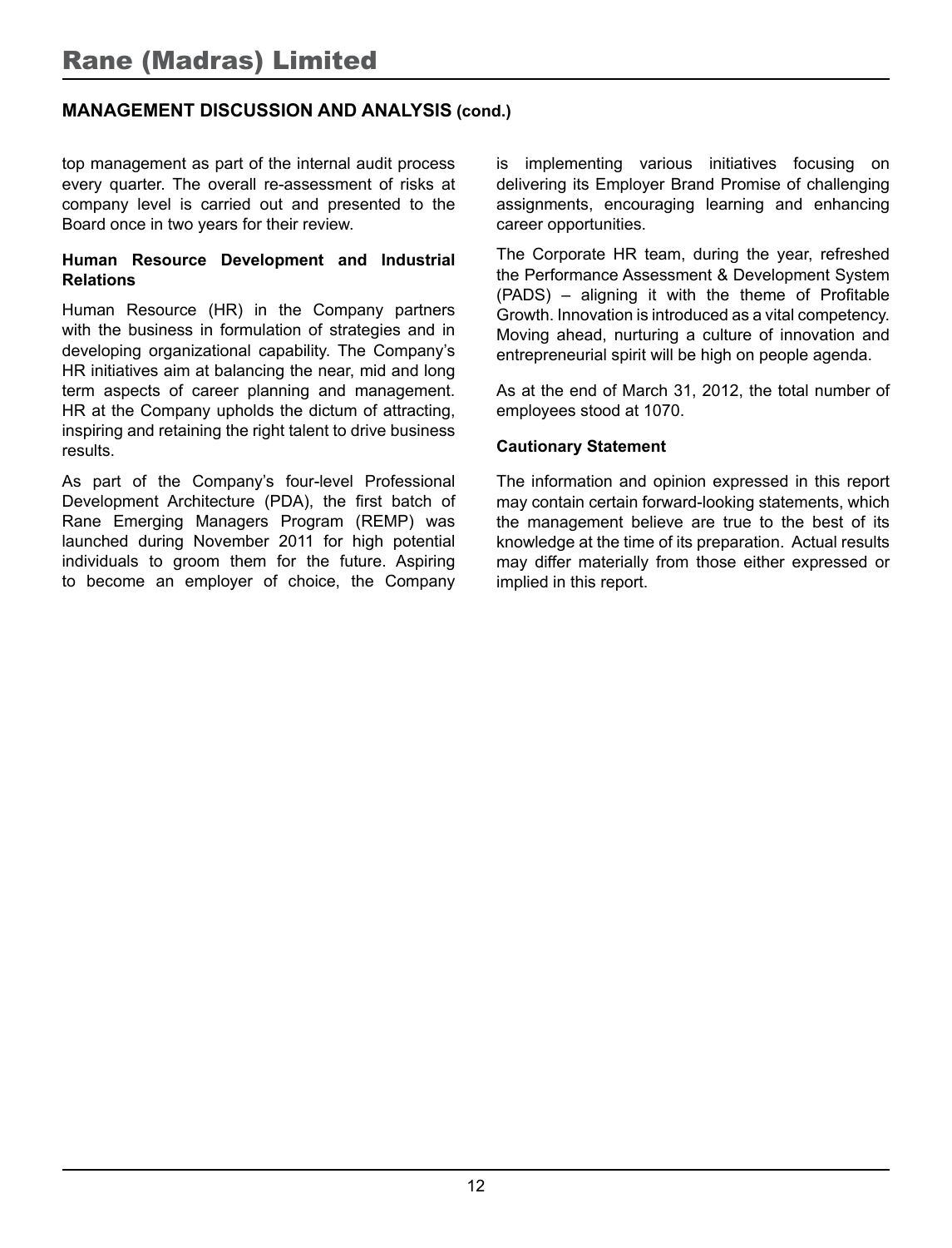## MANAGEMENT DISCUSSION AND ANALYSIS (cond.)

top management as part of the internal audit process every quarter. The overall re-assessment of risks at company level is carried out and presented to the Board once in two years for their review.

### Human Resource Development and Industrial Relations

Human Resource (HR) in the Company partners with the business in formulation of strategies and in developing organizational capability. The Company's HR initiatives aim at balancing the near, mid and long term aspects of career planning and management. HR at the Company upholds the dictum of attracting, inspiring and retaining the right talent to drive business results.

As part of the Company's four-level Professional Development Architecture (PDA), the first batch of Rane Emerging Managers Program (REMP) was launched during November 2011 for high potential individuals to groom them for the future. Aspiring to become an employer of choice, the Company is implementing various initiatives focusing on delivering its Employer Brand Promise of challenging assignments, encouraging learning and enhancing career opportunities.

The Corporate HR team, during the year, refreshed the Performance Assessment & Development System (PADS) – aligning it with the theme of Profitable Growth. Innovation is introduced as a vital competency. Moving ahead, nurturing a culture of innovation and entrepreneurial spirit will be high on people agenda.

As at the end of March 31, 2012, the total number of employees stood at 1070.

### Cautionary Statement

The information and opinion expressed in this report may contain certain forward-looking statements, which the management believe are true to the best of its knowledge at the time of its preparation. Actual results may differ materially from those either expressed or implied in this report.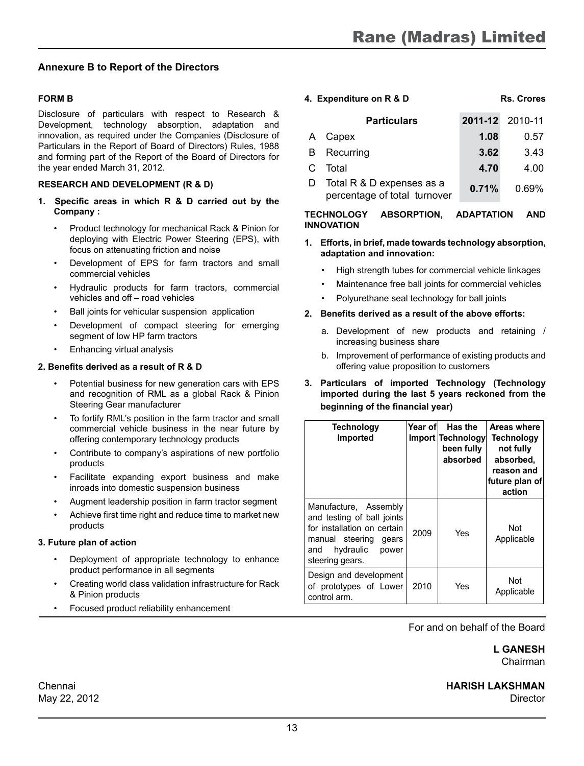## Annexure B to Report of the Directors

### FORM B

Disclosure of particulars with respect to Research & Development, technology absorption, adaptation and innovation, as required under the Companies (Disclosure of Particulars in the Report of Board of Directors) Rules, 1988 and forming part of the Report of the Board of Directors for the year ended March 31, 2012.

### RESEARCH AND DEVELOPMENT (R & D)

**1. Specific areas in which R & D carried out by the Company :**

- Product technology for mechanical Rack & Pinion for deploying with Electric Power Steering (EPS), with focus on attenuating friction and noise
- Development of EPS for farm tractors and small commercial vehicles
- Hydraulic products for farm tractors, commercial vehicles and off – road vehicles
- Ball joints for vehicular suspension application
- Development of compact steering for emerging segment of low HP farm tractors
- Enhancing virtual analysis

**2. Benefits derived as a result of R & D**

- Potential business for new generation cars with EPS and recognition of RML as a global Rack & Pinion Steering Gear manufacturer
- To fortify RML's position in the farm tractor and small commercial vehicle business in the near future by offering contemporary technology products
- Contribute to company's aspirations of new portfolio products
- Facilitate expanding export business and make inroads into domestic suspension business
- Augment leadership position in farm tractor segment
- Achieve first time right and reduce time to market new products

**3. Future plan of action**

- Deployment of appropriate technology to enhance product performance in all segments
- Creating world class validation infrastructure for Rack & Pinion products
- Focused product reliability enhancement

**4. Expenditure on R & D** — Rs. Crores

| | Particulars | 2011-12 | 2010-11 |
|---|---|---|---|
| A | Capex | **1.08** | 0.57 |
| B | Recurring | **3.62** | 3.43 |
| C | Total | **4.70** | 4.00 |
| D | Total R & D expenses as a percentage of total turnover | **0.71%** | 0.69% |

### TECHNOLOGY ABSORPTION, ADAPTATION AND INNOVATION

**1. Efforts, in brief, made towards technology absorption, adaptation and innovation:**

- High strength tubes for commercial vehicle linkages
- Maintenance free ball joints for commercial vehicles
- Polyurethane seal technology for ball joints

**2. Benefits derived as a result of the above efforts:**

a. Development of new products and retaining / increasing business share

b. Improvement of performance of existing products and offering value proposition to customers

**3. Particulars of imported Technology (Technology imported during the last 5 years reckoned from the beginning of the financial year)**

| Technology Imported | Year of Import | Has the Technology been fully absorbed | Areas where Technology not fully absorbed, reason and future plan of action |
|---|---|---|---|
| Manufacture, Assembly and testing of ball joints for installation on certain manual steering gears and hydraulic power steering gears. | 2009 | Yes | Not Applicable |
| Design and development of prototypes of Lower control arm. | 2010 | Yes | Not Applicable |

For and on behalf of the Board

**L GANESH**
Chairman

Chennai
May 22, 2012

**HARISH LAKSHMAN**
Director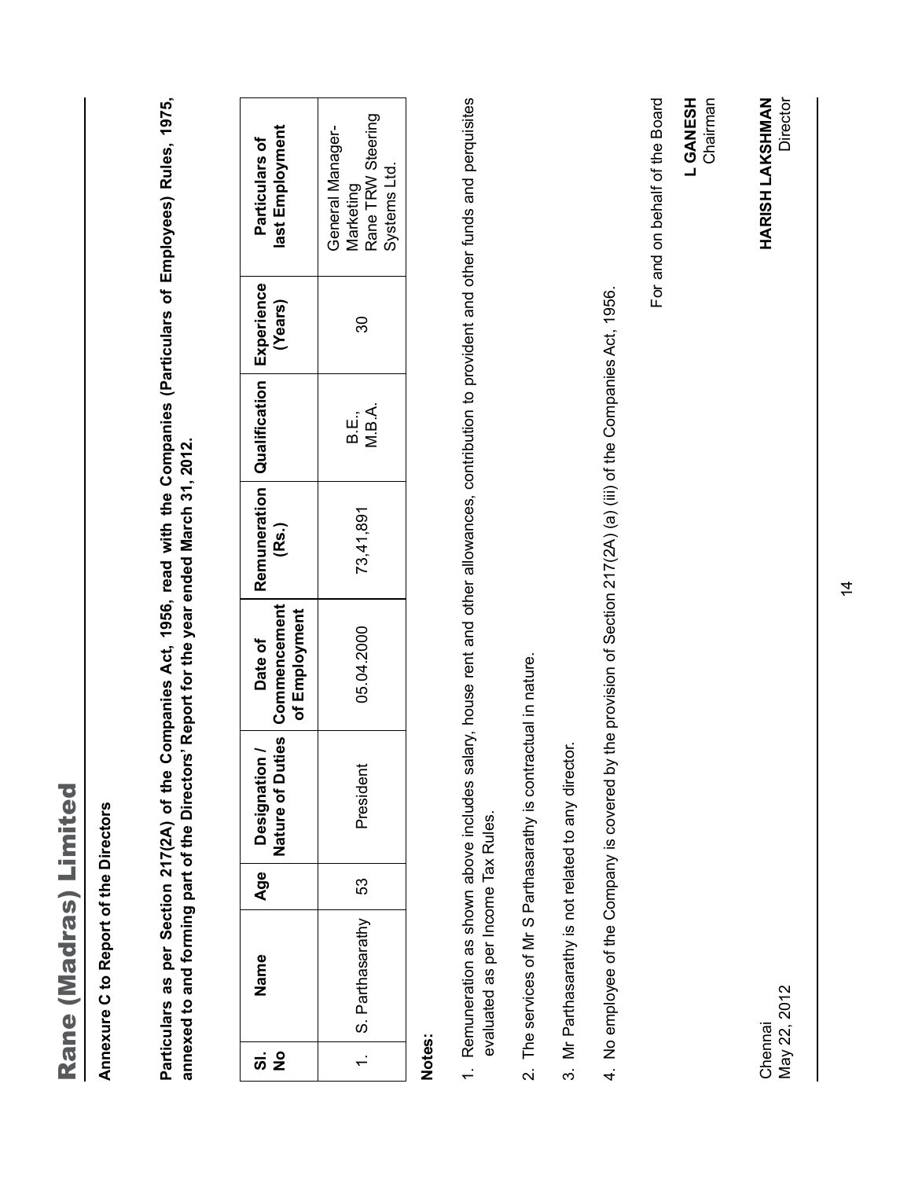**Annexure C to Report of the Directors**

**Particulars as per Section 217(2A) of the Companies Act, 1956, read with the Companies (Particulars of Employees) Rules, 1975, annexed to and forming part of the Directors' Report for the year ended March 31, 2012.**

| Sl. No | Name | Age | Designation / Nature of Duties | Date of Commencement of Employment | Remuneration (Rs.) | Qualification | Experience (Years) | Particulars of last Employment |
|---|---|---|---|---|---|---|---|---|
| 1. | S. Parthasarathy | 53 | President | 05.04.2000 | 73,41,891 | B.E., M.B.A. | 30 | General Manager-Marketing Rane TRW Steering Systems Ltd. |

**Notes:**

1. Remuneration as shown above includes salary, house rent and other allowances, contribution to provident and other funds and perquisites evaluated as per Income Tax Rules.
2. The services of Mr S Parthasarathy is contractual in nature.
3. Mr Parthasarathy is not related to any director.
4. No employee of the Company is covered by the provision of Section 217(2A) (a) (iii) of the Companies Act, 1956.

For and on behalf of the Board

**L GANESH**
Chairman

Chennai
May 22, 2012

**HARISH LAKSHMAN**
Director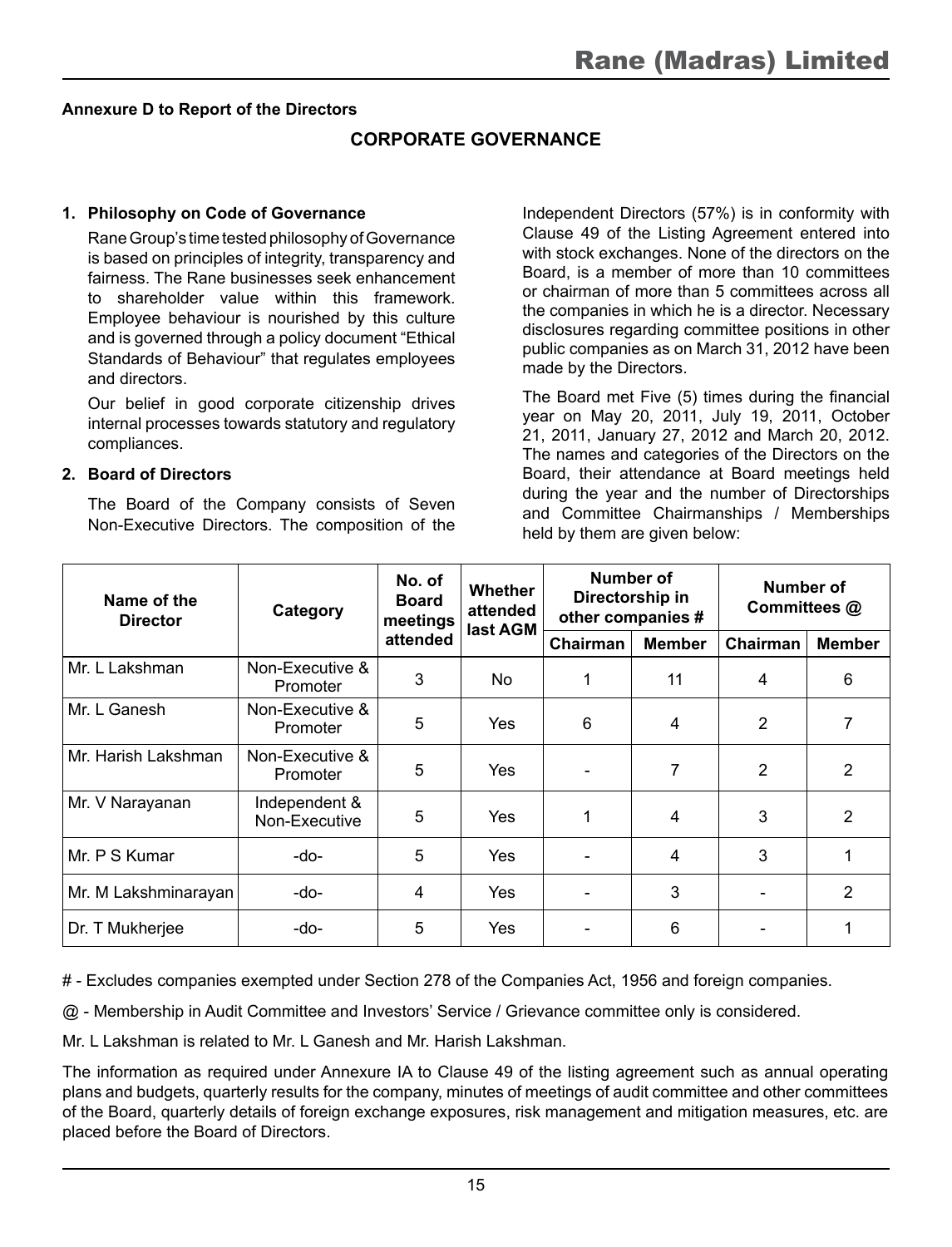**Annexure D to Report of the Directors**

## CORPORATE GOVERNANCE

### 1. Philosophy on Code of Governance

Rane Group's time tested philosophy of Governance is based on principles of integrity, transparency and fairness. The Rane businesses seek enhancement to shareholder value within this framework. Employee behaviour is nourished by this culture and is governed through a policy document "Ethical Standards of Behaviour" that regulates employees and directors.

Our belief in good corporate citizenship drives internal processes towards statutory and regulatory compliances.

### 2. Board of Directors

The Board of the Company consists of Seven Non-Executive Directors. The composition of the Independent Directors (57%) is in conformity with Clause 49 of the Listing Agreement entered into with stock exchanges. None of the directors on the Board, is a member of more than 10 committees or chairman of more than 5 committees across all the companies in which he is a director. Necessary disclosures regarding committee positions in other public companies as on March 31, 2012 have been made by the Directors.

The Board met Five (5) times during the financial year on May 20, 2011, July 19, 2011, October 21, 2011, January 27, 2012 and March 20, 2012. The names and categories of the Directors on the Board, their attendance at Board meetings held during the year and the number of Directorships and Committee Chairmanships / Memberships held by them are given below:

| Name of the Director | Category | No. of Board meetings attended | Whether attended last AGM | Number of Directorship in other companies # | | Number of Committees @ | |
|---|---|---|---|---|---|---|---|
| | | | | Chairman | Member | Chairman | Member |
| Mr. L Lakshman | Non-Executive & Promoter | 3 | No | 1 | 11 | 4 | 6 |
| Mr. L Ganesh | Non-Executive & Promoter | 5 | Yes | 6 | 4 | 2 | 7 |
| Mr. Harish Lakshman | Non-Executive & Promoter | 5 | Yes | - | 7 | 2 | 2 |
| Mr. V Narayanan | Independent & Non-Executive | 5 | Yes | 1 | 4 | 3 | 2 |
| Mr. P S Kumar | -do- | 5 | Yes | - | 4 | 3 | 1 |
| Mr. M Lakshminarayan | -do- | 4 | Yes | - | 3 | - | 2 |
| Dr. T Mukherjee | -do- | 5 | Yes | - | 6 | - | 1 |

# - Excludes companies exempted under Section 278 of the Companies Act, 1956 and foreign companies.

@ - Membership in Audit Committee and Investors' Service / Grievance committee only is considered.

Mr. L Lakshman is related to Mr. L Ganesh and Mr. Harish Lakshman.

The information as required under Annexure IA to Clause 49 of the listing agreement such as annual operating plans and budgets, quarterly results for the company, minutes of meetings of audit committee and other committees of the Board, quarterly details of foreign exchange exposures, risk management and mitigation measures, etc. are placed before the Board of Directors.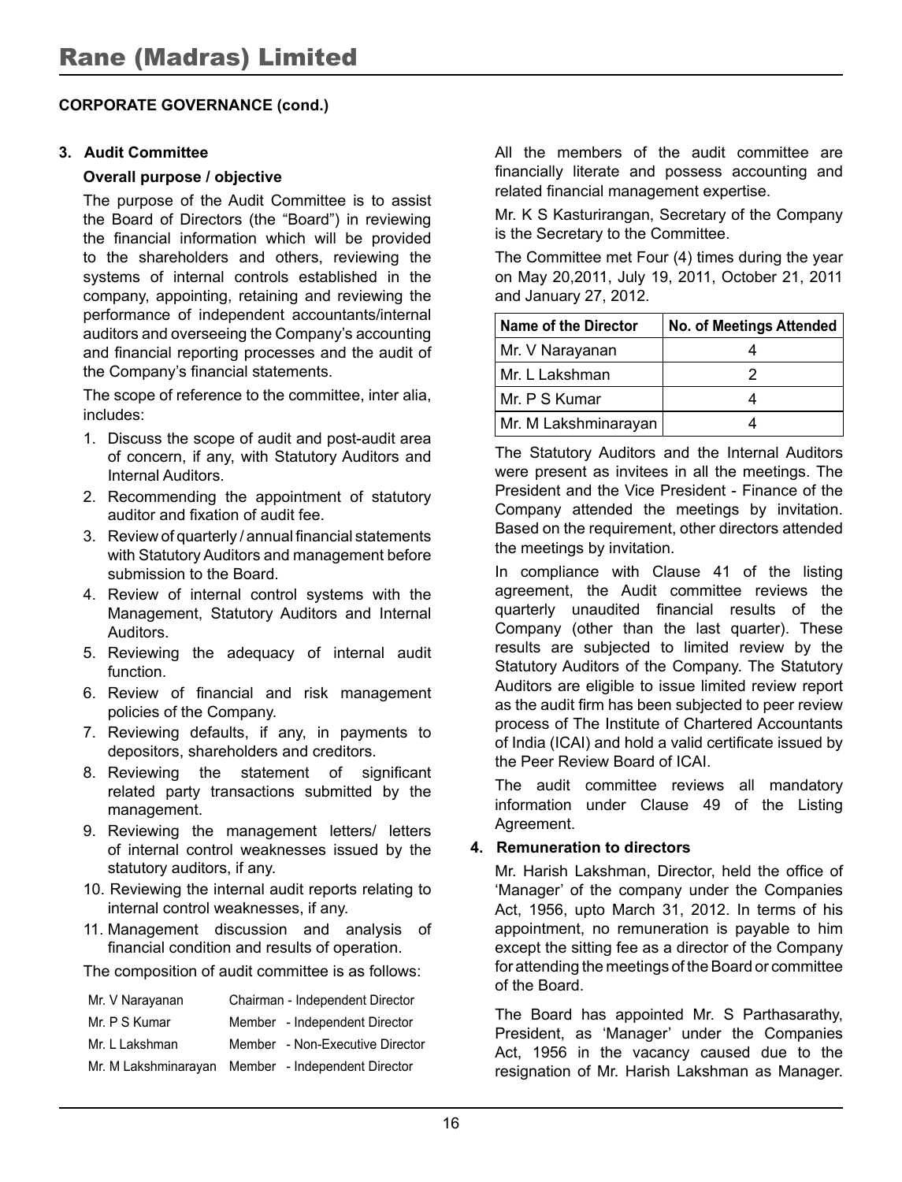## CORPORATE GOVERNANCE (cond.)

### 3. Audit Committee

**Overall purpose / objective**

The purpose of the Audit Committee is to assist the Board of Directors (the "Board") in reviewing the financial information which will be provided to the shareholders and others, reviewing the systems of internal controls established in the company, appointing, retaining and reviewing the performance of independent accountants/internal auditors and overseeing the Company's accounting and financial reporting processes and the audit of the Company's financial statements.

The scope of reference to the committee, inter alia, includes:

1. Discuss the scope of audit and post-audit area of concern, if any, with Statutory Auditors and Internal Auditors.
2. Recommending the appointment of statutory auditor and fixation of audit fee.
3. Review of quarterly / annual financial statements with Statutory Auditors and management before submission to the Board.
4. Review of internal control systems with the Management, Statutory Auditors and Internal Auditors.
5. Reviewing the adequacy of internal audit function.
6. Review of financial and risk management policies of the Company.
7. Reviewing defaults, if any, in payments to depositors, shareholders and creditors.
8. Reviewing the statement of significant related party transactions submitted by the management.
9. Reviewing the management letters/ letters of internal control weaknesses issued by the statutory auditors, if any.
10. Reviewing the internal audit reports relating to internal control weaknesses, if any.
11. Management discussion and analysis of financial condition and results of operation.

The composition of audit committee is as follows:

| | |
|---|---|
| Mr. V Narayanan | Chairman - Independent Director |
| Mr. P S Kumar | Member - Independent Director |
| Mr. L Lakshman | Member - Non-Executive Director |
| Mr. M Lakshminarayan | Member - Independent Director |

All the members of the audit committee are financially literate and possess accounting and related financial management expertise.

Mr. K S Kasturirangan, Secretary of the Company is the Secretary to the Committee.

The Committee met Four (4) times during the year on May 20,2011, July 19, 2011, October 21, 2011 and January 27, 2012.

| Name of the Director | No. of Meetings Attended |
|---|---|
| Mr. V Narayanan | 4 |
| Mr. L Lakshman | 2 |
| Mr. P S Kumar | 4 |
| Mr. M Lakshminarayan | 4 |

The Statutory Auditors and the Internal Auditors were present as invitees in all the meetings. The President and the Vice President - Finance of the Company attended the meetings by invitation. Based on the requirement, other directors attended the meetings by invitation.

In compliance with Clause 41 of the listing agreement, the Audit committee reviews the quarterly unaudited financial results of the Company (other than the last quarter). These results are subjected to limited review by the Statutory Auditors of the Company. The Statutory Auditors are eligible to issue limited review report as the audit firm has been subjected to peer review process of The Institute of Chartered Accountants of India (ICAI) and hold a valid certificate issued by the Peer Review Board of ICAI.

The audit committee reviews all mandatory information under Clause 49 of the Listing Agreement.

### 4. Remuneration to directors

Mr. Harish Lakshman, Director, held the office of 'Manager' of the company under the Companies Act, 1956, upto March 31, 2012. In terms of his appointment, no remuneration is payable to him except the sitting fee as a director of the Company for attending the meetings of the Board or committee of the Board.

The Board has appointed Mr. S Parthasarathy, President, as 'Manager' under the Companies Act, 1956 in the vacancy caused due to the resignation of Mr. Harish Lakshman as Manager.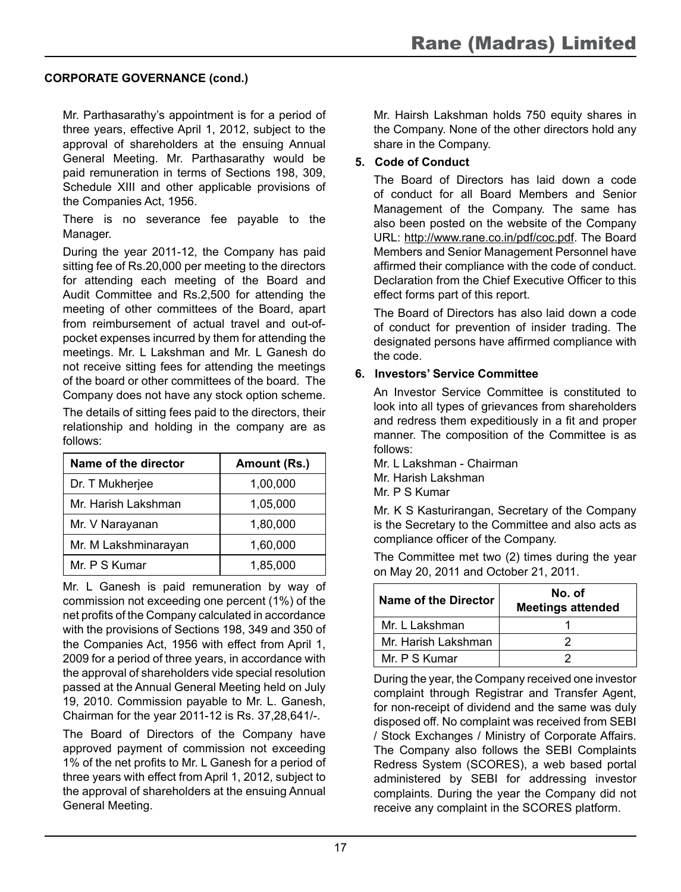**CORPORATE GOVERNANCE (cond.)**

Mr. Parthasarathy's appointment is for a period of three years, effective April 1, 2012, subject to the approval of shareholders at the ensuing Annual General Meeting. Mr. Parthasarathy would be paid remuneration in terms of Sections 198, 309, Schedule XIII and other applicable provisions of the Companies Act, 1956.

There is no severance fee payable to the Manager.

During the year 2011-12, the Company has paid sitting fee of Rs.20,000 per meeting to the directors for attending each meeting of the Board and Audit Committee and Rs.2,500 for attending the meeting of other committees of the Board, apart from reimbursement of actual travel and out-of-pocket expenses incurred by them for attending the meetings. Mr. L Lakshman and Mr. L Ganesh do not receive sitting fees for attending the meetings of the board or other committees of the board. The Company does not have any stock option scheme.

The details of sitting fees paid to the directors, their relationship and holding in the company are as follows:

| Name of the director | Amount (Rs.) |
|---|---|
| Dr. T Mukherjee | 1,00,000 |
| Mr. Harish Lakshman | 1,05,000 |
| Mr. V Narayanan | 1,80,000 |
| Mr. M Lakshminarayan | 1,60,000 |
| Mr. P S Kumar | 1,85,000 |

Mr. L Ganesh is paid remuneration by way of commission not exceeding one percent (1%) of the net profits of the Company calculated in accordance with the provisions of Sections 198, 349 and 350 of the Companies Act, 1956 with effect from April 1, 2009 for a period of three years, in accordance with the approval of shareholders vide special resolution passed at the Annual General Meeting held on July 19, 2010. Commission payable to Mr. L. Ganesh, Chairman for the year 2011-12 is Rs. 37,28,641/-.

The Board of Directors of the Company have approved payment of commission not exceeding 1% of the net profits to Mr. L Ganesh for a period of three years with effect from April 1, 2012, subject to the approval of shareholders at the ensuing Annual General Meeting.

Mr. Hairsh Lakshman holds 750 equity shares in the Company. None of the other directors hold any share in the Company.

**5. Code of Conduct**

The Board of Directors has laid down a code of conduct for all Board Members and Senior Management of the Company. The same has also been posted on the website of the Company URL: http://www.rane.co.in/pdf/coc.pdf. The Board Members and Senior Management Personnel have affirmed their compliance with the code of conduct. Declaration from the Chief Executive Officer to this effect forms part of this report.

The Board of Directors has also laid down a code of conduct for prevention of insider trading. The designated persons have affirmed compliance with the code.

**6. Investors' Service Committee**

An Investor Service Committee is constituted to look into all types of grievances from shareholders and redress them expeditiously in a fit and proper manner. The composition of the Committee is as follows:

Mr. L Lakshman - Chairman
Mr. Harish Lakshman
Mr. P S Kumar

Mr. K S Kasturirangan, Secretary of the Company is the Secretary to the Committee and also acts as compliance officer of the Company.

The Committee met two (2) times during the year on May 20, 2011 and October 21, 2011.

| Name of the Director | No. of Meetings attended |
|---|---|
| Mr. L Lakshman | 1 |
| Mr. Harish Lakshman | 2 |
| Mr. P S Kumar | 2 |

During the year, the Company received one investor complaint through Registrar and Transfer Agent, for non-receipt of dividend and the same was duly disposed off. No complaint was received from SEBI / Stock Exchanges / Ministry of Corporate Affairs. The Company also follows the SEBI Complaints Redress System (SCORES), a web based portal administered by SEBI for addressing investor complaints. During the year the Company did not receive any complaint in the SCORES platform.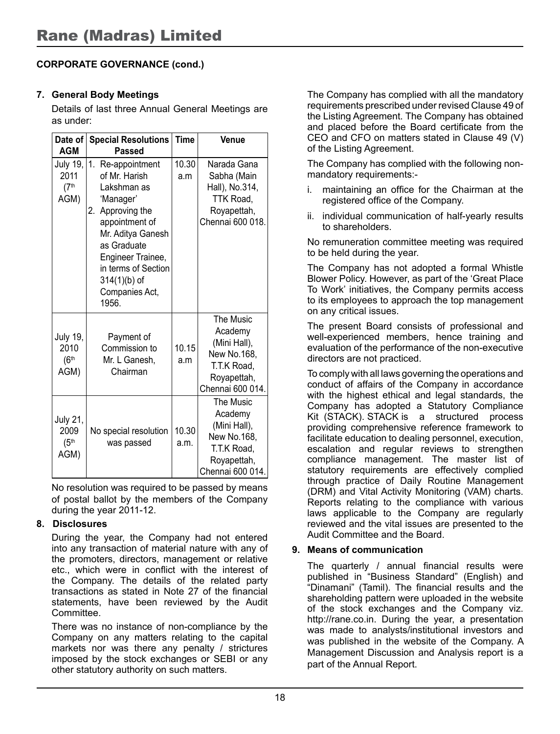# Rane (Madras) Limited

**CORPORATE GOVERNANCE (cond.)**

**7. General Body Meetings**

Details of last three Annual General Meetings are as under:

| Date of AGM | Special Resolutions Passed | Time | Venue |
|---|---|---|---|
| July 19, 2011 (7th AGM) | 1. Re-appointment of Mr. Harish Lakshman as 'Manager'<br>2. Approving the appointment of Mr. Aditya Ganesh as Graduate Engineer Trainee, in terms of Section 314(1)(b) of Companies Act, 1956. | 10.30 a.m | Narada Gana Sabha (Main Hall), No.314, TTK Road, Royapettah, Chennai 600 018. |
| July 19, 2010 (6th AGM) | Payment of Commission to Mr. L Ganesh, Chairman | 10.15 a.m | The Music Academy (Mini Hall), New No.168, T.T.K Road, Royapettah, Chennai 600 014. |
| July 21, 2009 (5th AGM) | No special resolution was passed | 10.30 a.m. | The Music Academy (Mini Hall), New No.168, T.T.K Road, Royapettah, Chennai 600 014. |

No resolution was required to be passed by means of postal ballot by the members of the Company during the year 2011-12.

**8. Disclosures**

During the year, the Company had not entered into any transaction of material nature with any of the promoters, directors, management or relative etc., which were in conflict with the interest of the Company. The details of the related party transactions as stated in Note 27 of the financial statements, have been reviewed by the Audit Committee.

There was no instance of non-compliance by the Company on any matters relating to the capital markets nor was there any penalty / strictures imposed by the stock exchanges or SEBI or any other statutory authority on such matters.

The Company has complied with all the mandatory requirements prescribed under revised Clause 49 of the Listing Agreement. The Company has obtained and placed before the Board certificate from the CEO and CFO on matters stated in Clause 49 (V) of the Listing Agreement.

The Company has complied with the following non-mandatory requirements:-

i. maintaining an office for the Chairman at the registered office of the Company.

ii. individual communication of half-yearly results to shareholders.

No remuneration committee meeting was required to be held during the year.

The Company has not adopted a formal Whistle Blower Policy. However, as part of the 'Great Place To Work' initiatives, the Company permits access to its employees to approach the top management on any critical issues.

The present Board consists of professional and well-experienced members, hence training and evaluation of the performance of the non-executive directors are not practiced.

To comply with all laws governing the operations and conduct of affairs of the Company in accordance with the highest ethical and legal standards, the Company has adopted a Statutory Compliance Kit (STACK). STACK is a structured process providing comprehensive reference framework to facilitate education to dealing personnel, execution, escalation and regular reviews to strengthen compliance management. The master list of statutory requirements are effectively complied through practice of Daily Routine Management (DRM) and Vital Activity Monitoring (VAM) charts. Reports relating to the compliance with various laws applicable to the Company are regularly reviewed and the vital issues are presented to the Audit Committee and the Board.

**9. Means of communication**

The quarterly / annual financial results were published in "Business Standard" (English) and "Dinamani" (Tamil). The financial results and the shareholding pattern were uploaded in the website of the stock exchanges and the Company viz. http://rane.co.in. During the year, a presentation was made to analysts/institutional investors and was published in the website of the Company. A Management Discussion and Analysis report is a part of the Annual Report.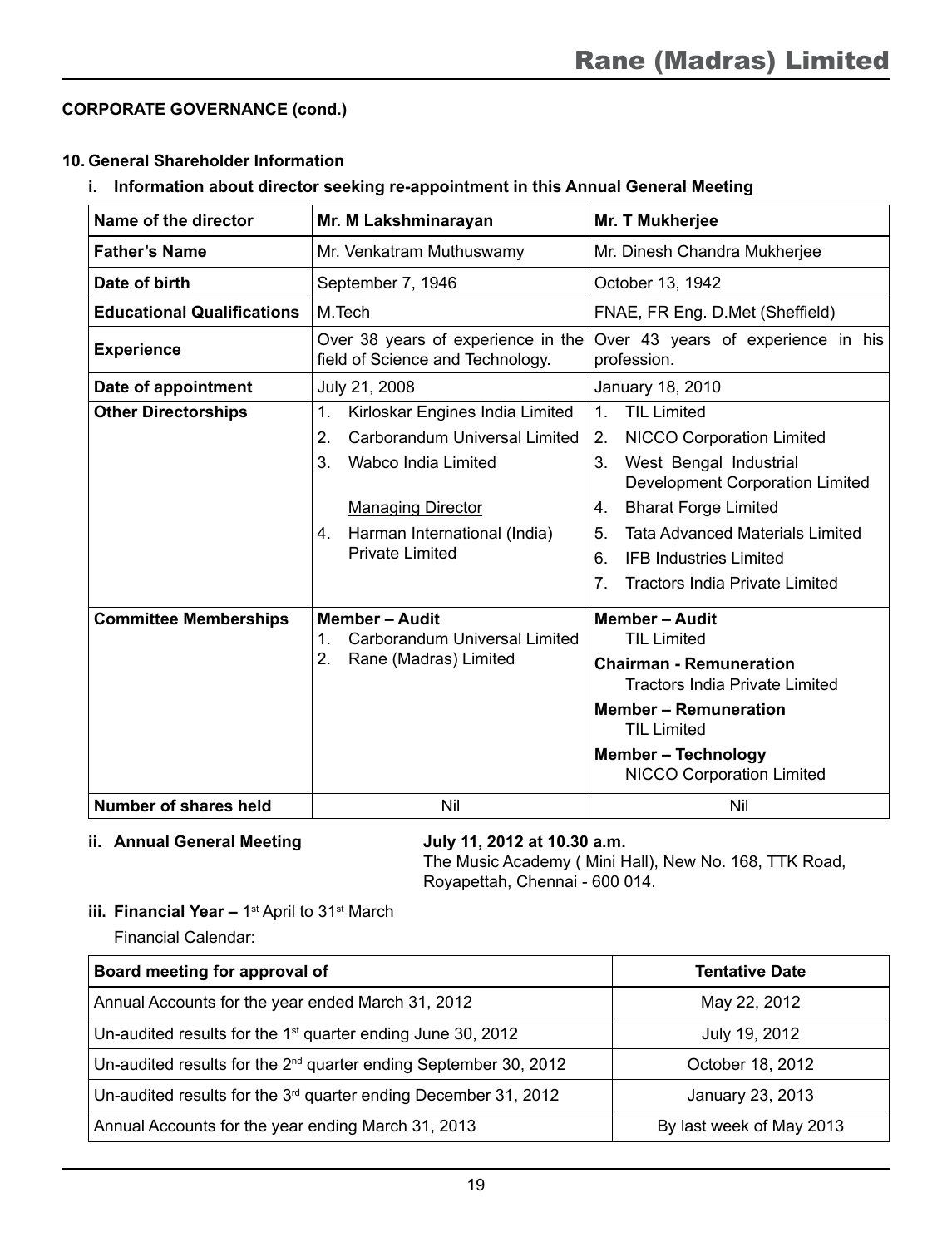**CORPORATE GOVERNANCE (cond.)**

**10. General Shareholder Information**

**i. Information about director seeking re-appointment in this Annual General Meeting**

| Name of the director | Mr. M Lakshminarayan | Mr. T Mukherjee |
|---|---|---|
| **Father's Name** | Mr. Venkatram Muthuswamy | Mr. Dinesh Chandra Mukherjee |
| **Date of birth** | September 7, 1946 | October 13, 1942 |
| **Educational Qualifications** | M.Tech | FNAE, FR Eng. D.Met (Sheffield) |
| **Experience** | Over 38 years of experience in the field of Science and Technology. | Over 43 years of experience in his profession. |
| **Date of appointment** | July 21, 2008 | January 18, 2010 |
| **Other Directorships** | 1. Kirloskar Engines India Limited<br>2. Carborandum Universal Limited<br>3. Wabco India Limited<br><br>Managing Director<br>4. Harman International (India) Private Limited | 1. TIL Limited<br>2. NICCO Corporation Limited<br>3. West Bengal Industrial Development Corporation Limited<br>4. Bharat Forge Limited<br>5. Tata Advanced Materials Limited<br>6. IFB Industries Limited<br>7. Tractors India Private Limited |
| **Committee Memberships** | **Member – Audit**<br>1. Carborandum Universal Limited<br>2. Rane (Madras) Limited | **Member – Audit**<br>TIL Limited<br>**Chairman - Remuneration**<br>Tractors India Private Limited<br>**Member – Remuneration**<br>TIL Limited<br>**Member – Technology**<br>NICCO Corporation Limited |
| **Number of shares held** | Nil | Nil |

**ii. Annual General Meeting** **July 11, 2012 at 10.30 a.m.**
The Music Academy ( Mini Hall), New No. 168, TTK Road, Royapettah, Chennai - 600 014.

**iii. Financial Year –** 1st April to 31st March

Financial Calendar:

| Board meeting for approval of | Tentative Date |
|---|---|
| Annual Accounts for the year ended March 31, 2012 | May 22, 2012 |
| Un-audited results for the 1st quarter ending June 30, 2012 | July 19, 2012 |
| Un-audited results for the 2nd quarter ending September 30, 2012 | October 18, 2012 |
| Un-audited results for the 3rd quarter ending December 31, 2012 | January 23, 2013 |
| Annual Accounts for the year ending March 31, 2013 | By last week of May 2013 |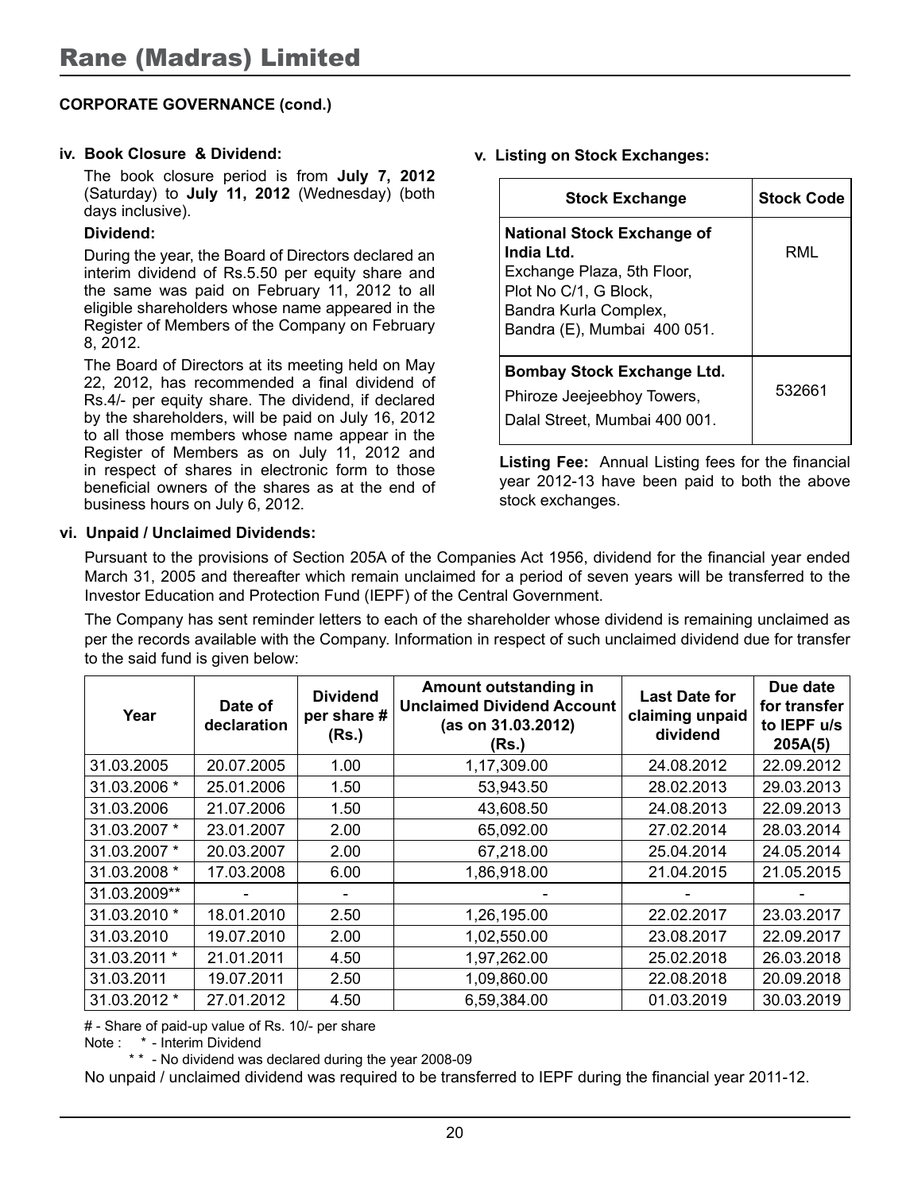## CORPORATE GOVERNANCE (cond.)

### iv. Book Closure & Dividend:

The book closure period is from **July 7, 2012** (Saturday) to **July 11, 2012** (Wednesday) (both days inclusive).

**Dividend:**

During the year, the Board of Directors declared an interim dividend of Rs.5.50 per equity share and the same was paid on February 11, 2012 to all eligible shareholders whose name appeared in the Register of Members of the Company on February 8, 2012.

The Board of Directors at its meeting held on May 22, 2012, has recommended a final dividend of Rs.4/- per equity share. The dividend, if declared by the shareholders, will be paid on July 16, 2012 to all those members whose name appear in the Register of Members as on July 11, 2012 and in respect of shares in electronic form to those beneficial owners of the shares as at the end of business hours on July 6, 2012.

### v. Listing on Stock Exchanges:

| Stock Exchange | Stock Code |
|---|---|
| **National Stock Exchange of India Ltd.** Exchange Plaza, 5th Floor, Plot No C/1, G Block, Bandra Kurla Complex, Bandra (E), Mumbai 400 051. | RML |
| **Bombay Stock Exchange Ltd.** Phiroze Jeejeebhoy Towers, Dalal Street, Mumbai 400 001. | 532661 |

**Listing Fee:** Annual Listing fees for the financial year 2012-13 have been paid to both the above stock exchanges.

### vi. Unpaid / Unclaimed Dividends:

Pursuant to the provisions of Section 205A of the Companies Act 1956, dividend for the financial year ended March 31, 2005 and thereafter which remain unclaimed for a period of seven years will be transferred to the Investor Education and Protection Fund (IEPF) of the Central Government.

The Company has sent reminder letters to each of the shareholder whose dividend is remaining unclaimed as per the records available with the Company. Information in respect of such unclaimed dividend due for transfer to the said fund is given below:

| Year | Date of declaration | Dividend per share # (Rs.) | Amount outstanding in Unclaimed Dividend Account (as on 31.03.2012) (Rs.) | Last Date for claiming unpaid dividend | Due date for transfer to IEPF u/s 205A(5) |
|---|---|---|---|---|---|
| 31.03.2005 | 20.07.2005 | 1.00 | 1,17,309.00 | 24.08.2012 | 22.09.2012 |
| 31.03.2006 * | 25.01.2006 | 1.50 | 53,943.50 | 28.02.2013 | 29.03.2013 |
| 31.03.2006 | 21.07.2006 | 1.50 | 43,608.50 | 24.08.2013 | 22.09.2013 |
| 31.03.2007 * | 23.01.2007 | 2.00 | 65,092.00 | 27.02.2014 | 28.03.2014 |
| 31.03.2007 * | 20.03.2007 | 2.00 | 67,218.00 | 25.04.2014 | 24.05.2014 |
| 31.03.2008 * | 17.03.2008 | 6.00 | 1,86,918.00 | 21.04.2015 | 21.05.2015 |
| 31.03.2009** | - | - | - | - | - |
| 31.03.2010 * | 18.01.2010 | 2.50 | 1,26,195.00 | 22.02.2017 | 23.03.2017 |
| 31.03.2010 | 19.07.2010 | 2.00 | 1,02,550.00 | 23.08.2017 | 22.09.2017 |
| 31.03.2011 * | 21.01.2011 | 4.50 | 1,97,262.00 | 25.02.2018 | 26.03.2018 |
| 31.03.2011 | 19.07.2011 | 2.50 | 1,09,860.00 | 22.08.2018 | 20.09.2018 |
| 31.03.2012 * | 27.01.2012 | 4.50 | 6,59,384.00 | 01.03.2019 | 30.03.2019 |

# - Share of paid-up value of Rs. 10/- per share

Note : * - Interim Dividend

** - No dividend was declared during the year 2008-09

No unpaid / unclaimed dividend was required to be transferred to IEPF during the financial year 2011-12.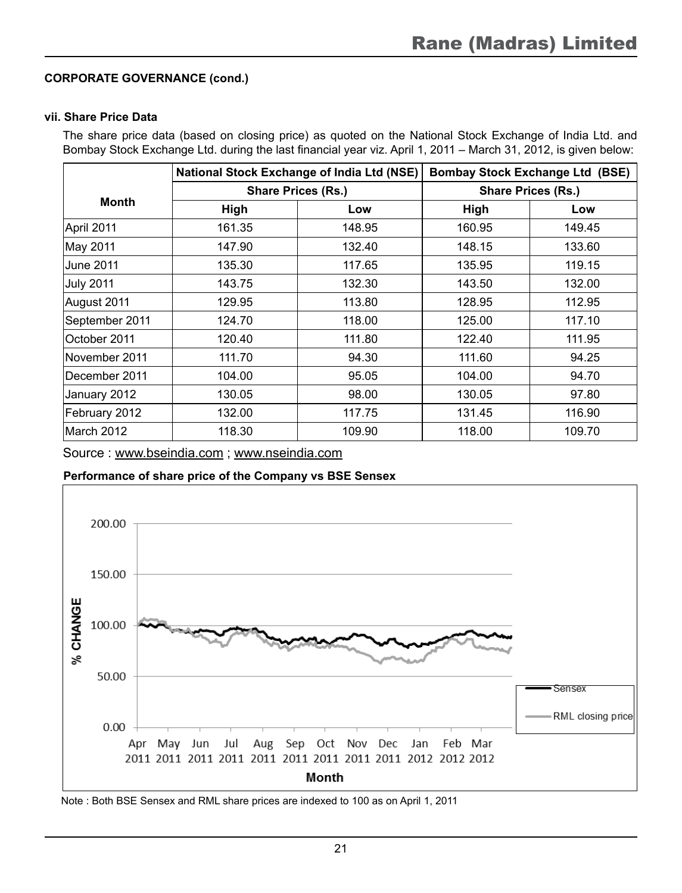**CORPORATE GOVERNANCE (cond.)**

**vii. Share Price Data**

The share price data (based on closing price) as quoted on the National Stock Exchange of India Ltd. and Bombay Stock Exchange Ltd. during the last financial year viz. April 1, 2011 – March 31, 2012, is given below:

| Month | National Stock Exchange of India Ltd (NSE) | | Bombay Stock Exchange Ltd (BSE) | |
|---|---|---|---|---|
| | Share Prices (Rs.) | | Share Prices (Rs.) | |
| | High | Low | High | Low |
| April 2011 | 161.35 | 148.95 | 160.95 | 149.45 |
| May 2011 | 147.90 | 132.40 | 148.15 | 133.60 |
| June 2011 | 135.30 | 117.65 | 135.95 | 119.15 |
| July 2011 | 143.75 | 132.30 | 143.50 | 132.00 |
| August 2011 | 129.95 | 113.80 | 128.95 | 112.95 |
| September 2011 | 124.70 | 118.00 | 125.00 | 117.10 |
| October 2011 | 120.40 | 111.80 | 122.40 | 111.95 |
| November 2011 | 111.70 | 94.30 | 111.60 | 94.25 |
| December 2011 | 104.00 | 95.05 | 104.00 | 94.70 |
| January 2012 | 130.05 | 98.00 | 130.05 | 97.80 |
| February 2012 | 132.00 | 117.75 | 131.45 | 116.90 |
| March 2012 | 118.30 | 109.90 | 118.00 | 109.70 |

Source : www.bseindia.com ; www.nseindia.com

**Performance of share price of the Company vs BSE Sensex**

Note : Both BSE Sensex and RML share prices are indexed to 100 as on April 1, 2011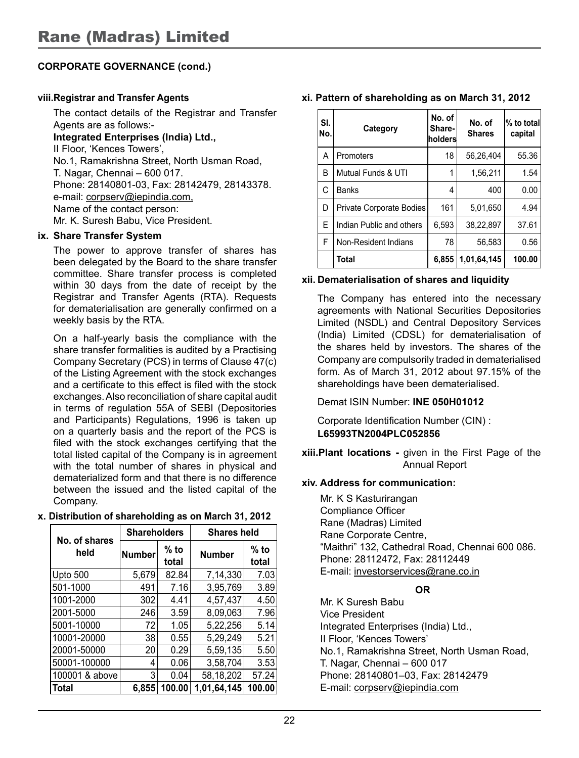# Rane (Madras) Limited

**CORPORATE GOVERNANCE (cond.)**

**viii. Registrar and Transfer Agents**

The contact details of the Registrar and Transfer Agents are as follows:-

**Integrated Enterprises (India) Ltd.,**
II Floor, 'Kences Towers',
No.1, Ramakrishna Street, North Usman Road,
T. Nagar, Chennai – 600 017.
Phone: 28140801-03, Fax: 28142479, 28143378.
e-mail: corpserv@iepindia.com,
Name of the contact person:
Mr. K. Suresh Babu, Vice President.

**ix. Share Transfer System**

The power to approve transfer of shares has been delegated by the Board to the share transfer committee. Share transfer process is completed within 30 days from the date of receipt by the Registrar and Transfer Agents (RTA). Requests for dematerialisation are generally confirmed on a weekly basis by the RTA.

On a half-yearly basis the compliance with the share transfer formalities is audited by a Practising Company Secretary (PCS) in terms of Clause 47(c) of the Listing Agreement with the stock exchanges and a certificate to this effect is filed with the stock exchanges. Also reconciliation of share capital audit in terms of regulation 55A of SEBI (Depositories and Participants) Regulations, 1996 is taken up on a quarterly basis and the report of the PCS is filed with the stock exchanges certifying that the total listed capital of the Company is in agreement with the total number of shares in physical and dematerialized form and that there is no difference between the issued and the listed capital of the Company.

**x. Distribution of shareholding as on March 31, 2012**

| No. of shares held | Shareholders | | Shares held | |
|---|---|---|---|---|
| | Number | % to total | Number | % to total |
| Upto 500 | 5,679 | 82.84 | 7,14,330 | 7.03 |
| 501-1000 | 491 | 7.16 | 3,95,769 | 3.89 |
| 1001-2000 | 302 | 4.41 | 4,57,437 | 4.50 |
| 2001-5000 | 246 | 3.59 | 8,09,063 | 7.96 |
| 5001-10000 | 72 | 1.05 | 5,22,256 | 5.14 |
| 10001-20000 | 38 | 0.55 | 5,29,249 | 5.21 |
| 20001-50000 | 20 | 0.29 | 5,59,135 | 5.50 |
| 50001-100000 | 4 | 0.06 | 3,58,704 | 3.53 |
| 100001 & above | 3 | 0.04 | 58,18,202 | 57.24 |
| **Total** | **6,855** | **100.00** | **1,01,64,145** | **100.00** |

**xi. Pattern of shareholding as on March 31, 2012**

| Sl. No. | Category | No. of Share-holders | No. of Shares | % to total capital |
|---|---|---|---|---|
| A | Promoters | 18 | 56,26,404 | 55.36 |
| B | Mutual Funds & UTI | 1 | 1,56,211 | 1.54 |
| C | Banks | 4 | 400 | 0.00 |
| D | Private Corporate Bodies | 161 | 5,01,650 | 4.94 |
| E | Indian Public and others | 6,593 | 38,22,897 | 37.61 |
| F | Non-Resident Indians | 78 | 56,583 | 0.56 |
| | **Total** | **6,855** | **1,01,64,145** | **100.00** |

**xii. Dematerialisation of shares and liquidity**

The Company has entered into the necessary agreements with National Securities Depositories Limited (NSDL) and Central Depository Services (India) Limited (CDSL) for dematerialisation of the shares held by investors. The shares of the Company are compulsorily traded in dematerialised form. As of March 31, 2012 about 97.15% of the shareholdings have been dematerialised.

Demat ISIN Number: **INE 050H01012**

Corporate Identification Number (CIN) :
**L65993TN2004PLC052856**

**xiii. Plant locations -** given in the First Page of the Annual Report

**xiv. Address for communication:**

Mr. K S Kasturirangan
Compliance Officer
Rane (Madras) Limited
Rane Corporate Centre,
"Maithri" 132, Cathedral Road, Chennai 600 086.
Phone: 28112472, Fax: 28112449
E-mail: investorservices@rane.co.in

**OR**

Mr. K Suresh Babu
Vice President
Integrated Enterprises (India) Ltd.,
II Floor, 'Kences Towers'
No.1, Ramakrishna Street, North Usman Road,
T. Nagar, Chennai – 600 017
Phone: 28140801–03, Fax: 28142479
E-mail: corpserv@iepindia.com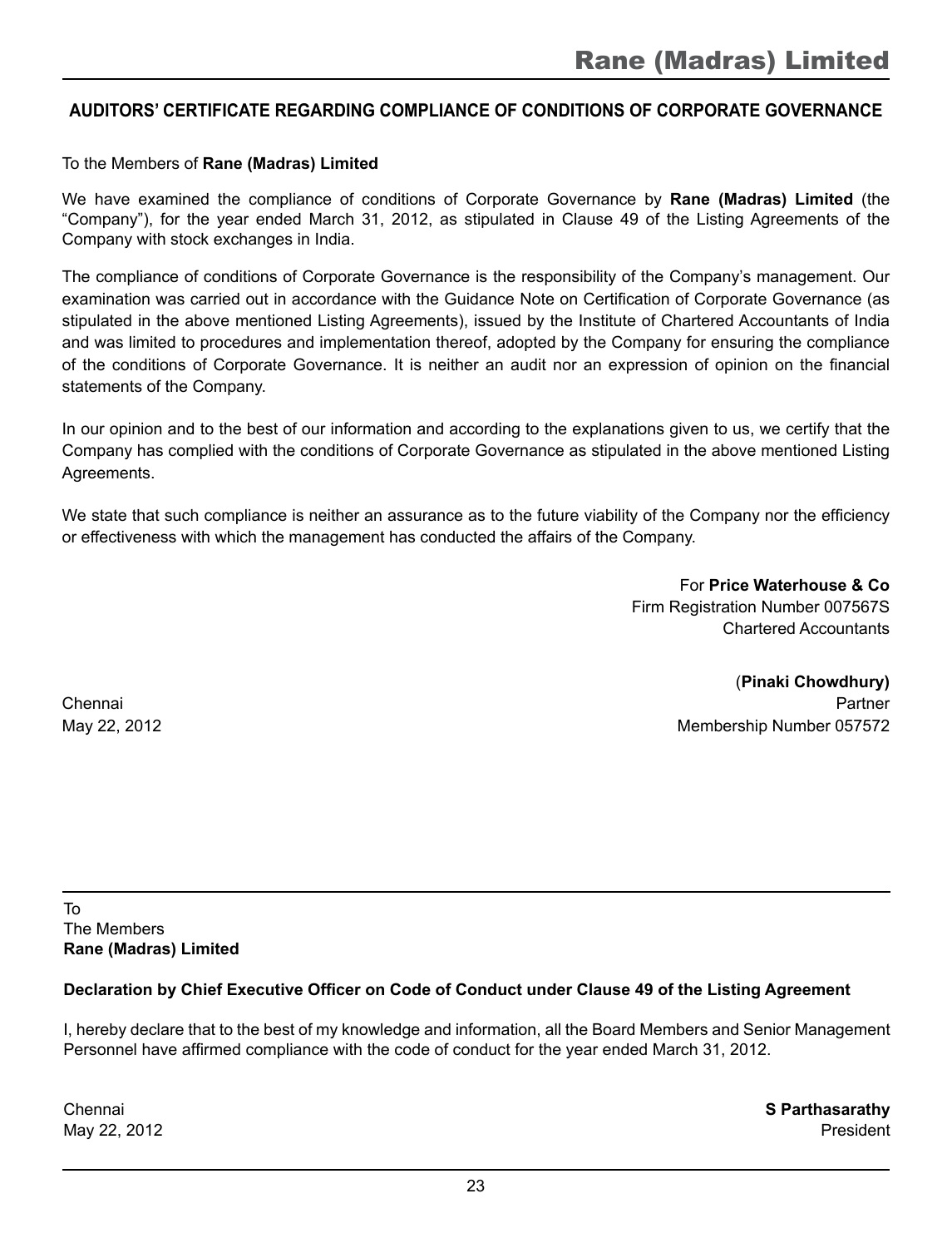## AUDITORS' CERTIFICATE REGARDING COMPLIANCE OF CONDITIONS OF CORPORATE GOVERNANCE

To the Members of **Rane (Madras) Limited**

We have examined the compliance of conditions of Corporate Governance by **Rane (Madras) Limited** (the "Company"), for the year ended March 31, 2012, as stipulated in Clause 49 of the Listing Agreements of the Company with stock exchanges in India.

The compliance of conditions of Corporate Governance is the responsibility of the Company's management. Our examination was carried out in accordance with the Guidance Note on Certification of Corporate Governance (as stipulated in the above mentioned Listing Agreements), issued by the Institute of Chartered Accountants of India and was limited to procedures and implementation thereof, adopted by the Company for ensuring the compliance of the conditions of Corporate Governance. It is neither an audit nor an expression of opinion on the financial statements of the Company.

In our opinion and to the best of our information and according to the explanations given to us, we certify that the Company has complied with the conditions of Corporate Governance as stipulated in the above mentioned Listing Agreements.

We state that such compliance is neither an assurance as to the future viability of the Company nor the efficiency or effectiveness with which the management has conducted the affairs of the Company.

For **Price Waterhouse & Co**
Firm Registration Number 007567S
Chartered Accountants

(**Pinaki Chowdhury)**
Partner
Membership Number 057572

Chennai
May 22, 2012

---

To
The Members
**Rane (Madras) Limited**

**Declaration by Chief Executive Officer on Code of Conduct under Clause 49 of the Listing Agreement**

I, hereby declare that to the best of my knowledge and information, all the Board Members and Senior Management Personnel have affirmed compliance with the code of conduct for the year ended March 31, 2012.

**S Parthasarathy**
President

Chennai
May 22, 2012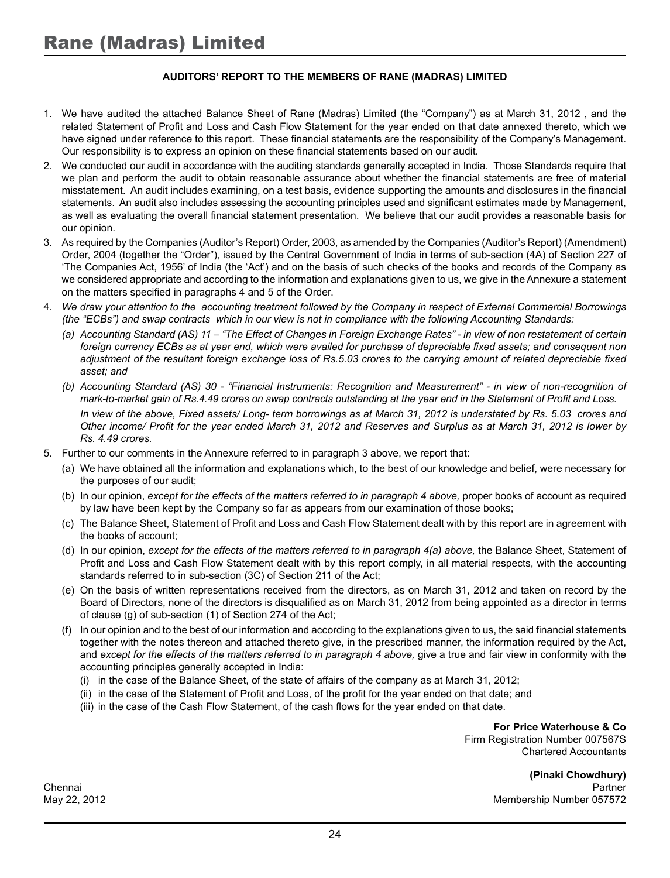## AUDITORS' REPORT TO THE MEMBERS OF RANE (MADRAS) LIMITED

1. We have audited the attached Balance Sheet of Rane (Madras) Limited (the "Company") as at March 31, 2012 , and the related Statement of Profit and Loss and Cash Flow Statement for the year ended on that date annexed thereto, which we have signed under reference to this report. These financial statements are the responsibility of the Company's Management. Our responsibility is to express an opinion on these financial statements based on our audit.
2. We conducted our audit in accordance with the auditing standards generally accepted in India. Those Standards require that we plan and perform the audit to obtain reasonable assurance about whether the financial statements are free of material misstatement. An audit includes examining, on a test basis, evidence supporting the amounts and disclosures in the financial statements. An audit also includes assessing the accounting principles used and significant estimates made by Management, as well as evaluating the overall financial statement presentation. We believe that our audit provides a reasonable basis for our opinion.
3. As required by the Companies (Auditor's Report) Order, 2003, as amended by the Companies (Auditor's Report) (Amendment) Order, 2004 (together the "Order"), issued by the Central Government of India in terms of sub-section (4A) of Section 227 of 'The Companies Act, 1956' of India (the 'Act') and on the basis of such checks of the books and records of the Company as we considered appropriate and according to the information and explanations given to us, we give in the Annexure a statement on the matters specified in paragraphs 4 and 5 of the Order.
4. *We draw your attention to the accounting treatment followed by the Company in respect of External Commercial Borrowings (the "ECBs") and swap contracts which in our view is not in compliance with the following Accounting Standards:*
   *(a) Accounting Standard (AS) 11 – "The Effect of Changes in Foreign Exchange Rates" - in view of non restatement of certain foreign currency ECBs as at year end, which were availed for purchase of depreciable fixed assets; and consequent non adjustment of the resultant foreign exchange loss of Rs.5.03 crores to the carrying amount of related depreciable fixed asset; and*
   *(b) Accounting Standard (AS) 30 - "Financial Instruments: Recognition and Measurement" - in view of non-recognition of mark-to-market gain of Rs.4.49 crores on swap contracts outstanding at the year end in the Statement of Profit and Loss.*
   *In view of the above, Fixed assets/ Long- term borrowings as at March 31, 2012 is understated by Rs. 5.03 crores and Other income/ Profit for the year ended March 31, 2012 and Reserves and Surplus as at March 31, 2012 is lower by Rs. 4.49 crores.*
5. Further to our comments in the Annexure referred to in paragraph 3 above, we report that:
   (a) We have obtained all the information and explanations which, to the best of our knowledge and belief, were necessary for the purposes of our audit;
   (b) In our opinion, *except for the effects of the matters referred to in paragraph 4 above,* proper books of account as required by law have been kept by the Company so far as appears from our examination of those books;
   (c) The Balance Sheet, Statement of Profit and Loss and Cash Flow Statement dealt with by this report are in agreement with the books of account;
   (d) In our opinion, *except for the effects of the matters referred to in paragraph 4(a) above,* the Balance Sheet, Statement of Profit and Loss and Cash Flow Statement dealt with by this report comply, in all material respects, with the accounting standards referred to in sub-section (3C) of Section 211 of the Act;
   (e) On the basis of written representations received from the directors, as on March 31, 2012 and taken on record by the Board of Directors, none of the directors is disqualified as on March 31, 2012 from being appointed as a director in terms of clause (g) of sub-section (1) of Section 274 of the Act;
   (f) In our opinion and to the best of our information and according to the explanations given to us, the said financial statements together with the notes thereon and attached thereto give, in the prescribed manner, the information required by the Act, and *except for the effects of the matters referred to in paragraph 4 above,* give a true and fair view in conformity with the accounting principles generally accepted in India:
      (i) in the case of the Balance Sheet, of the state of affairs of the company as at March 31, 2012;
      (ii) in the case of the Statement of Profit and Loss, of the profit for the year ended on that date; and
      (iii) in the case of the Cash Flow Statement, of the cash flows for the year ended on that date.

**For Price Waterhouse & Co**
Firm Registration Number 007567S
Chartered Accountants

**(Pinaki Chowdhury)**
Partner
Membership Number 057572

Chennai
May 22, 2012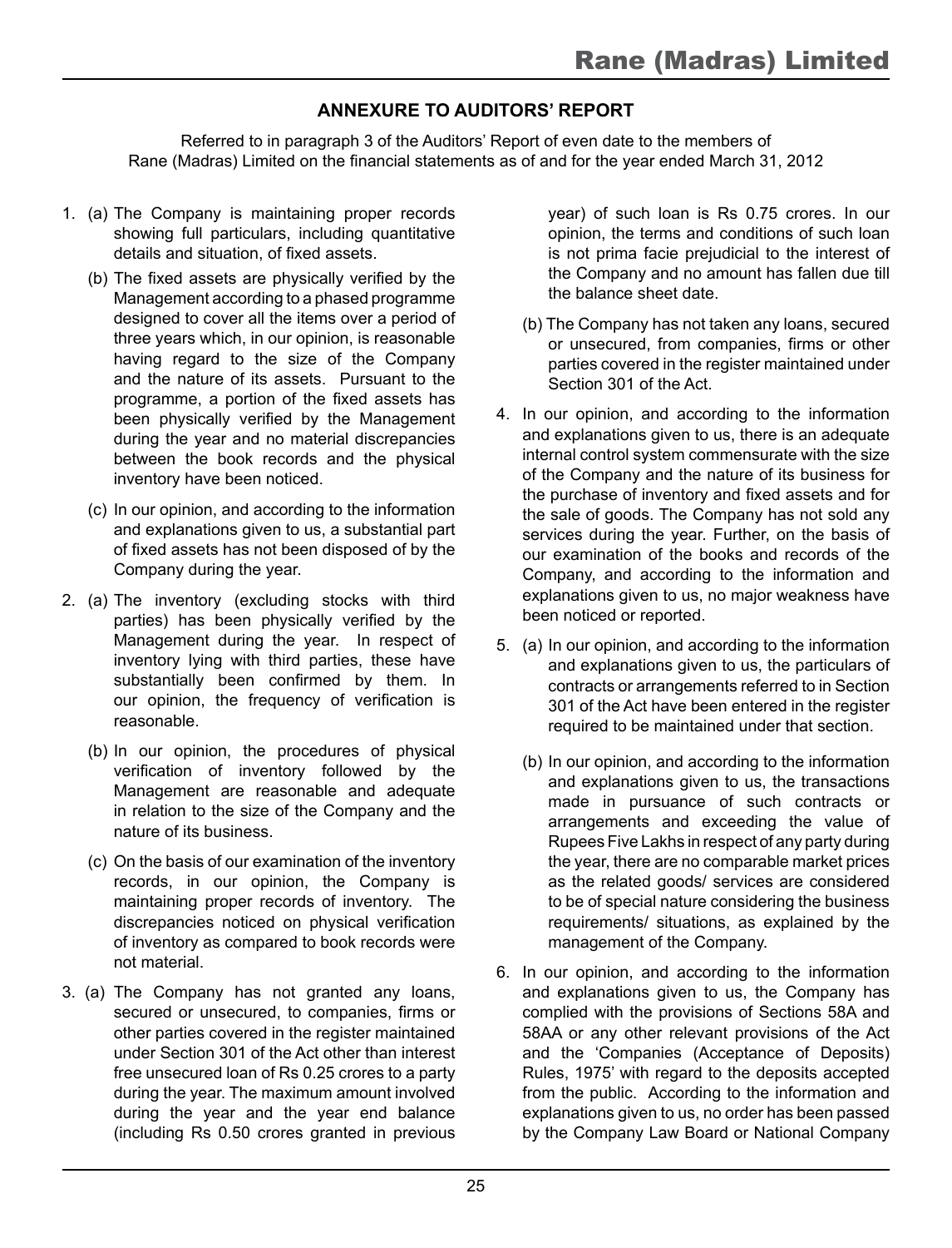## ANNEXURE TO AUDITORS' REPORT

Referred to in paragraph 3 of the Auditors' Report of even date to the members of Rane (Madras) Limited on the financial statements as of and for the year ended March 31, 2012

1. (a) The Company is maintaining proper records showing full particulars, including quantitative details and situation, of fixed assets.

   (b) The fixed assets are physically verified by the Management according to a phased programme designed to cover all the items over a period of three years which, in our opinion, is reasonable having regard to the size of the Company and the nature of its assets. Pursuant to the programme, a portion of the fixed assets has been physically verified by the Management during the year and no material discrepancies between the book records and the physical inventory have been noticed.

   (c) In our opinion, and according to the information and explanations given to us, a substantial part of fixed assets has not been disposed of by the Company during the year.

2. (a) The inventory (excluding stocks with third parties) has been physically verified by the Management during the year. In respect of inventory lying with third parties, these have substantially been confirmed by them. In our opinion, the frequency of verification is reasonable.

   (b) In our opinion, the procedures of physical verification of inventory followed by the Management are reasonable and adequate in relation to the size of the Company and the nature of its business.

   (c) On the basis of our examination of the inventory records, in our opinion, the Company is maintaining proper records of inventory. The discrepancies noticed on physical verification of inventory as compared to book records were not material.

3. (a) The Company has not granted any loans, secured or unsecured, to companies, firms or other parties covered in the register maintained under Section 301 of the Act other than interest free unsecured loan of Rs 0.25 crores to a party during the year. The maximum amount involved during the year and the year end balance (including Rs 0.50 crores granted in previous year) of such loan is Rs 0.75 crores. In our opinion, the terms and conditions of such loan is not prima facie prejudicial to the interest of the Company and no amount has fallen due till the balance sheet date.

   (b) The Company has not taken any loans, secured or unsecured, from companies, firms or other parties covered in the register maintained under Section 301 of the Act.

4. In our opinion, and according to the information and explanations given to us, there is an adequate internal control system commensurate with the size of the Company and the nature of its business for the purchase of inventory and fixed assets and for the sale of goods. The Company has not sold any services during the year. Further, on the basis of our examination of the books and records of the Company, and according to the information and explanations given to us, no major weakness have been noticed or reported.

5. (a) In our opinion, and according to the information and explanations given to us, the particulars of contracts or arrangements referred to in Section 301 of the Act have been entered in the register required to be maintained under that section.

   (b) In our opinion, and according to the information and explanations given to us, the transactions made in pursuance of such contracts or arrangements and exceeding the value of Rupees Five Lakhs in respect of any party during the year, there are no comparable market prices as the related goods/ services are considered to be of special nature considering the business requirements/ situations, as explained by the management of the Company.

6. In our opinion, and according to the information and explanations given to us, the Company has complied with the provisions of Sections 58A and 58AA or any other relevant provisions of the Act and the 'Companies (Acceptance of Deposits) Rules, 1975' with regard to the deposits accepted from the public. According to the information and explanations given to us, no order has been passed by the Company Law Board or National Company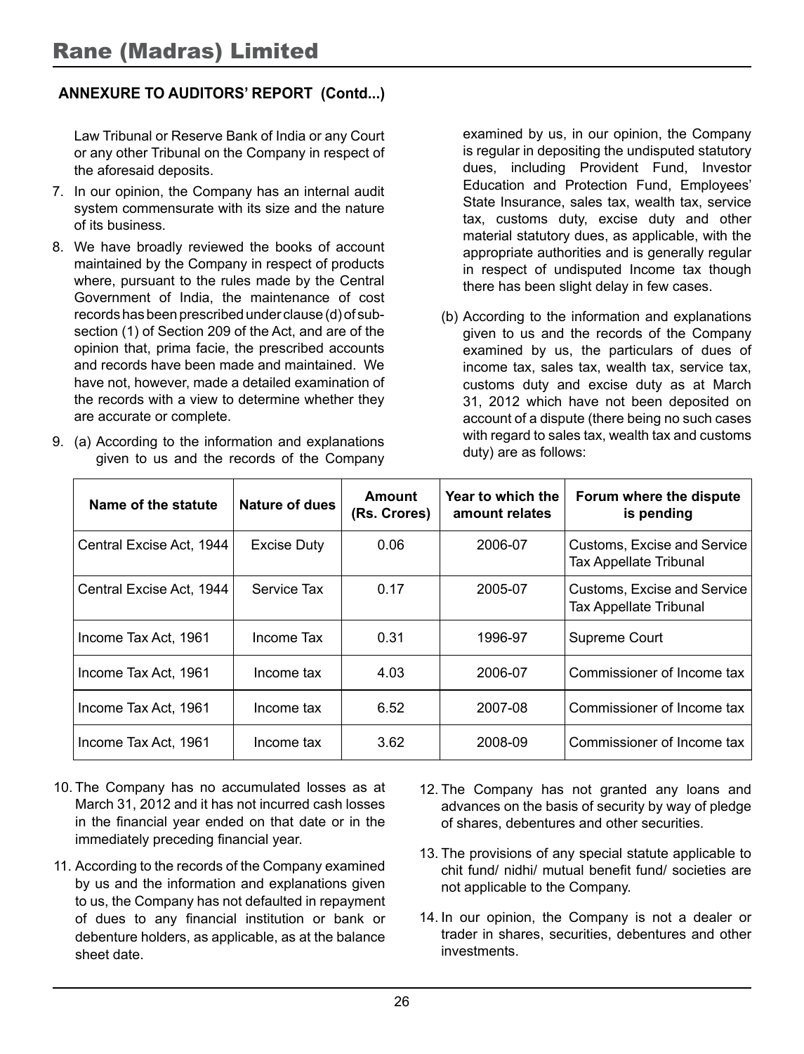## ANNEXURE TO AUDITORS' REPORT (Contd...)

Law Tribunal or Reserve Bank of India or any Court or any other Tribunal on the Company in respect of the aforesaid deposits.

7. In our opinion, the Company has an internal audit system commensurate with its size and the nature of its business.

8. We have broadly reviewed the books of account maintained by the Company in respect of products where, pursuant to the rules made by the Central Government of India, the maintenance of cost records has been prescribed under clause (d) of sub-section (1) of Section 209 of the Act, and are of the opinion that, prima facie, the prescribed accounts and records have been made and maintained. We have not, however, made a detailed examination of the records with a view to determine whether they are accurate or complete.

9. (a) According to the information and explanations given to us and the records of the Company examined by us, in our opinion, the Company is regular in depositing the undisputed statutory dues, including Provident Fund, Investor Education and Protection Fund, Employees' State Insurance, sales tax, wealth tax, service tax, customs duty, excise duty and other material statutory dues, as applicable, with the appropriate authorities and is generally regular in respect of undisputed Income tax though there has been slight delay in few cases.

   (b) According to the information and explanations given to us and the records of the Company examined by us, the particulars of dues of income tax, sales tax, wealth tax, service tax, customs duty and excise duty as at March 31, 2012 which have not been deposited on account of a dispute (there being no such cases with regard to sales tax, wealth tax and customs duty) are as follows:

| Name of the statute | Nature of dues | Amount (Rs. Crores) | Year to which the amount relates | Forum where the dispute is pending |
|---|---|---|---|---|
| Central Excise Act, 1944 | Excise Duty | 0.06 | 2006-07 | Customs, Excise and Service Tax Appellate Tribunal |
| Central Excise Act, 1944 | Service Tax | 0.17 | 2005-07 | Customs, Excise and Service Tax Appellate Tribunal |
| Income Tax Act, 1961 | Income Tax | 0.31 | 1996-97 | Supreme Court |
| Income Tax Act, 1961 | Income tax | 4.03 | 2006-07 | Commissioner of Income tax |
| Income Tax Act, 1961 | Income tax | 6.52 | 2007-08 | Commissioner of Income tax |
| Income Tax Act, 1961 | Income tax | 3.62 | 2008-09 | Commissioner of Income tax |

10. The Company has no accumulated losses as at March 31, 2012 and it has not incurred cash losses in the financial year ended on that date or in the immediately preceding financial year.

11. According to the records of the Company examined by us and the information and explanations given to us, the Company has not defaulted in repayment of dues to any financial institution or bank or debenture holders, as applicable, as at the balance sheet date.

12. The Company has not granted any loans and advances on the basis of security by way of pledge of shares, debentures and other securities.

13. The provisions of any special statute applicable to chit fund/ nidhi/ mutual benefit fund/ societies are not applicable to the Company.

14. In our opinion, the Company is not a dealer or trader in shares, securities, debentures and other investments.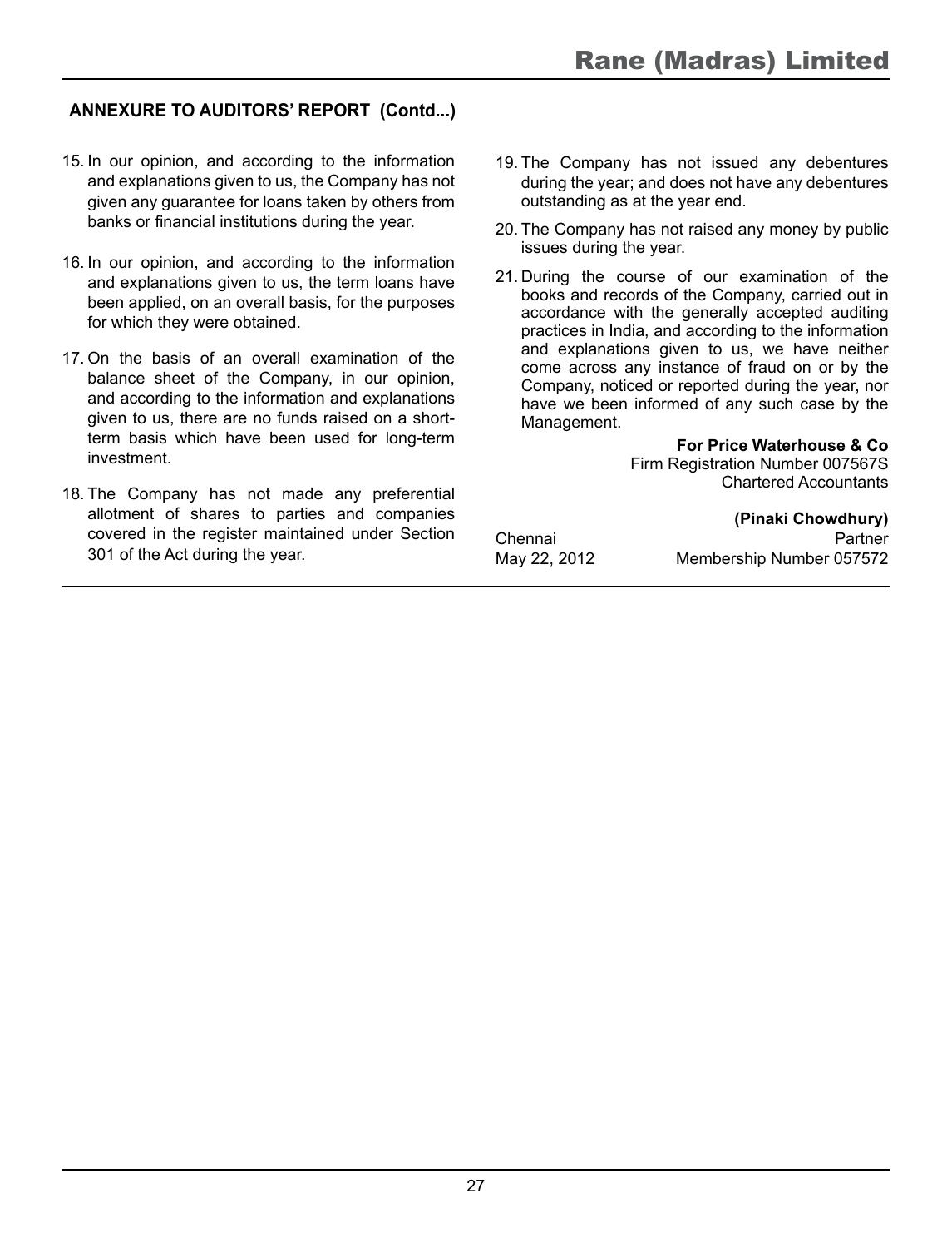## ANNEXURE TO AUDITORS' REPORT (Contd...)

15. In our opinion, and according to the information and explanations given to us, the Company has not given any guarantee for loans taken by others from banks or financial institutions during the year.

16. In our opinion, and according to the information and explanations given to us, the term loans have been applied, on an overall basis, for the purposes for which they were obtained.

17. On the basis of an overall examination of the balance sheet of the Company, in our opinion, and according to the information and explanations given to us, there are no funds raised on a short-term basis which have been used for long-term investment.

18. The Company has not made any preferential allotment of shares to parties and companies covered in the register maintained under Section 301 of the Act during the year.

19. The Company has not issued any debentures during the year; and does not have any debentures outstanding as at the year end.

20. The Company has not raised any money by public issues during the year.

21. During the course of our examination of the books and records of the Company, carried out in accordance with the generally accepted auditing practices in India, and according to the information and explanations given to us, we have neither come across any instance of fraud on or by the Company, noticed or reported during the year, nor have we been informed of any such case by the Management.

**For Price Waterhouse & Co**
Firm Registration Number 007567S
Chartered Accountants

**(Pinaki Chowdhury)**
Partner
Membership Number 057572

Chennai
May 22, 2012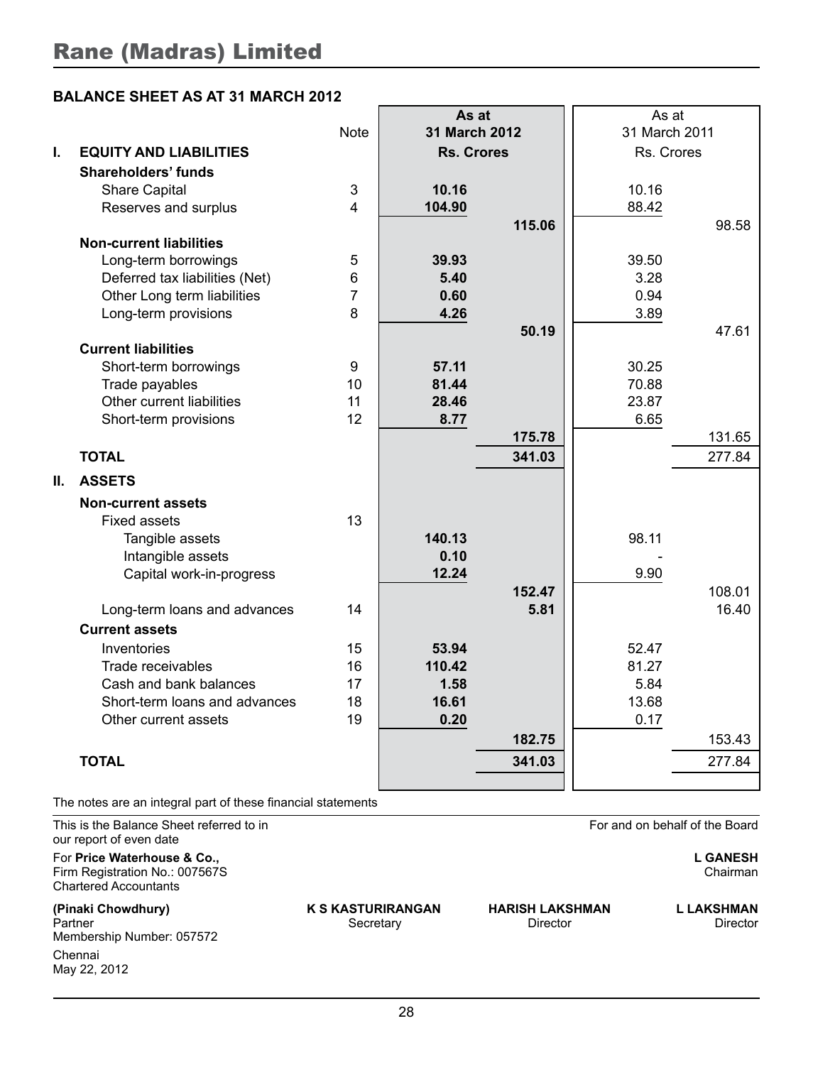# Rane (Madras) Limited

## BALANCE SHEET AS AT 31 MARCH 2012

| | | Note | As at 31 March 2012 Rs. Crores | | As at 31 March 2011 Rs. Crores | |
|---|---|---|---|---|---|---|
| **I.** | **EQUITY AND LIABILITIES** | | | | | |
| | **Shareholders' funds** | | | | | |
| | Share Capital | 3 | **10.16** | | 10.16 | |
| | Reserves and surplus | 4 | **104.90** | | 88.42 | |
| | | | | **115.06** | | 98.58 |
| | **Non-current liabilities** | | | | | |
| | Long-term borrowings | 5 | **39.93** | | 39.50 | |
| | Deferred tax liabilities (Net) | 6 | **5.40** | | 3.28 | |
| | Other Long term liabilities | 7 | **0.60** | | 0.94 | |
| | Long-term provisions | 8 | **4.26** | | 3.89 | |
| | | | | **50.19** | | 47.61 |
| | **Current liabilities** | | | | | |
| | Short-term borrowings | 9 | **57.11** | | 30.25 | |
| | Trade payables | 10 | **81.44** | | 70.88 | |
| | Other current liabilities | 11 | **28.46** | | 23.87 | |
| | Short-term provisions | 12 | **8.77** | | 6.65 | |
| | | | | **175.78** | | 131.65 |
| | **TOTAL** | | | **341.03** | | 277.84 |
| **II.** | **ASSETS** | | | | | |
| | **Non-current assets** | | | | | |
| | Fixed assets | 13 | | | | |
| | Tangible assets | | **140.13** | | 98.11 | |
| | Intangible assets | | **0.10** | | - | |
| | Capital work-in-progress | | **12.24** | | 9.90 | |
| | | | | **152.47** | | 108.01 |
| | Long-term loans and advances | 14 | | **5.81** | | 16.40 |
| | **Current assets** | | | | | |
| | Inventories | 15 | **53.94** | | 52.47 | |
| | Trade receivables | 16 | **110.42** | | 81.27 | |
| | Cash and bank balances | 17 | **1.58** | | 5.84 | |
| | Short-term loans and advances | 18 | **16.61** | | 13.68 | |
| | Other current assets | 19 | **0.20** | | 0.17 | |
| | | | | **182.75** | | 153.43 |
| | **TOTAL** | | | **341.03** | | 277.84 |

The notes are an integral part of these financial statements

This is the Balance Sheet referred to in our report of even date

For **Price Waterhouse & Co.,**
Firm Registration No.: 007567S
Chartered Accountants

**(Pinaki Chowdhury)**
Partner
Membership Number: 057572

Chennai
May 22, 2012

For and on behalf of the Board

**L GANESH**
Chairman

**K S KASTURIRANGAN**
Secretary

**HARISH LAKSHMAN**
Director

**L LAKSHMAN**
Director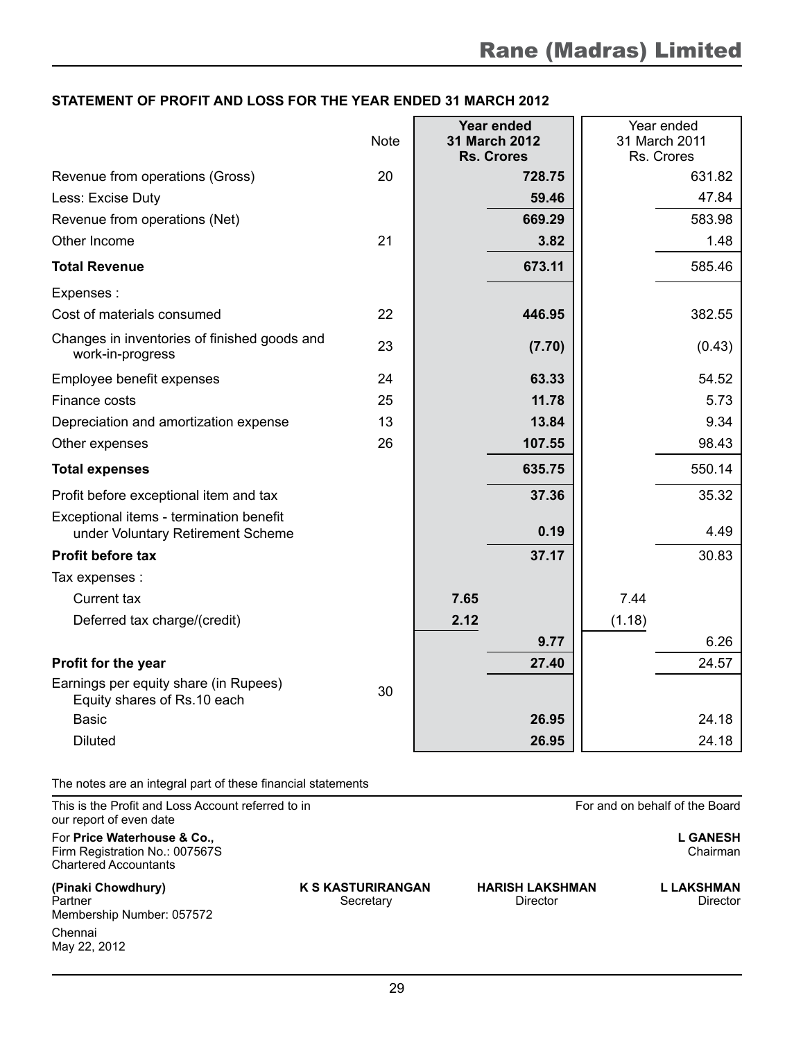## STATEMENT OF PROFIT AND LOSS FOR THE YEAR ENDED 31 MARCH 2012

| | Note | Year ended 31 March 2012 Rs. Crores | | Year ended 31 March 2011 Rs. Crores | |
|---|---|---|---|---|---|
| Revenue from operations (Gross) | 20 | | **728.75** | | 631.82 |
| Less: Excise Duty | | | **59.46** | | 47.84 |
| Revenue from operations (Net) | | | **669.29** | | 583.98 |
| Other Income | 21 | | **3.82** | | 1.48 |
| **Total Revenue** | | | **673.11** | | 585.46 |
| Expenses : | | | | | |
| Cost of materials consumed | 22 | | **446.95** | | 382.55 |
| Changes in inventories of finished goods and work-in-progress | 23 | | **(7.70)** | | (0.43) |
| Employee benefit expenses | 24 | | **63.33** | | 54.52 |
| Finance costs | 25 | | **11.78** | | 5.73 |
| Depreciation and amortization expense | 13 | | **13.84** | | 9.34 |
| Other expenses | 26 | | **107.55** | | 98.43 |
| **Total expenses** | | | **635.75** | | 550.14 |
| Profit before exceptional item and tax | | | **37.36** | | 35.32 |
| Exceptional items - termination benefit under Voluntary Retirement Scheme | | | **0.19** | | 4.49 |
| **Profit before tax** | | | **37.17** | | 30.83 |
| Tax expenses : | | | | | |
| Current tax | | **7.65** | | 7.44 | |
| Deferred tax charge/(credit) | | **2.12** | | (1.18) | |
| | | | **9.77** | | 6.26 |
| **Profit for the year** | | | **27.40** | | 24.57 |
| Earnings per equity share (in Rupees) Equity shares of Rs.10 each | 30 | | | | |
| Basic | | | **26.95** | | 24.18 |
| Diluted | | | **26.95** | | 24.18 |

The notes are an integral part of these financial statements

This is the Profit and Loss Account referred to in our report of even date

For and on behalf of the Board

For **Price Waterhouse & Co.,**
Firm Registration No.: 007567S
Chartered Accountants

**L GANESH**
Chairman

**(Pinaki Chowdhury)**
Partner
Membership Number: 057572

**K S KASTURIRANGAN**
Secretary

**HARISH LAKSHMAN**
Director

**L LAKSHMAN**
Director

Chennai
May 22, 2012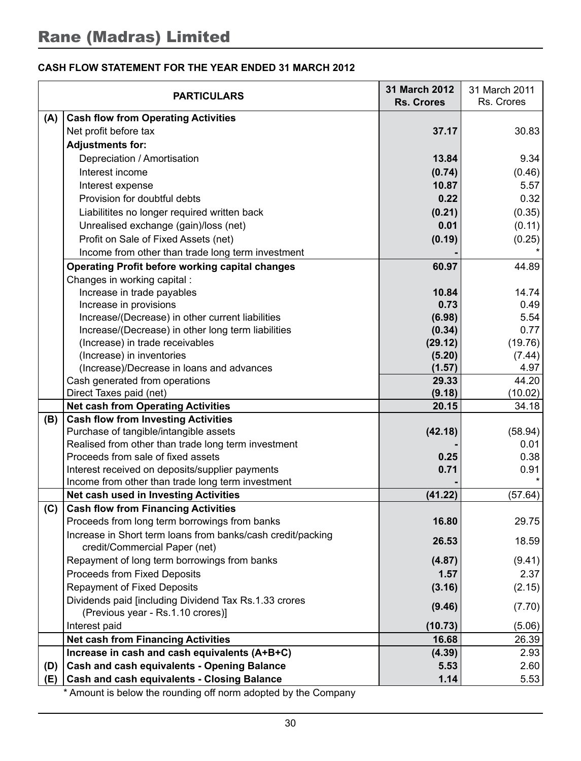# Rane (Madras) Limited

**CASH FLOW STATEMENT FOR THE YEAR ENDED 31 MARCH 2012**

| | PARTICULARS | 31 March 2012 Rs. Crores | 31 March 2011 Rs. Crores |
|---|---|---|---|
| **(A)** | **Cash flow from Operating Activities** | | |
| | Net profit before tax | **37.17** | 30.83 |
| | **Adjustments for:** | | |
| | Depreciation / Amortisation | **13.84** | 9.34 |
| | Interest income | **(0.74)** | (0.46) |
| | Interest expense | **10.87** | 5.57 |
| | Provision for doubtful debts | **0.22** | 0.32 |
| | Liabilitites no longer required written back | **(0.21)** | (0.35) |
| | Unrealised exchange (gain)/loss (net) | **0.01** | (0.11) |
| | Profit on Sale of Fixed Assets (net) | **(0.19)** | (0.25) |
| | Income from other than trade long term investment | **-** | * |
| | **Operating Profit before working capital changes** | **60.97** | 44.89 |
| | Changes in working capital : | | |
| | Increase in trade payables | **10.84** | 14.74 |
| | Increase in provisions | **0.73** | 0.49 |
| | Increase/(Decrease) in other current liabilities | **(6.98)** | 5.54 |
| | Increase/(Decrease) in other long term liabilities | **(0.34)** | 0.77 |
| | (Increase) in trade receivables | **(29.12)** | (19.76) |
| | (Increase) in inventories | **(5.20)** | (7.44) |
| | (Increase)/Decrease in loans and advances | **(1.57)** | 4.97 |
| | Cash generated from operations | **29.33** | 44.20 |
| | Direct Taxes paid (net) | **(9.18)** | (10.02) |
| | **Net cash from Operating Activities** | **20.15** | 34.18 |
| **(B)** | **Cash flow from Investing Activities** | | |
| | Purchase of tangible/intangible assets | **(42.18)** | (58.94) |
| | Realised from other than trade long term investment | **-** | 0.01 |
| | Proceeds from sale of fixed assets | **0.25** | 0.38 |
| | Interest received on deposits/supplier payments | **0.71** | 0.91 |
| | Income from other than trade long term investment | **-** | * |
| | **Net cash used in Investing Activities** | **(41.22)** | (57.64) |
| **(C)** | **Cash flow from Financing Activities** | | |
| | Proceeds from long term borrowings from banks | **16.80** | 29.75 |
| | Increase in Short term loans from banks/cash credit/packing credit/Commercial Paper (net) | **26.53** | 18.59 |
| | Repayment of long term borrowings from banks | **(4.87)** | (9.41) |
| | Proceeds from Fixed Deposits | **1.57** | 2.37 |
| | Repayment of Fixed Deposits | **(3.16)** | (2.15) |
| | Dividends paid [including Dividend Tax Rs.1.33 crores (Previous year - Rs.1.10 crores)] | **(9.46)** | (7.70) |
| | Interest paid | **(10.73)** | (5.06) |
| | **Net cash from Financing Activities** | **16.68** | 26.39 |
| | **Increase in cash and cash equivalents (A+B+C)** | **(4.39)** | 2.93 |
| **(D)** | **Cash and cash equivalents - Opening Balance** | **5.53** | 2.60 |
| **(E)** | **Cash and cash equivalents - Closing Balance** | **1.14** | 5.53 |

\* Amount is below the rounding off norm adopted by the Company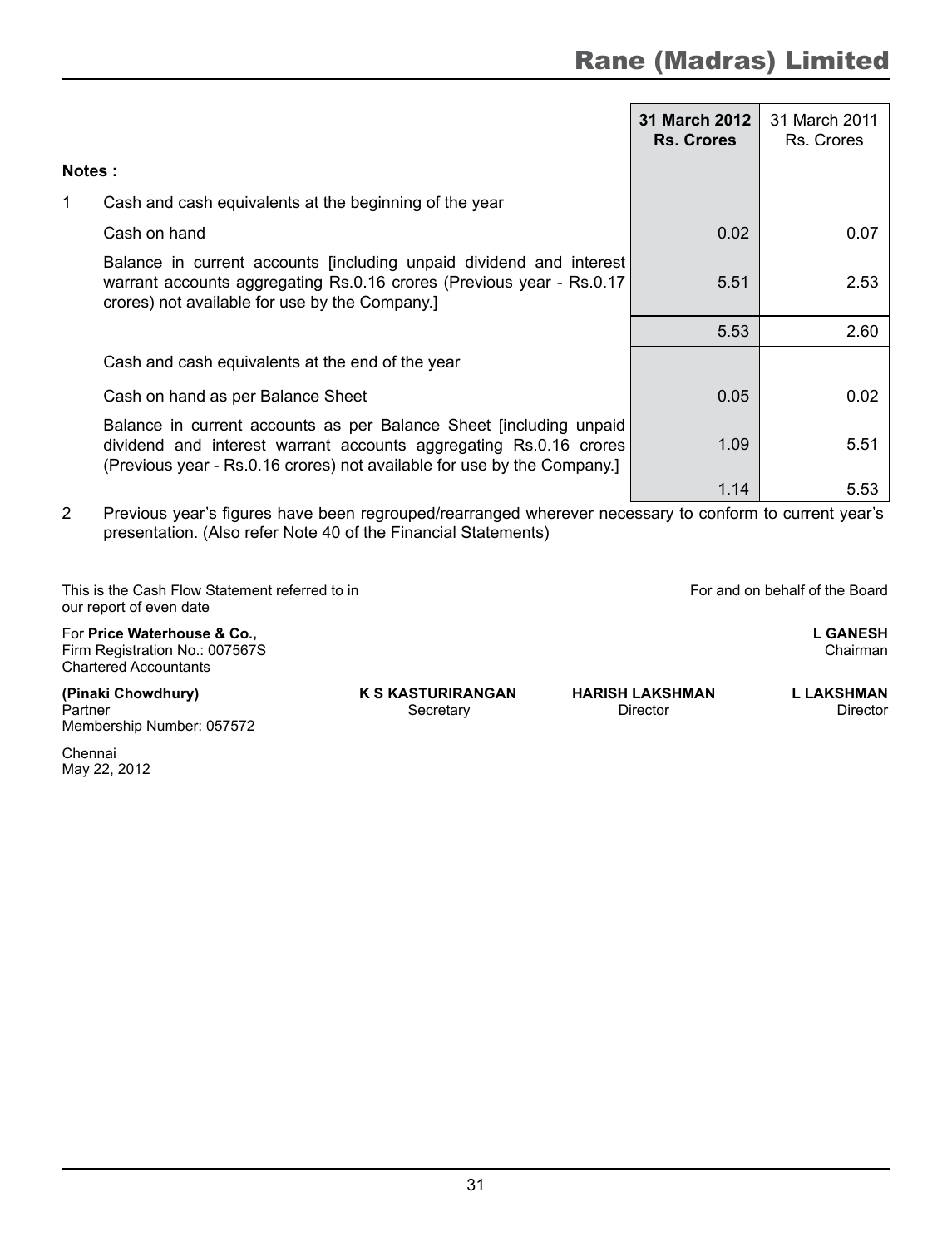| | 31 March 2012 Rs. Crores | 31 March 2011 Rs. Crores |
|---|---|---|
| **Notes :** | | |
| 1 Cash and cash equivalents at the beginning of the year | | |
| Cash on hand | 0.02 | 0.07 |
| Balance in current accounts [including unpaid dividend and interest warrant accounts aggregating Rs.0.16 crores (Previous year - Rs.0.17 crores) not available for use by the Company.] | 5.51 | 2.53 |
| | 5.53 | 2.60 |
| Cash and cash equivalents at the end of the year | | |
| Cash on hand as per Balance Sheet | 0.05 | 0.02 |
| Balance in current accounts as per Balance Sheet [including unpaid dividend and interest warrant accounts aggregating Rs.0.16 crores (Previous year - Rs.0.16 crores) not available for use by the Company.] | 1.09 | 5.51 |
| | 1.14 | 5.53 |

2 Previous year's figures have been regrouped/rearranged wherever necessary to conform to current year's presentation. (Also refer Note 40 of the Financial Statements)

This is the Cash Flow Statement referred to in our report of even date

For and on behalf of the Board

For **Price Waterhouse & Co.,**
Firm Registration No.: 007567S
Chartered Accountants

**L GANESH**
Chairman

**(Pinaki Chowdhury)**
Partner
Membership Number: 057572

**K S KASTURIRANGAN**
Secretary

**HARISH LAKSHMAN**
Director

**L LAKSHMAN**
Director

Chennai
May 22, 2012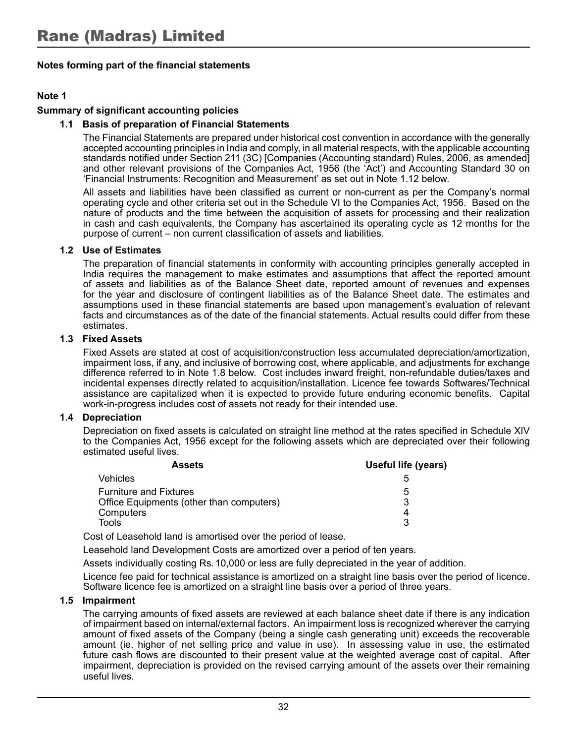# Rane (Madras) Limited

**Notes forming part of the financial statements**

**Note 1**

**Summary of significant accounting policies**

**1.1 Basis of preparation of Financial Statements**

The Financial Statements are prepared under historical cost convention in accordance with the generally accepted accounting principles in India and comply, in all material respects, with the applicable accounting standards notified under Section 211 (3C) [Companies (Accounting standard) Rules, 2006, as amended] and other relevant provisions of the Companies Act, 1956 (the 'Act') and Accounting Standard 30 on 'Financial Instruments: Recognition and Measurement' as set out in Note 1.12 below.

All assets and liabilities have been classified as current or non-current as per the Company's normal operating cycle and other criteria set out in the Schedule VI to the Companies Act, 1956. Based on the nature of products and the time between the acquisition of assets for processing and their realization in cash and cash equivalents, the Company has ascertained its operating cycle as 12 months for the purpose of current – non current classification of assets and liabilities.

**1.2 Use of Estimates**

The preparation of financial statements in conformity with accounting principles generally accepted in India requires the management to make estimates and assumptions that affect the reported amount of assets and liabilities as of the Balance Sheet date, reported amount of revenues and expenses for the year and disclosure of contingent liabilities as of the Balance Sheet date. The estimates and assumptions used in these financial statements are based upon management's evaluation of relevant facts and circumstances as of the date of the financial statements. Actual results could differ from these estimates.

**1.3 Fixed Assets**

Fixed Assets are stated at cost of acquisition/construction less accumulated depreciation/amortization, impairment loss, if any, and inclusive of borrowing cost, where applicable, and adjustments for exchange difference referred to in Note 1.8 below. Cost includes inward freight, non-refundable duties/taxes and incidental expenses directly related to acquisition/installation. Licence fee towards Softwares/Technical assistance are capitalized when it is expected to provide future enduring economic benefits. Capital work-in-progress includes cost of assets not ready for their intended use.

**1.4 Depreciation**

Depreciation on fixed assets is calculated on straight line method at the rates specified in Schedule XIV to the Companies Act, 1956 except for the following assets which are depreciated over their following estimated useful lives.

| Assets | Useful life (years) |
|---|---|
| Vehicles | 5 |
| Furniture and Fixtures | 5 |
| Office Equipments (other than computers) | 3 |
| Computers | 4 |
| Tools | 3 |

Cost of Leasehold land is amortised over the period of lease.

Leasehold land Development Costs are amortized over a period of ten years.

Assets individually costing Rs. 10,000 or less are fully depreciated in the year of addition.

Licence fee paid for technical assistance is amortized on a straight line basis over the period of licence. Software licence fee is amortized on a straight line basis over a period of three years.

**1.5 Impairment**

The carrying amounts of fixed assets are reviewed at each balance sheet date if there is any indication of impairment based on internal/external factors. An impairment loss is recognized wherever the carrying amount of fixed assets of the Company (being a single cash generating unit) exceeds the recoverable amount (ie. higher of net selling price and value in use). In assessing value in use, the estimated future cash flows are discounted to their present value at the weighted average cost of capital. After impairment, depreciation is provided on the revised carrying amount of the assets over their remaining useful lives.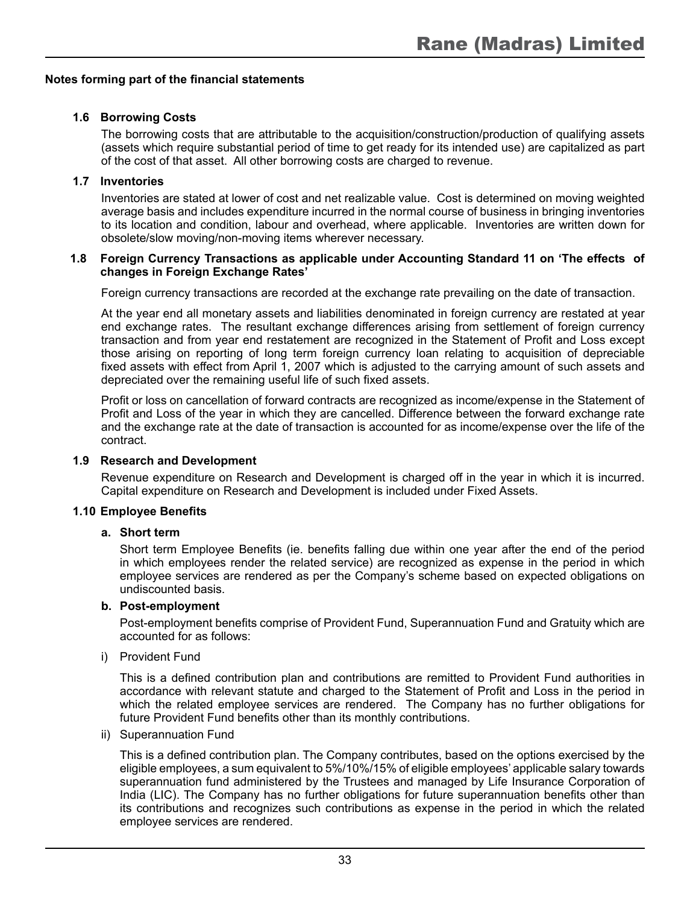**Notes forming part of the financial statements**

### 1.6 Borrowing Costs

The borrowing costs that are attributable to the acquisition/construction/production of qualifying assets (assets which require substantial period of time to get ready for its intended use) are capitalized as part of the cost of that asset. All other borrowing costs are charged to revenue.

### 1.7 Inventories

Inventories are stated at lower of cost and net realizable value. Cost is determined on moving weighted average basis and includes expenditure incurred in the normal course of business in bringing inventories to its location and condition, labour and overhead, where applicable. Inventories are written down for obsolete/slow moving/non-moving items wherever necessary.

### 1.8 Foreign Currency Transactions as applicable under Accounting Standard 11 on 'The effects of changes in Foreign Exchange Rates'

Foreign currency transactions are recorded at the exchange rate prevailing on the date of transaction.

At the year end all monetary assets and liabilities denominated in foreign currency are restated at year end exchange rates. The resultant exchange differences arising from settlement of foreign currency transaction and from year end restatement are recognized in the Statement of Profit and Loss except those arising on reporting of long term foreign currency loan relating to acquisition of depreciable fixed assets with effect from April 1, 2007 which is adjusted to the carrying amount of such assets and depreciated over the remaining useful life of such fixed assets.

Profit or loss on cancellation of forward contracts are recognized as income/expense in the Statement of Profit and Loss of the year in which they are cancelled. Difference between the forward exchange rate and the exchange rate at the date of transaction is accounted for as income/expense over the life of the contract.

### 1.9 Research and Development

Revenue expenditure on Research and Development is charged off in the year in which it is incurred. Capital expenditure on Research and Development is included under Fixed Assets.

### 1.10 Employee Benefits

**a. Short term**

Short term Employee Benefits (ie. benefits falling due within one year after the end of the period in which employees render the related service) are recognized as expense in the period in which employee services are rendered as per the Company's scheme based on expected obligations on undiscounted basis.

**b. Post-employment**

Post-employment benefits comprise of Provident Fund, Superannuation Fund and Gratuity which are accounted for as follows:

i) Provident Fund

This is a defined contribution plan and contributions are remitted to Provident Fund authorities in accordance with relevant statute and charged to the Statement of Profit and Loss in the period in which the related employee services are rendered. The Company has no further obligations for future Provident Fund benefits other than its monthly contributions.

ii) Superannuation Fund

This is a defined contribution plan. The Company contributes, based on the options exercised by the eligible employees, a sum equivalent to 5%/10%/15% of eligible employees' applicable salary towards superannuation fund administered by the Trustees and managed by Life Insurance Corporation of India (LIC). The Company has no further obligations for future superannuation benefits other than its contributions and recognizes such contributions as expense in the period in which the related employee services are rendered.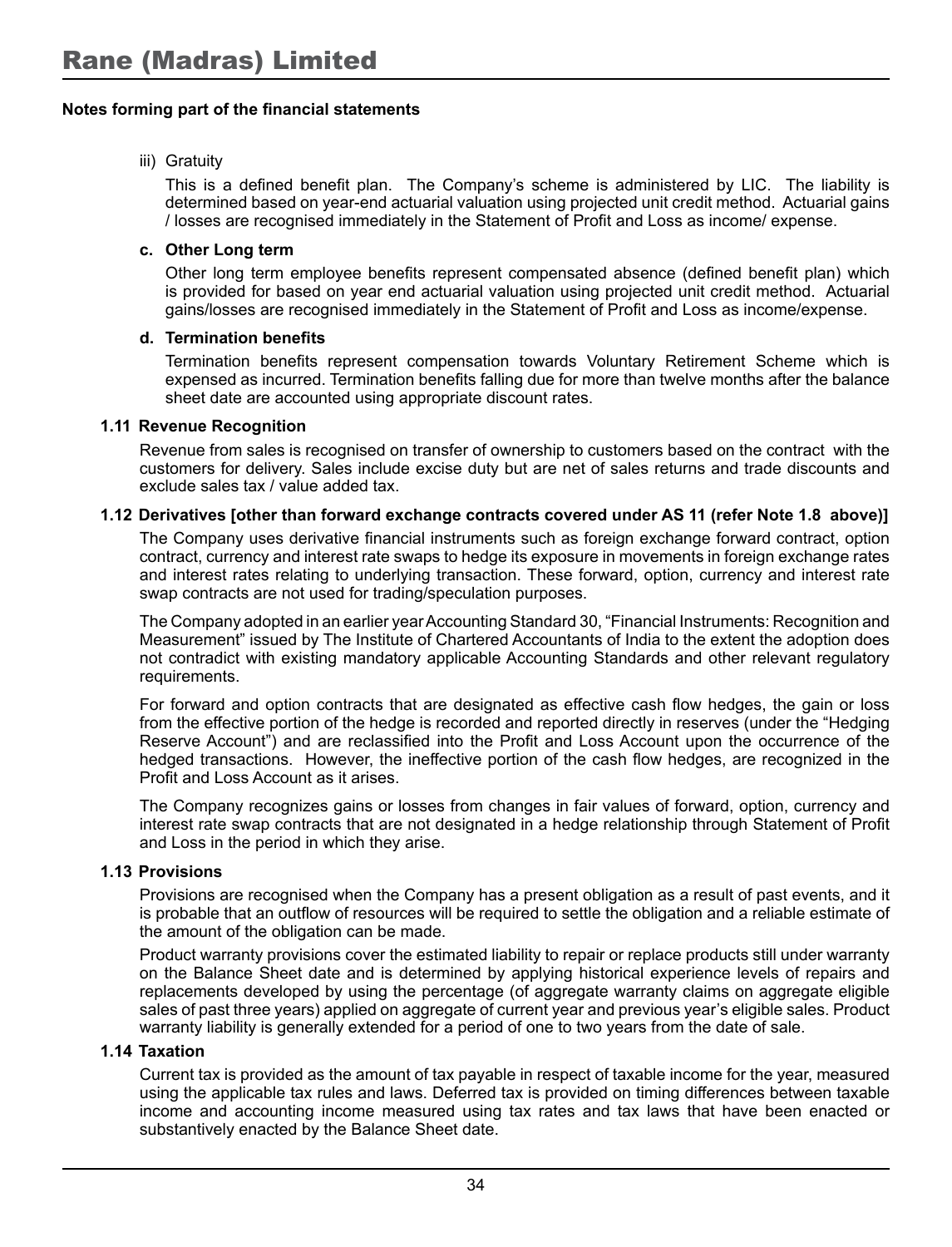**Notes forming part of the financial statements**

iii) Gratuity

This is a defined benefit plan. The Company's scheme is administered by LIC. The liability is determined based on year-end actuarial valuation using projected unit credit method. Actuarial gains / losses are recognised immediately in the Statement of Profit and Loss as income/ expense.

**c. Other Long term**

Other long term employee benefits represent compensated absence (defined benefit plan) which is provided for based on year end actuarial valuation using projected unit credit method. Actuarial gains/losses are recognised immediately in the Statement of Profit and Loss as income/expense.

**d. Termination benefits**

Termination benefits represent compensation towards Voluntary Retirement Scheme which is expensed as incurred. Termination benefits falling due for more than twelve months after the balance sheet date are accounted using appropriate discount rates.

**1.11 Revenue Recognition**

Revenue from sales is recognised on transfer of ownership to customers based on the contract with the customers for delivery. Sales include excise duty but are net of sales returns and trade discounts and exclude sales tax / value added tax.

**1.12 Derivatives [other than forward exchange contracts covered under AS 11 (refer Note 1.8 above)]**

The Company uses derivative financial instruments such as foreign exchange forward contract, option contract, currency and interest rate swaps to hedge its exposure in movements in foreign exchange rates and interest rates relating to underlying transaction. These forward, option, currency and interest rate swap contracts are not used for trading/speculation purposes.

The Company adopted in an earlier year Accounting Standard 30, "Financial Instruments: Recognition and Measurement" issued by The Institute of Chartered Accountants of India to the extent the adoption does not contradict with existing mandatory applicable Accounting Standards and other relevant regulatory requirements.

For forward and option contracts that are designated as effective cash flow hedges, the gain or loss from the effective portion of the hedge is recorded and reported directly in reserves (under the "Hedging Reserve Account") and are reclassified into the Profit and Loss Account upon the occurrence of the hedged transactions. However, the ineffective portion of the cash flow hedges, are recognized in the Profit and Loss Account as it arises.

The Company recognizes gains or losses from changes in fair values of forward, option, currency and interest rate swap contracts that are not designated in a hedge relationship through Statement of Profit and Loss in the period in which they arise.

**1.13 Provisions**

Provisions are recognised when the Company has a present obligation as a result of past events, and it is probable that an outflow of resources will be required to settle the obligation and a reliable estimate of the amount of the obligation can be made.

Product warranty provisions cover the estimated liability to repair or replace products still under warranty on the Balance Sheet date and is determined by applying historical experience levels of repairs and replacements developed by using the percentage (of aggregate warranty claims on aggregate eligible sales of past three years) applied on aggregate of current year and previous year's eligible sales. Product warranty liability is generally extended for a period of one to two years from the date of sale.

**1.14 Taxation**

Current tax is provided as the amount of tax payable in respect of taxable income for the year, measured using the applicable tax rules and laws. Deferred tax is provided on timing differences between taxable income and accounting income measured using tax rates and tax laws that have been enacted or substantively enacted by the Balance Sheet date.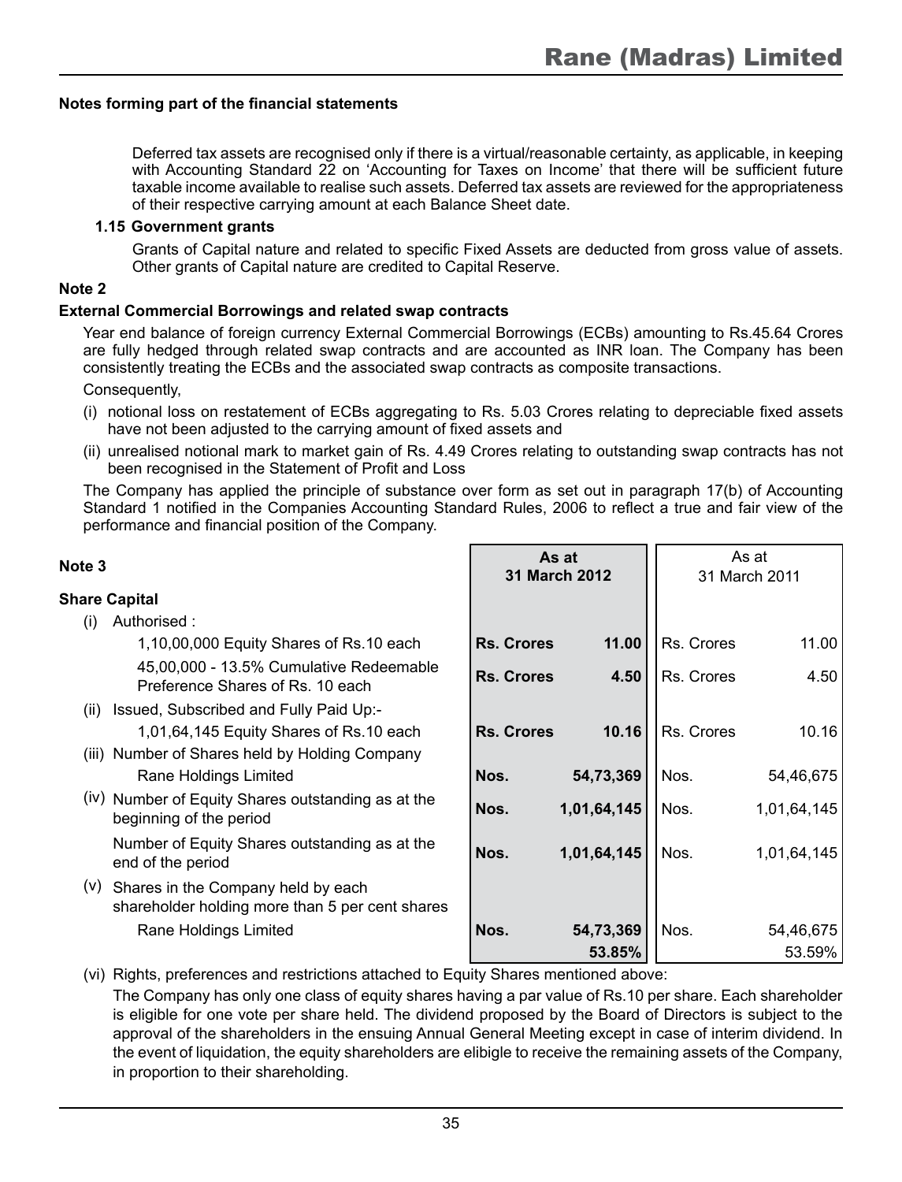## Notes forming part of the financial statements

Deferred tax assets are recognised only if there is a virtual/reasonable certainty, as applicable, in keeping with Accounting Standard 22 on 'Accounting for Taxes on Income' that there will be sufficient future taxable income available to realise such assets. Deferred tax assets are reviewed for the appropriateness of their respective carrying amount at each Balance Sheet date.

**1.15 Government grants**

Grants of Capital nature and related to specific Fixed Assets are deducted from gross value of assets. Other grants of Capital nature are credited to Capital Reserve.

### Note 2

**External Commercial Borrowings and related swap contracts**

Year end balance of foreign currency External Commercial Borrowings (ECBs) amounting to Rs.45.64 Crores are fully hedged through related swap contracts and are accounted as INR loan. The Company has been consistently treating the ECBs and the associated swap contracts as composite transactions.

Consequently,

(i) notional loss on restatement of ECBs aggregating to Rs. 5.03 Crores relating to depreciable fixed assets have not been adjusted to the carrying amount of fixed assets and

(ii) unrealised notional mark to market gain of Rs. 4.49 Crores relating to outstanding swap contracts has not been recognised in the Statement of Profit and Loss

The Company has applied the principle of substance over form as set out in paragraph 17(b) of Accounting Standard 1 notified in the Companies Accounting Standard Rules, 2006 to reflect a true and fair view of the performance and financial position of the Company.

### Note 3

| | **As at 31 March 2012** | | As at 31 March 2011 | |
|---|---|---|---|---|
| **Share Capital** | | | | |
| (i) Authorised : | | | | |
| 1,10,00,000 Equity Shares of Rs.10 each | **Rs. Crores** | **11.00** | Rs. Crores | 11.00 |
| 45,00,000 - 13.5% Cumulative Redeemable Preference Shares of Rs. 10 each | **Rs. Crores** | **4.50** | Rs. Crores | 4.50 |
| (ii) Issued, Subscribed and Fully Paid Up:- | | | | |
| 1,01,64,145 Equity Shares of Rs.10 each | **Rs. Crores** | **10.16** | Rs. Crores | 10.16 |
| (iii) Number of Shares held by Holding Company | | | | |
| Rane Holdings Limited | **Nos.** | **54,73,369** | Nos. | 54,46,675 |
| (iv) Number of Equity Shares outstanding as at the beginning of the period | **Nos.** | **1,01,64,145** | Nos. | 1,01,64,145 |
| Number of Equity Shares outstanding as at the end of the period | **Nos.** | **1,01,64,145** | Nos. | 1,01,64,145 |
| (v) Shares in the Company held by each shareholder holding more than 5 per cent shares | | | | |
| Rane Holdings Limited | **Nos.** | **54,73,369** | Nos. | 54,46,675 |
| | | **53.85%** | | 53.59% |

(vi) Rights, preferences and restrictions attached to Equity Shares mentioned above:

The Company has only one class of equity shares having a par value of Rs.10 per share. Each shareholder is eligible for one vote per share held. The dividend proposed by the Board of Directors is subject to the approval of the shareholders in the ensuing Annual General Meeting except in case of interim dividend. In the event of liquidation, the equity shareholders are elibigle to receive the remaining assets of the Company, in proportion to their shareholding.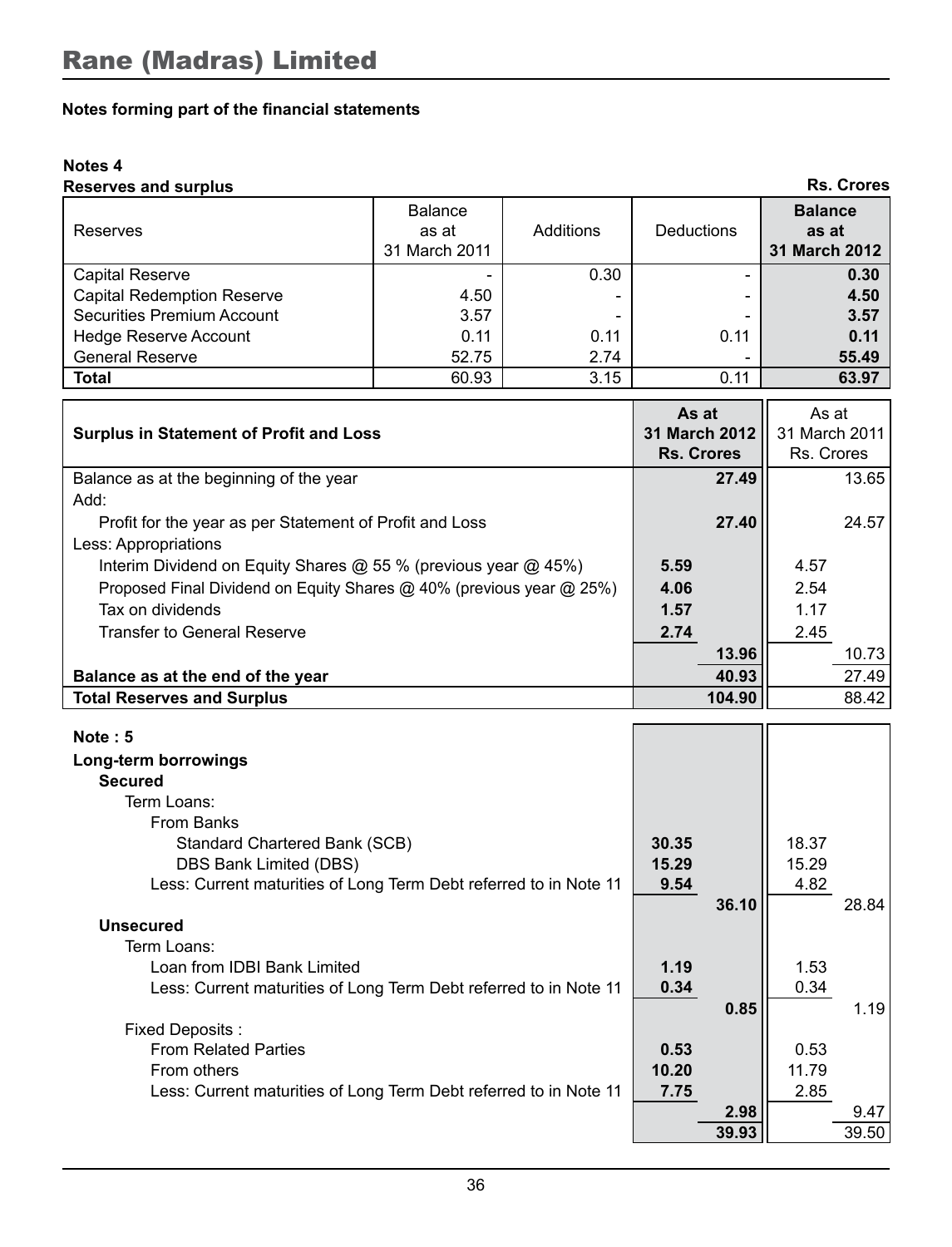# Rane (Madras) Limited

**Notes forming part of the financial statements**

**Notes 4**

**Reserves and surplus**

Rs. Crores

| Reserves | Balance as at 31 March 2011 | Additions | Deductions | **Balance as at 31 March 2012** |
|---|---|---|---|---|
| Capital Reserve | - | 0.30 | - | **0.30** |
| Capital Redemption Reserve | 4.50 | - | - | **4.50** |
| Securities Premium Account | 3.57 | - | - | **3.57** |
| Hedge Reserve Account | 0.11 | 0.11 | 0.11 | **0.11** |
| General Reserve | 52.75 | 2.74 | - | **55.49** |
| **Total** | 60.93 | 3.15 | 0.11 | **63.97** |

| **Surplus in Statement of Profit and Loss** | **As at 31 March 2012 Rs. Crores** | | As at 31 March 2011 Rs. Crores | |
|---|---|---|---|---|
| Balance as at the beginning of the year | | **27.49** | | 13.65 |
| Add: | | | | |
| Profit for the year as per Statement of Profit and Loss | | **27.40** | | 24.57 |
| Less: Appropriations | | | | |
| Interim Dividend on Equity Shares @ 55 % (previous year @ 45%) | **5.59** | | 4.57 | |
| Proposed Final Dividend on Equity Shares @ 40% (previous year @ 25%) | **4.06** | | 2.54 | |
| Tax on dividends | **1.57** | | 1.17 | |
| Transfer to General Reserve | **2.74** | | 2.45 | |
| | | **13.96** | | 10.73 |
| **Balance as at the end of the year** | | **40.93** | | 27.49 |
| **Total Reserves and Surplus** | | **104.90** | | 88.42 |

**Note : 5**

**Long-term borrowings**

| | 31 March 2012 | | 31 March 2011 | |
|---|---|---|---|---|
| **Secured** | | | | |
| Term Loans: | | | | |
| From Banks | | | | |
| Standard Chartered Bank (SCB) | **30.35** | | 18.37 | |
| DBS Bank Limited (DBS) | **15.29** | | 15.29 | |
| Less: Current maturities of Long Term Debt referred to in Note 11 | **9.54** | | 4.82 | |
| | | **36.10** | | 28.84 |
| **Unsecured** | | | | |
| Term Loans: | | | | |
| Loan from IDBI Bank Limited | **1.19** | | 1.53 | |
| Less: Current maturities of Long Term Debt referred to in Note 11 | **0.34** | | 0.34 | |
| | | **0.85** | | 1.19 |
| Fixed Deposits : | | | | |
| From Related Parties | **0.53** | | 0.53 | |
| From others | **10.20** | | 11.79 | |
| Less: Current maturities of Long Term Debt referred to in Note 11 | **7.75** | | 2.85 | |
| | | **2.98** | | 9.47 |
| | | **39.93** | | 39.50 |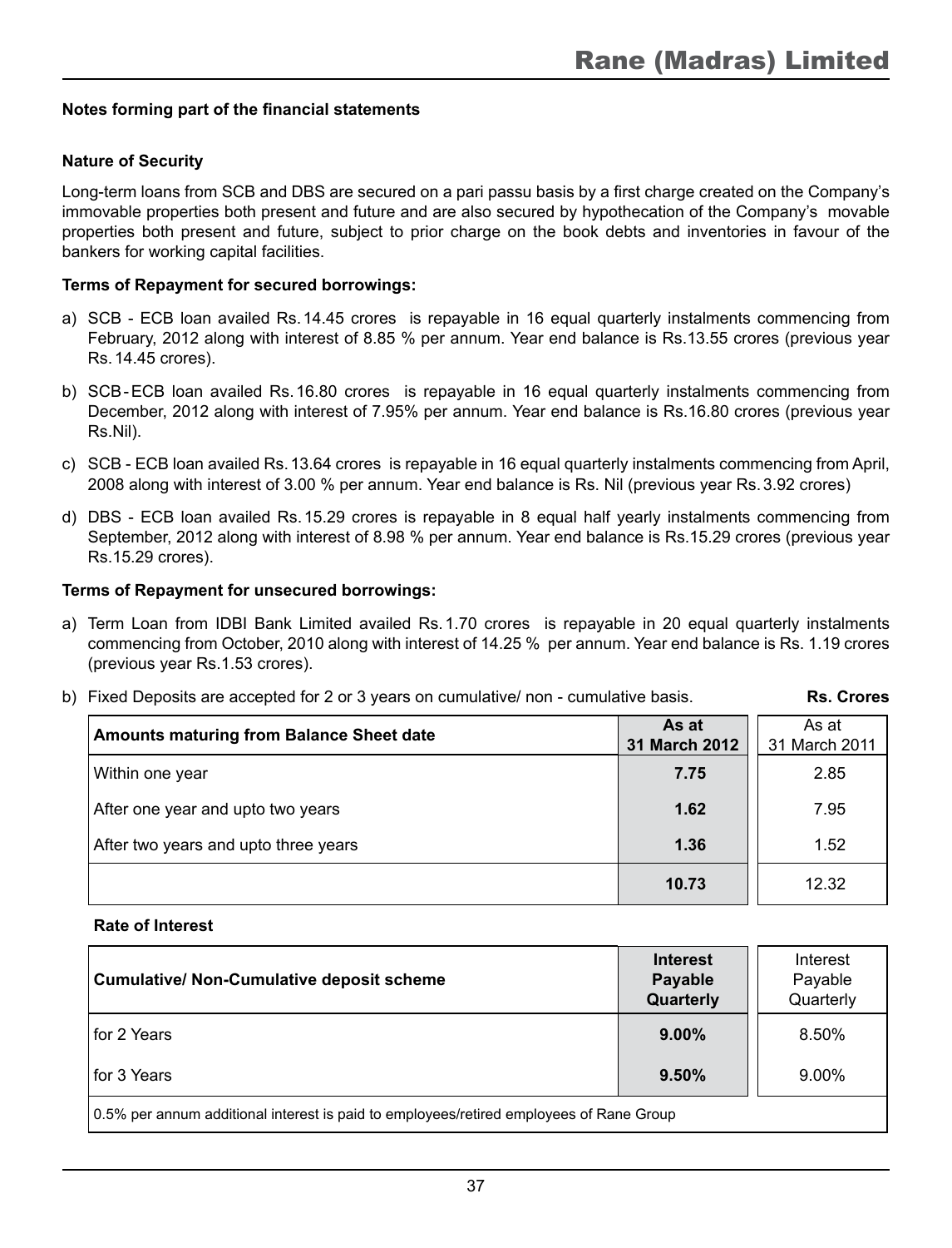### Notes forming part of the financial statements

**Nature of Security**

Long-term loans from SCB and DBS are secured on a pari passu basis by a first charge created on the Company's immovable properties both present and future and are also secured by hypothecation of the Company's movable properties both present and future, subject to prior charge on the book debts and inventories in favour of the bankers for working capital facilities.

**Terms of Repayment for secured borrowings:**

a) SCB - ECB loan availed Rs. 14.45 crores is repayable in 16 equal quarterly instalments commencing from February, 2012 along with interest of 8.85 % per annum. Year end balance is Rs.13.55 crores (previous year Rs. 14.45 crores).

b) SCB-ECB loan availed Rs. 16.80 crores is repayable in 16 equal quarterly instalments commencing from December, 2012 along with interest of 7.95% per annum. Year end balance is Rs.16.80 crores (previous year Rs.Nil).

c) SCB - ECB loan availed Rs. 13.64 crores is repayable in 16 equal quarterly instalments commencing from April, 2008 along with interest of 3.00 % per annum. Year end balance is Rs. Nil (previous year Rs. 3.92 crores)

d) DBS - ECB loan availed Rs. 15.29 crores is repayable in 8 equal half yearly instalments commencing from September, 2012 along with interest of 8.98 % per annum. Year end balance is Rs.15.29 crores (previous year Rs.15.29 crores).

**Terms of Repayment for unsecured borrowings:**

a) Term Loan from IDBI Bank Limited availed Rs. 1.70 crores is repayable in 20 equal quarterly instalments commencing from October, 2010 along with interest of 14.25 % per annum. Year end balance is Rs. 1.19 crores (previous year Rs.1.53 crores).

b) Fixed Deposits are accepted for 2 or 3 years on cumulative/ non - cumulative basis. **Rs. Crores**

| Amounts maturing from Balance Sheet date | As at 31 March 2012 | As at 31 March 2011 |
|---|---|---|
| Within one year | **7.75** | 2.85 |
| After one year and upto two years | **1.62** | 7.95 |
| After two years and upto three years | **1.36** | 1.52 |
| | **10.73** | 12.32 |

**Rate of Interest**

| Cumulative/ Non-Cumulative deposit scheme | Interest Payable Quarterly | Interest Payable Quarterly |
|---|---|---|
| for 2 Years | **9.00%** | 8.50% |
| for 3 Years | **9.50%** | 9.00% |
| 0.5% per annum additional interest is paid to employees/retired employees of Rane Group | | |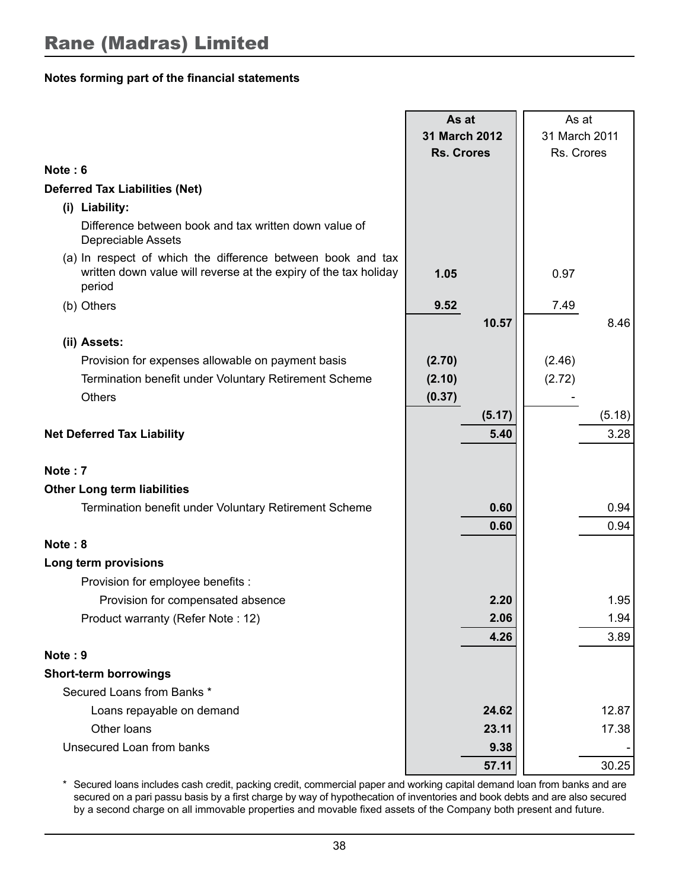# Rane (Madras) Limited

**Notes forming part of the financial statements**

| | As at 31 March 2012 Rs. Crores | | As at 31 March 2011 Rs. Crores | |
|---|---|---|---|---|
| **Note : 6** | | | | |
| **Deferred Tax Liabilities (Net)** | | | | |
| **(i) Liability:** | | | | |
| Difference between book and tax written down value of Depreciable Assets | | | | |
| (a) In respect of which the difference between book and tax written down value will reverse at the expiry of the tax holiday period | **1.05** | | 0.97 | |
| (b) Others | **9.52** | | 7.49 | |
| | | **10.57** | | 8.46 |
| **(ii) Assets:** | | | | |
| Provision for expenses allowable on payment basis | **(2.70)** | | (2.46) | |
| Termination benefit under Voluntary Retirement Scheme | **(2.10)** | | (2.72) | |
| Others | **(0.37)** | | - | |
| | | **(5.17)** | | (5.18) |
| **Net Deferred Tax Liability** | | **5.40** | | 3.28 |
| **Note : 7** | | | | |
| **Other Long term liabilities** | | | | |
| Termination benefit under Voluntary Retirement Scheme | | **0.60** | | 0.94 |
| | | **0.60** | | 0.94 |
| **Note : 8** | | | | |
| **Long term provisions** | | | | |
| Provision for employee benefits : | | | | |
| Provision for compensated absence | | **2.20** | | 1.95 |
| Product warranty (Refer Note : 12) | | **2.06** | | 1.94 |
| | | **4.26** | | 3.89 |
| **Note : 9** | | | | |
| **Short-term borrowings** | | | | |
| Secured Loans from Banks * | | | | |
| Loans repayable on demand | | **24.62** | | 12.87 |
| Other loans | | **23.11** | | 17.38 |
| Unsecured Loan from banks | | **9.38** | | - |
| | | **57.11** | | 30.25 |

* Secured loans includes cash credit, packing credit, commercial paper and working capital demand loan from banks and are secured on a pari passu basis by a first charge by way of hypothecation of inventories and book debts and are also secured by a second charge on all immovable properties and movable fixed assets of the Company both present and future.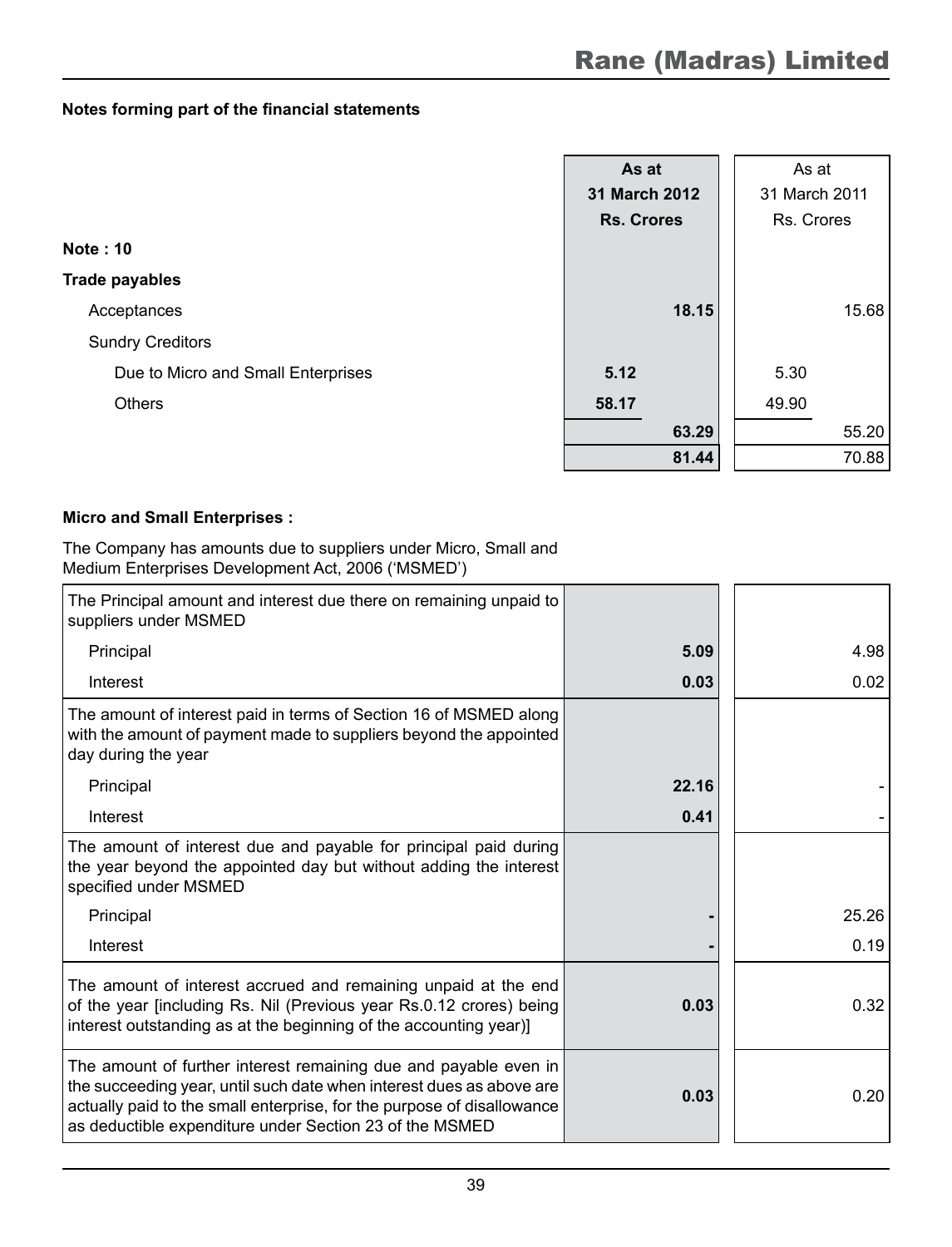## Notes forming part of the financial statements

| | As at 31 March 2012 Rs. Crores | | As at 31 March 2011 Rs. Crores | |
|---|---|---|---|---|
| **Note : 10** | | | | |
| **Trade payables** | | | | |
| Acceptances | | **18.15** | | 15.68 |
| Sundry Creditors | | | | |
| Due to Micro and Small Enterprises | **5.12** | | 5.30 | |
| Others | **58.17** | | 49.90 | |
| | | **63.29** | | 55.20 |
| | | **81.44** | | 70.88 |

**Micro and Small Enterprises :**

The Company has amounts due to suppliers under Micro, Small and Medium Enterprises Development Act, 2006 ('MSMED')

| | 31 March 2012 | 31 March 2011 |
|---|---|---|
| The Principal amount and interest due there on remaining unpaid to suppliers under MSMED | | |
| Principal | **5.09** | 4.98 |
| Interest | **0.03** | 0.02 |
| The amount of interest paid in terms of Section 16 of MSMED along with the amount of payment made to suppliers beyond the appointed day during the year | | |
| Principal | **22.16** | - |
| Interest | **0.41** | - |
| The amount of interest due and payable for principal paid during the year beyond the appointed day but without adding the interest specified under MSMED | | |
| Principal | **-** | 25.26 |
| Interest | **-** | 0.19 |
| The amount of interest accrued and remaining unpaid at the end of the year [including Rs. Nil (Previous year Rs.0.12 crores) being interest outstanding as at the beginning of the accounting year)] | **0.03** | 0.32 |
| The amount of further interest remaining due and payable even in the succeeding year, until such date when interest dues as above are actually paid to the small enterprise, for the purpose of disallowance as deductible expenditure under Section 23 of the MSMED | **0.03** | 0.20 |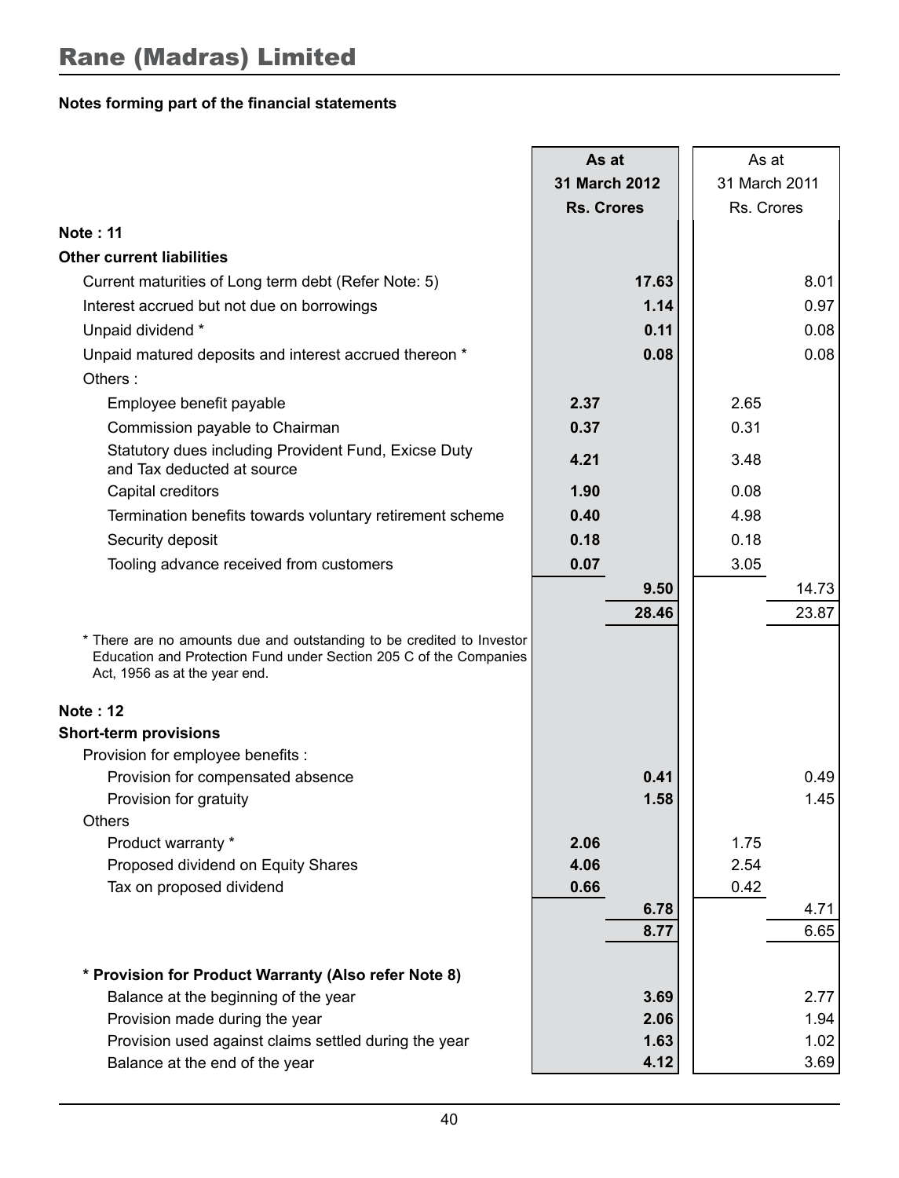# Rane (Madras) Limited

**Notes forming part of the financial statements**

| | As at 31 March 2012 Rs. Crores | | As at 31 March 2011 Rs. Crores | |
|---|---|---|---|---|
| **Note : 11** | | | | |
| **Other current liabilities** | | | | |
| Current maturities of Long term debt (Refer Note: 5) | | **17.63** | | 8.01 |
| Interest accrued but not due on borrowings | | **1.14** | | 0.97 |
| Unpaid dividend * | | **0.11** | | 0.08 |
| Unpaid matured deposits and interest accrued thereon * | | **0.08** | | 0.08 |
| Others : | | | | |
| Employee benefit payable | **2.37** | | 2.65 | |
| Commission payable to Chairman | **0.37** | | 0.31 | |
| Statutory dues including Provident Fund, Exicse Duty and Tax deducted at source | **4.21** | | 3.48 | |
| Capital creditors | **1.90** | | 0.08 | |
| Termination benefits towards voluntary retirement scheme | **0.40** | | 4.98 | |
| Security deposit | **0.18** | | 0.18 | |
| Tooling advance received from customers | **0.07** | | 3.05 | |
| | | **9.50** | | 14.73 |
| | | **28.46** | | 23.87 |

* There are no amounts due and outstanding to be credited to Investor Education and Protection Fund under Section 205 C of the Companies Act, 1956 as at the year end.

| | As at 31 March 2012 Rs. Crores | | As at 31 March 2011 Rs. Crores | |
|---|---|---|---|---|
| **Note : 12** | | | | |
| **Short-term provisions** | | | | |
| Provision for employee benefits : | | | | |
| Provision for compensated absence | | **0.41** | | 0.49 |
| Provision for gratuity | | **1.58** | | 1.45 |
| Others | | | | |
| Product warranty * | **2.06** | | 1.75 | |
| Proposed dividend on Equity Shares | **4.06** | | 2.54 | |
| Tax on proposed dividend | **0.66** | | 0.42 | |
| | | **6.78** | | 4.71 |
| | | **8.77** | | 6.65 |
| **\* Provision for Product Warranty (Also refer Note 8)** | | | | |
| Balance at the beginning of the year | | **3.69** | | 2.77 |
| Provision made during the year | | **2.06** | | 1.94 |
| Provision used against claims settled during the year | | **1.63** | | 1.02 |
| Balance at the end of the year | | **4.12** | | 3.69 |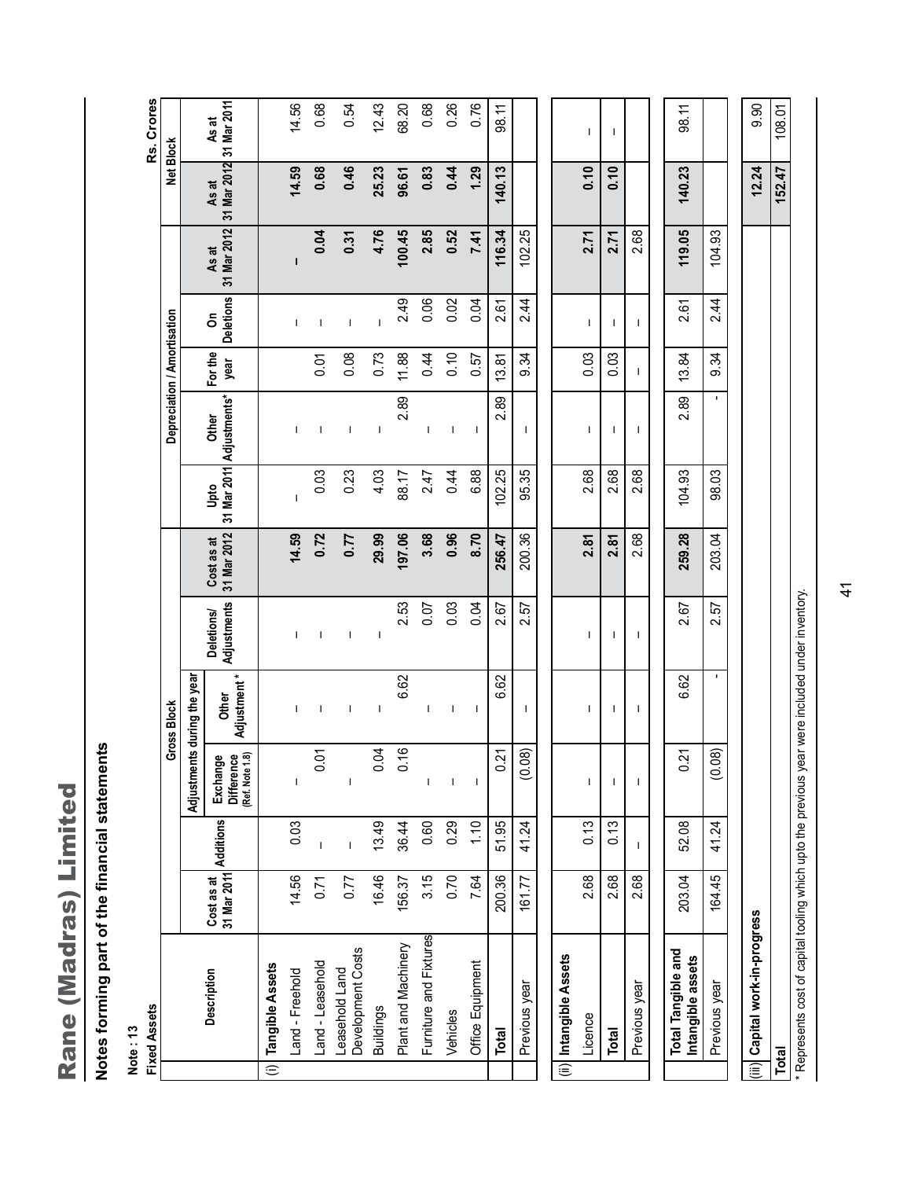# Rane (Madras) Limited

## Notes forming part of the financial statements

**Note : 13**

**Fixed Assets**

Rs. Crores

| Description | Gross Block | | | | | Depreciation / Amortisation | | | | | Net Block | |
|---|---|---|---|---|---|---|---|---|---|---|---|---|
| | Cost as at 31 Mar 2011 | Additions | Adjustments during the year: Exchange Difference (Ref. Note 1.8) | Adjustments during the year: Other Adjustment* | Deletions/ Adjustments | Cost as at 31 Mar 2012 | Upto 31 Mar 2011 | Other Adjustments* | For the year | On Deletions | As at 31 Mar 2012 | As at 31 Mar 2012 | As at 31 Mar 2011 |
| **(i) Tangible Assets** | | | | | | | | | | | | | |
| Land - Freehold | 14.56 | 0.03 | – | – | – | **14.59** | – | – | | – | **–** | **14.59** | 14.56 |
| Land - Leasehold | 0.71 | – | 0.01 | – | – | **0.72** | 0.03 | – | 0.01 | – | **0.04** | **0.68** | 0.68 |
| Leasehold Land Development Costs | 0.77 | – | – | – | – | **0.77** | 0.23 | – | 0.08 | – | **0.31** | **0.46** | 0.54 |
| Buildings | 16.46 | 13.49 | 0.04 | – | – | **29.99** | 4.03 | – | 0.73 | – | **4.76** | **25.23** | 12.43 |
| Plant and Machinery | 156.37 | 36.44 | 0.16 | 6.62 | 2.53 | **197.06** | 88.17 | 2.89 | 11.88 | 2.49 | **100.45** | **96.61** | 68.20 |
| Furniture and Fixtures | 3.15 | 0.60 | – | – | 0.07 | **3.68** | 2.47 | – | 0.44 | 0.06 | **2.85** | **0.83** | 0.68 |
| Vehicles | 0.70 | 0.29 | – | – | 0.03 | **0.96** | 0.44 | – | 0.10 | 0.02 | **0.52** | **0.44** | 0.26 |
| Office Equipment | 7.64 | 1.10 | – | – | 0.04 | **8.70** | 6.88 | – | 0.57 | 0.04 | **7.41** | **1.29** | 0.76 |
| **Total** | 200.36 | 51.95 | 0.21 | 6.62 | 2.67 | **256.47** | 102.25 | 2.89 | 13.81 | 2.61 | **116.34** | **140.13** | 98.11 |
| Previous year | 161.77 | 41.24 | (0.08) | – | 2.57 | 200.36 | 95.35 | – | 9.34 | 2.44 | 102.25 | | |
| **(ii) Intangible Assets** | | | | | | | | | | | | | |
| Licence | 2.68 | 0.13 | – | – | – | **2.81** | 2.68 | – | 0.03 | – | **2.71** | **0.10** | – |
| **Total** | 2.68 | 0.13 | – | – | – | **2.81** | 2.68 | – | 0.03 | – | **2.71** | **0.10** | – |
| Previous year | 2.68 | – | – | – | – | 2.68 | 2.68 | – | – | – | 2.68 | | |
| **Total Tangible and Intangible assets** | 203.04 | 52.08 | 0.21 | 6.62 | 2.67 | **259.28** | 104.93 | 2.89 | 13.84 | 2.61 | **119.05** | **140.23** | 98.11 |
| Previous year | 164.45 | 41.24 | (0.08) | - | 2.57 | 203.04 | 98.03 | - | 9.34 | 2.44 | 104.93 | | |
| **(iii) Capital work-in-progress** | | | | | | | | | | | | **12.24** | 9.90 |
| **Total** | | | | | | | | | | | | **152.47** | 108.01 |

\* Represents cost of capital tooling which upto the previous year were included under inventory.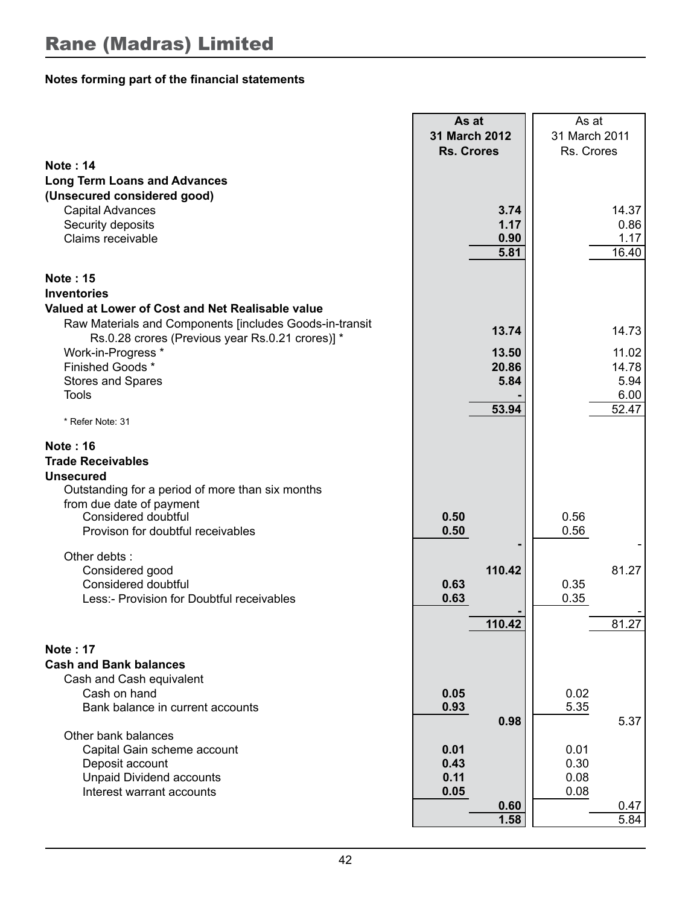## Rane (Madras) Limited

**Notes forming part of the financial statements**

| | As at 31 March 2012 Rs. Crores | | As at 31 March 2011 Rs. Crores | |
|---|---|---|---|---|
| **Note : 14** | | | | |
| **Long Term Loans and Advances** | | | | |
| **(Unsecured considered good)** | | | | |
| Capital Advances | | **3.74** | | 14.37 |
| Security deposits | | **1.17** | | 0.86 |
| Claims receivable | | **0.90** | | 1.17 |
| | | **5.81** | | 16.40 |
| **Note : 15** | | | | |
| **Inventories** | | | | |
| **Valued at Lower of Cost and Net Realisable value** | | | | |
| Raw Materials and Components [includes Goods-in-transit Rs.0.28 crores (Previous year Rs.0.21 crores)] * | | **13.74** | | 14.73 |
| Work-in-Progress * | | **13.50** | | 11.02 |
| Finished Goods * | | **20.86** | | 14.78 |
| Stores and Spares | | **5.84** | | 5.94 |
| Tools | | **-** | | 6.00 |
| | | **53.94** | | 52.47 |
| * Refer Note: 31 | | | | |
| **Note : 16** | | | | |
| **Trade Receivables** | | | | |
| **Unsecured** | | | | |
| Outstanding for a period of more than six months from due date of payment | | | | |
| Considered doubtful | **0.50** | | 0.56 | |
| Provison for doubtful receivables | **0.50** | | 0.56 | |
| | | **-** | | - |
| Other debts : | | | | |
| Considered good | | **110.42** | | 81.27 |
| Considered doubtful | **0.63** | | 0.35 | |
| Less:- Provision for Doubtful receivables | **0.63** | | 0.35 | |
| | | **-** | | - |
| | | **110.42** | | 81.27 |
| **Note : 17** | | | | |
| **Cash and Bank balances** | | | | |
| Cash and Cash equivalent | | | | |
| Cash on hand | **0.05** | | 0.02 | |
| Bank balance in current accounts | **0.93** | | 5.35 | |
| | | **0.98** | | 5.37 |
| Other bank balances | | | | |
| Capital Gain scheme account | **0.01** | | 0.01 | |
| Deposit account | **0.43** | | 0.30 | |
| Unpaid Dividend accounts | **0.11** | | 0.08 | |
| Interest warrant accounts | **0.05** | | 0.08 | |
| | | **0.60** | | 0.47 |
| | | **1.58** | | 5.84 |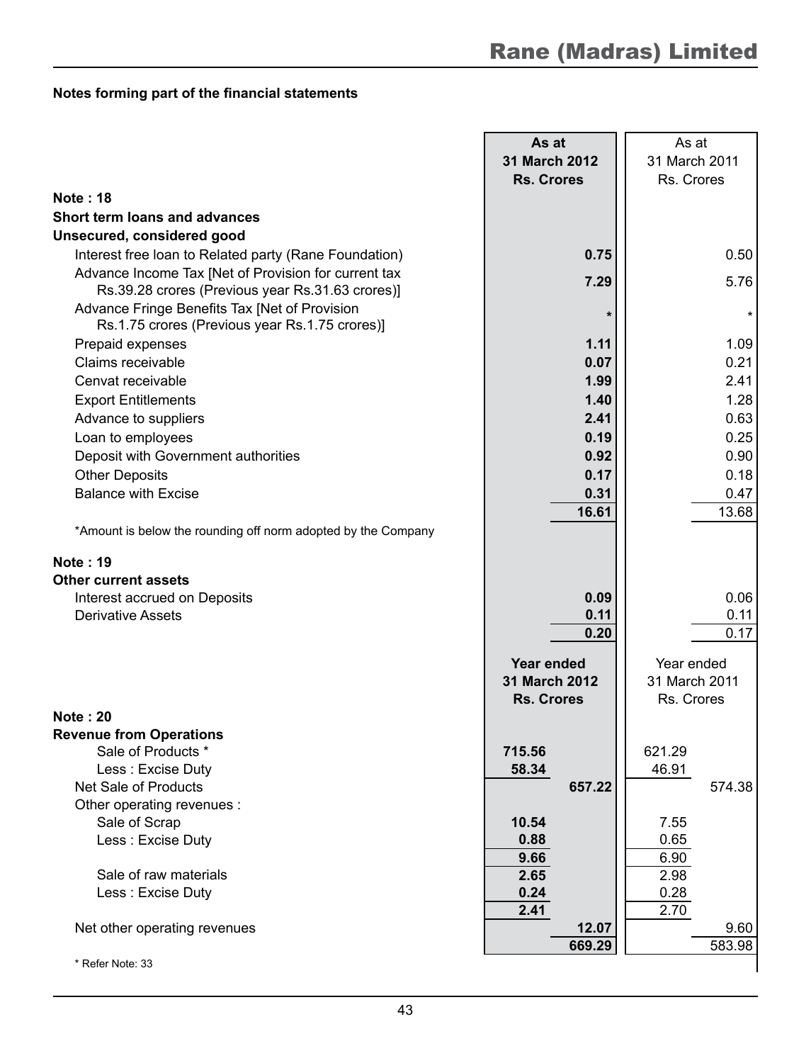## Notes forming part of the financial statements

| | As at 31 March 2012 Rs. Crores | As at 31 March 2011 Rs. Crores |
|---|---|---|
| **Note : 18** | | |
| **Short term loans and advances** | | |
| **Unsecured, considered good** | | |
| Interest free loan to Related party (Rane Foundation) | **0.75** | 0.50 |
| Advance Income Tax [Net of Provision for current tax Rs.39.28 crores (Previous year Rs.31.63 crores)] | **7.29** | 5.76 |
| Advance Fringe Benefits Tax [Net of Provision Rs.1.75 crores (Previous year Rs.1.75 crores)] | * | * |
| Prepaid expenses | **1.11** | 1.09 |
| Claims receivable | **0.07** | 0.21 |
| Cenvat receivable | **1.99** | 2.41 |
| Export Entitlements | **1.40** | 1.28 |
| Advance to suppliers | **2.41** | 0.63 |
| Loan to employees | **0.19** | 0.25 |
| Deposit with Government authorities | **0.92** | 0.90 |
| Other Deposits | **0.17** | 0.18 |
| Balance with Excise | **0.31** | 0.47 |
| | **16.61** | 13.68 |

*Amount is below the rounding off norm adopted by the Company

| | As at 31 March 2012 Rs. Crores | As at 31 March 2011 Rs. Crores |
|---|---|---|
| **Note : 19** | | |
| **Other current assets** | | |
| Interest accrued on Deposits | **0.09** | 0.06 |
| Derivative Assets | **0.11** | 0.11 |
| | **0.20** | 0.17 |

| | Year ended 31 March 2012 Rs. Crores | | Year ended 31 March 2011 Rs. Crores | |
|---|---|---|---|---|
| **Note : 20** | | | | |
| **Revenue from Operations** | | | | |
| Sale of Products * | **715.56** | | 621.29 | |
| Less : Excise Duty | **58.34** | | 46.91 | |
| Net Sale of Products | | **657.22** | | 574.38 |
| Other operating revenues : | | | | |
| Sale of Scrap | **10.54** | | 7.55 | |
| Less : Excise Duty | **0.88** | | 0.65 | |
| | **9.66** | | 6.90 | |
| Sale of raw materials | **2.65** | | 2.98 | |
| Less : Excise Duty | **0.24** | | 0.28 | |
| | **2.41** | | 2.70 | |
| Net other operating revenues | | **12.07** | | 9.60 |
| | | **669.29** | | 583.98 |

* Refer Note: 33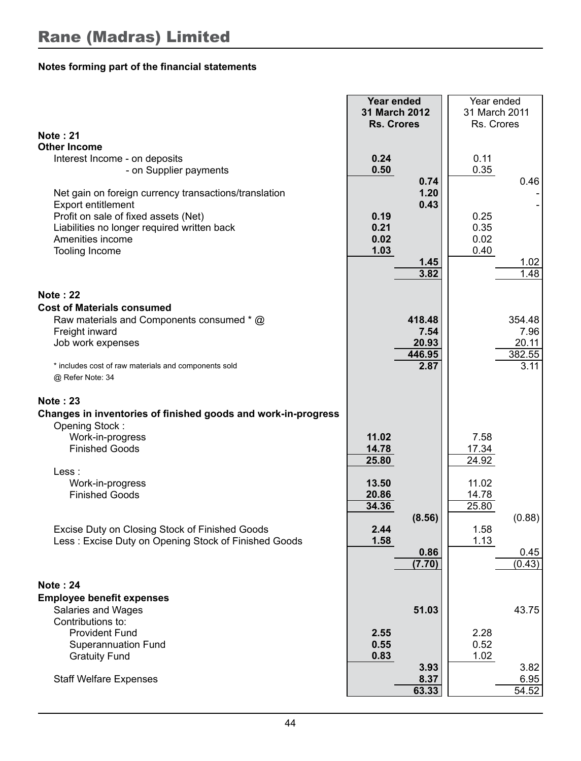# Rane (Madras) Limited

**Notes forming part of the financial statements**

| | **Year ended 31 March 2012 Rs. Crores** | | Year ended 31 March 2011 Rs. Crores | |
|---|---|---|---|---|
| **Note : 21** | | | | |
| **Other Income** | | | | |
| Interest Income - on deposits | **0.24** | | 0.11 | |
| - on Supplier payments | **0.50** | | 0.35 | |
| | | **0.74** | | 0.46 |
| Net gain on foreign currency transactions/translation | | **1.20** | | - |
| Export entitlement | | **0.43** | | - |
| Profit on sale of fixed assets (Net) | **0.19** | | 0.25 | |
| Liabilities no longer required written back | **0.21** | | 0.35 | |
| Amenities income | **0.02** | | 0.02 | |
| Tooling Income | **1.03** | | 0.40 | |
| | | **1.45** | | 1.02 |
| | | **3.82** | | 1.48 |
| **Note : 22** | | | | |
| **Cost of Materials consumed** | | | | |
| Raw materials and Components consumed * @ | | **418.48** | | 354.48 |
| Freight inward | | **7.54** | | 7.96 |
| Job work expenses | | **20.93** | | 20.11 |
| | | **446.95** | | 382.55 |
| * includes cost of raw materials and components sold | | **2.87** | | 3.11 |
| @ Refer Note: 34 | | | | |
| **Note : 23** | | | | |
| **Changes in inventories of finished goods and work-in-progress** | | | | |
| Opening Stock : | | | | |
| Work-in-progress | **11.02** | | 7.58 | |
| Finished Goods | **14.78** | | 17.34 | |
| | **25.80** | | 24.92 | |
| Less : | | | | |
| Work-in-progress | **13.50** | | 11.02 | |
| Finished Goods | **20.86** | | 14.78 | |
| | **34.36** | | 25.80 | |
| | | **(8.56)** | | (0.88) |
| Excise Duty on Closing Stock of Finished Goods | **2.44** | | 1.58 | |
| Less : Excise Duty on Opening Stock of Finished Goods | **1.58** | | 1.13 | |
| | | **0.86** | | 0.45 |
| | | **(7.70)** | | (0.43) |
| **Note : 24** | | | | |
| **Employee benefit expenses** | | | | |
| Salaries and Wages | | **51.03** | | 43.75 |
| Contributions to: | | | | |
| Provident Fund | **2.55** | | 2.28 | |
| Superannuation Fund | **0.55** | | 0.52 | |
| Gratuity Fund | **0.83** | | 1.02 | |
| | | **3.93** | | 3.82 |
| Staff Welfare Expenses | | **8.37** | | 6.95 |
| | | **63.33** | | 54.52 |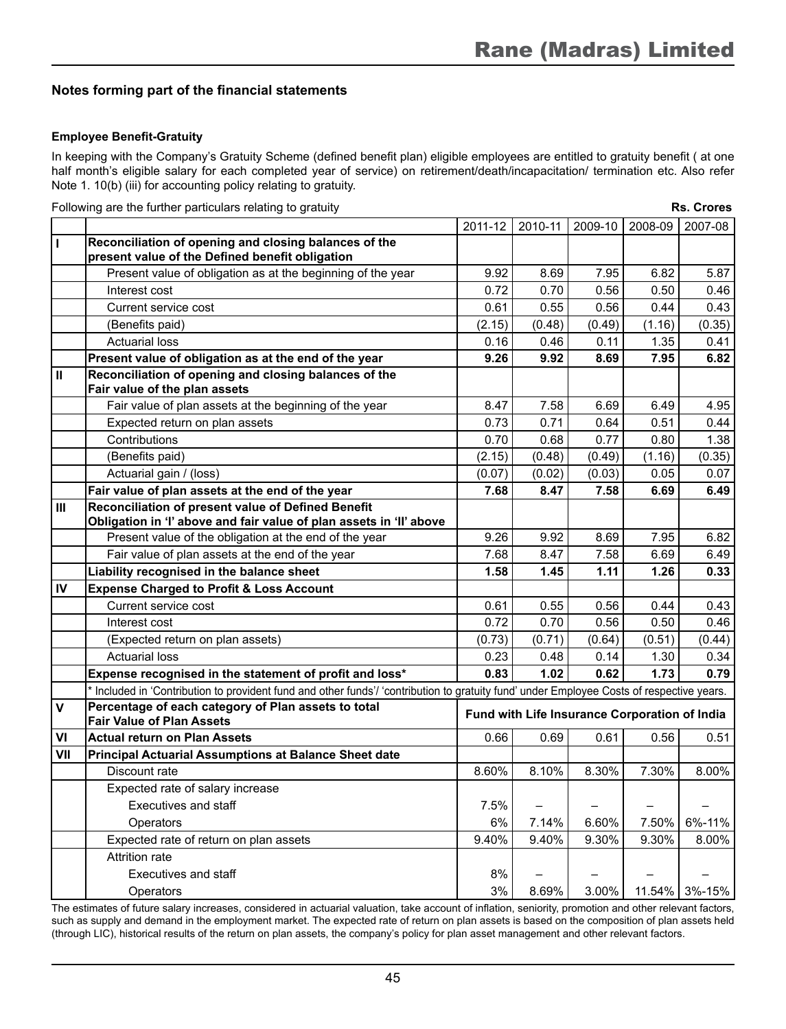## Notes forming part of the financial statements

### Employee Benefit-Gratuity

In keeping with the Company's Gratuity Scheme (defined benefit plan) eligible employees are entitled to gratuity benefit ( at one half month's eligible salary for each completed year of service) on retirement/death/incapacitation/ termination etc. Also refer Note 1. 10(b) (iii) for accounting policy relating to gratuity.

Following are the further particulars relating to gratuity **Rs. Crores**

| | | 2011-12 | 2010-11 | 2009-10 | 2008-09 | 2007-08 |
|---|---|---|---|---|---|---|
| **I** | **Reconciliation of opening and closing balances of the present value of the Defined benefit obligation** | | | | | |
| | Present value of obligation as at the beginning of the year | 9.92 | 8.69 | 7.95 | 6.82 | 5.87 |
| | Interest cost | 0.72 | 0.70 | 0.56 | 0.50 | 0.46 |
| | Current service cost | 0.61 | 0.55 | 0.56 | 0.44 | 0.43 |
| | (Benefits paid) | (2.15) | (0.48) | (0.49) | (1.16) | (0.35) |
| | Actuarial loss | 0.16 | 0.46 | 0.11 | 1.35 | 0.41 |
| | **Present value of obligation as at the end of the year** | **9.26** | **9.92** | **8.69** | **7.95** | **6.82** |
| **II** | **Reconciliation of opening and closing balances of the Fair value of the plan assets** | | | | | |
| | Fair value of plan assets at the beginning of the year | 8.47 | 7.58 | 6.69 | 6.49 | 4.95 |
| | Expected return on plan assets | 0.73 | 0.71 | 0.64 | 0.51 | 0.44 |
| | Contributions | 0.70 | 0.68 | 0.77 | 0.80 | 1.38 |
| | (Benefits paid) | (2.15) | (0.48) | (0.49) | (1.16) | (0.35) |
| | Actuarial gain / (loss) | (0.07) | (0.02) | (0.03) | 0.05 | 0.07 |
| | **Fair value of plan assets at the end of the year** | **7.68** | **8.47** | **7.58** | **6.69** | **6.49** |
| **III** | **Reconciliation of present value of Defined Benefit Obligation in 'I' above and fair value of plan assets in 'II' above** | | | | | |
| | Present value of the obligation at the end of the year | 9.26 | 9.92 | 8.69 | 7.95 | 6.82 |
| | Fair value of plan assets at the end of the year | 7.68 | 8.47 | 7.58 | 6.69 | 6.49 |
| | **Liability recognised in the balance sheet** | **1.58** | **1.45** | **1.11** | **1.26** | **0.33** |
| **IV** | **Expense Charged to Profit & Loss Account** | | | | | |
| | Current service cost | 0.61 | 0.55 | 0.56 | 0.44 | 0.43 |
| | Interest cost | 0.72 | 0.70 | 0.56 | 0.50 | 0.46 |
| | (Expected return on plan assets) | (0.73) | (0.71) | (0.64) | (0.51) | (0.44) |
| | Actuarial loss | 0.23 | 0.48 | 0.14 | 1.30 | 0.34 |
| | **Expense recognised in the statement of profit and loss*** | **0.83** | **1.02** | **0.62** | **1.73** | **0.79** |
| | * Included in 'Contribution to provident fund and other funds'/ 'contribution to gratuity fund' under Employee Costs of respective years. | | | | | |
| **V** | **Percentage of each category of Plan assets to total Fair Value of Plan Assets** | **Fund with Life Insurance Corporation of India** | | | | |
| **VI** | **Actual return on Plan Assets** | 0.66 | 0.69 | 0.61 | 0.56 | 0.51 |
| **VII** | **Principal Actuarial Assumptions at Balance Sheet date** | | | | | |
| | Discount rate | 8.60% | 8.10% | 8.30% | 7.30% | 8.00% |
| | Expected rate of salary increase | | | | | |
| | Executives and staff | 7.5% | – | – | – | – |
| | Operators | 6% | 7.14% | 6.60% | 7.50% | 6%-11% |
| | Expected rate of return on plan assets | 9.40% | 9.40% | 9.30% | 9.30% | 8.00% |
| | Attrition rate | | | | | |
| | Executives and staff | 8% | – | – | – | – |
| | Operators | 3% | 8.69% | 3.00% | 11.54% | 3%-15% |

The estimates of future salary increases, considered in actuarial valuation, take account of inflation, seniority, promotion and other relevant factors, such as supply and demand in the employment market. The expected rate of return on plan assets is based on the composition of plan assets held (through LIC), historical results of the return on plan assets, the company's policy for plan asset management and other relevant factors.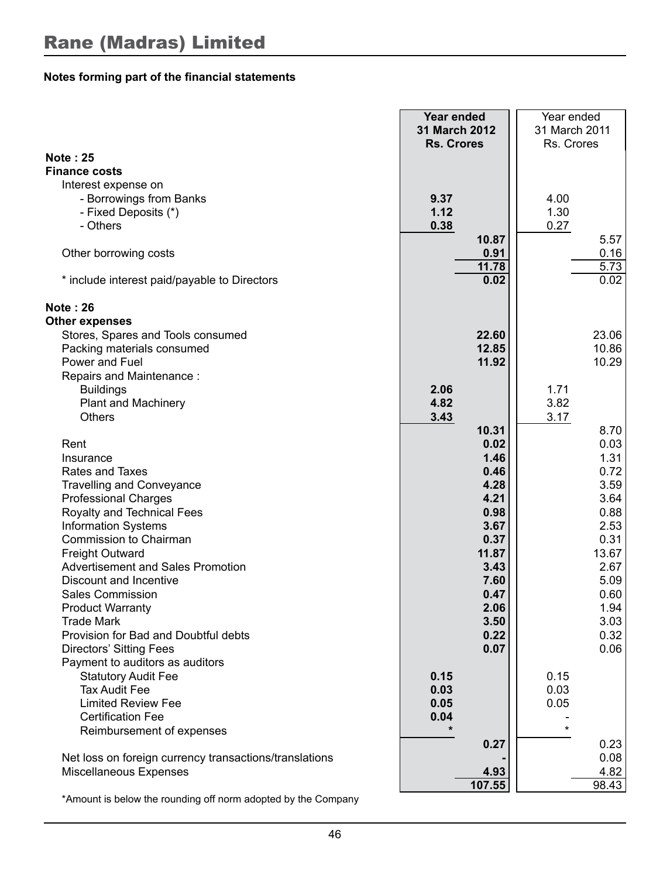## Notes forming part of the financial statements

| | Year ended 31 March 2012 Rs. Crores | | Year ended 31 March 2011 Rs. Crores | |
|---|---|---|---|---|
| **Note : 25** | | | | |
| **Finance costs** | | | | |
| Interest expense on | | | | |
| - Borrowings from Banks | 9.37 | | 4.00 | |
| - Fixed Deposits (*) | 1.12 | | 1.30 | |
| - Others | 0.38 | | 0.27 | |
| | | 10.87 | | 5.57 |
| Other borrowing costs | | 0.91 | | 0.16 |
| | | 11.78 | | 5.73 |
| * include interest paid/payable to Directors | | 0.02 | | 0.02 |
| **Note : 26** | | | | |
| **Other expenses** | | | | |
| Stores, Spares and Tools consumed | | 22.60 | | 23.06 |
| Packing materials consumed | | 12.85 | | 10.86 |
| Power and Fuel | | 11.92 | | 10.29 |
| Repairs and Maintenance : | | | | |
| Buildings | 2.06 | | 1.71 | |
| Plant and Machinery | 4.82 | | 3.82 | |
| Others | 3.43 | | 3.17 | |
| | | 10.31 | | 8.70 |
| Rent | | 0.02 | | 0.03 |
| Insurance | | 1.46 | | 1.31 |
| Rates and Taxes | | 0.46 | | 0.72 |
| Travelling and Conveyance | | 4.28 | | 3.59 |
| Professional Charges | | 4.21 | | 3.64 |
| Royalty and Technical Fees | | 0.98 | | 0.88 |
| Information Systems | | 3.67 | | 2.53 |
| Commission to Chairman | | 0.37 | | 0.31 |
| Freight Outward | | 11.87 | | 13.67 |
| Advertisement and Sales Promotion | | 3.43 | | 2.67 |
| Discount and Incentive | | 7.60 | | 5.09 |
| Sales Commission | | 0.47 | | 0.60 |
| Product Warranty | | 2.06 | | 1.94 |
| Trade Mark | | 3.50 | | 3.03 |
| Provision for Bad and Doubtful debts | | 0.22 | | 0.32 |
| Directors' Sitting Fees | | 0.07 | | 0.06 |
| Payment to auditors as auditors | | | | |
| Statutory Audit Fee | 0.15 | | 0.15 | |
| Tax Audit Fee | 0.03 | | 0.03 | |
| Limited Review Fee | 0.05 | | 0.05 | |
| Certification Fee | 0.04 | | - | |
| Reimbursement of expenses | * | | * | |
| | | 0.27 | | 0.23 |
| Net loss on foreign currency transactions/translations | | - | | 0.08 |
| Miscellaneous Expenses | | 4.93 | | 4.82 |
| | | 107.55 | | 98.43 |

*Amount is below the rounding off norm adopted by the Company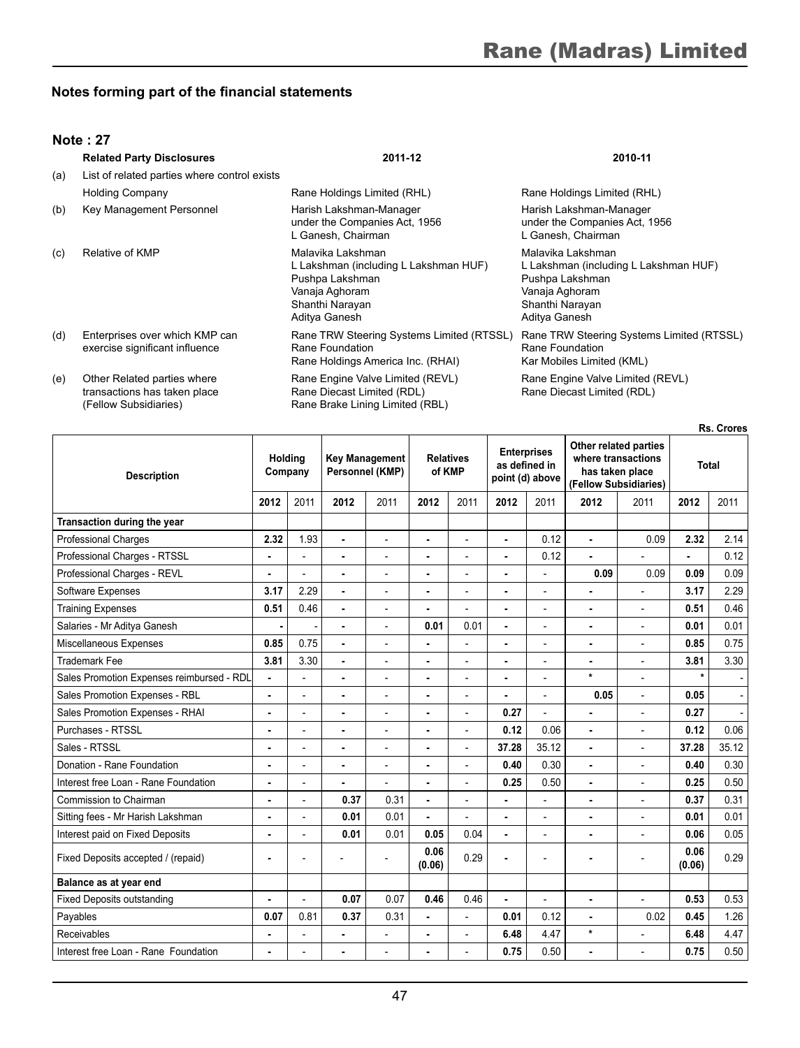## Notes forming part of the financial statements

### Note : 27

| | Related Party Disclosures | 2011-12 | 2010-11 |
|---|---|---|---|
| (a) | List of related parties where control exists | | |
| | Holding Company | Rane Holdings Limited (RHL) | Rane Holdings Limited (RHL) |
| (b) | Key Management Personnel | Harish Lakshman-Manager under the Companies Act, 1956<br>L Ganesh, Chairman | Harish Lakshman-Manager under the Companies Act, 1956<br>L Ganesh, Chairman |
| (c) | Relative of KMP | Malavika Lakshman<br>L Lakshman (including L Lakshman HUF)<br>Pushpa Lakshman<br>Vanaja Aghoram<br>Shanthi Narayan<br>Aditya Ganesh | Malavika Lakshman<br>L Lakshman (including L Lakshman HUF)<br>Pushpa Lakshman<br>Vanaja Aghoram<br>Shanthi Narayan<br>Aditya Ganesh |
| (d) | Enterprises over which KMP can exercise significant influence | Rane TRW Steering Systems Limited (RTSSL)<br>Rane Foundation<br>Rane Holdings America Inc. (RHAI) | Rane TRW Steering Systems Limited (RTSSL)<br>Rane Foundation<br>Kar Mobiles Limited (KML) |
| (e) | Other Related parties where transactions has taken place (Fellow Subsidiaries) | Rane Engine Valve Limited (REVL)<br>Rane Diecast Limited (RDL)<br>Rane Brake Lining Limited (RBL) | Rane Engine Valve Limited (REVL)<br>Rane Diecast Limited (RDL) |

Rs. Crores

| Description | Holding Company | | Key Management Personnel (KMP) | | Relatives of KMP | | Enterprises as defined in point (d) above | | Other related parties where transactions has taken place (Fellow Subsidiaries) | | Total | |
|---|---|---|---|---|---|---|---|---|---|---|---|---|
| | **2012** | 2011 | **2012** | 2011 | **2012** | 2011 | **2012** | 2011 | **2012** | 2011 | **2012** | 2011 |
| **Transaction during the year** | | | | | | | | | | | | |
| Professional Charges | **2.32** | 1.93 | **-** | - | **-** | - | **-** | 0.12 | **-** | 0.09 | **2.32** | 2.14 |
| Professional Charges - RTSSL | **-** | - | **-** | - | **-** | - | **-** | 0.12 | **-** | - | **-** | 0.12 |
| Professional Charges - REVL | **-** | - | **-** | - | **-** | - | **-** | - | **0.09** | 0.09 | **0.09** | 0.09 |
| Software Expenses | **3.17** | 2.29 | **-** | - | **-** | - | **-** | - | **-** | - | **3.17** | 2.29 |
| Training Expenses | **0.51** | 0.46 | **-** | - | **-** | - | **-** | - | **-** | - | **0.51** | 0.46 |
| Salaries - Mr Aditya Ganesh | **-** | - | **-** | - | **0.01** | 0.01 | **-** | - | **-** | - | **0.01** | 0.01 |
| Miscellaneous Expenses | **0.85** | 0.75 | **-** | - | **-** | - | **-** | - | **-** | - | **0.85** | 0.75 |
| Trademark Fee | **3.81** | 3.30 | **-** | - | **-** | - | **-** | - | **-** | - | **3.81** | 3.30 |
| Sales Promotion Expenses reimbursed - RDL | **-** | - | **-** | - | **-** | - | **-** | - | **\*** | - | **\*** | - |
| Sales Promotion Expenses - RBL | **-** | - | **-** | - | **-** | - | **-** | - | **0.05** | - | **0.05** | - |
| Sales Promotion Expenses - RHAI | **-** | - | **-** | - | **-** | - | **0.27** | - | **-** | - | **0.27** | - |
| Purchases - RTSSL | **-** | - | **-** | - | **-** | - | **0.12** | 0.06 | **-** | - | **0.12** | 0.06 |
| Sales - RTSSL | **-** | - | **-** | - | **-** | - | **37.28** | 35.12 | **-** | - | **37.28** | 35.12 |
| Donation - Rane Foundation | **-** | - | **-** | - | **-** | - | **0.40** | 0.30 | **-** | - | **0.40** | 0.30 |
| Interest free Loan - Rane Foundation | **-** | - | **-** | - | **-** | - | **0.25** | 0.50 | **-** | - | **0.25** | 0.50 |
| Commission to Chairman | **-** | - | **0.37** | 0.31 | **-** | - | **-** | - | **-** | - | **0.37** | 0.31 |
| Sitting fees - Mr Harish Lakshman | **-** | - | **0.01** | 0.01 | **-** | - | **-** | - | **-** | - | **0.01** | 0.01 |
| Interest paid on Fixed Deposits | **-** | - | **0.01** | 0.01 | **0.05** | 0.04 | **-** | - | **-** | - | **0.06** | 0.05 |
| Fixed Deposits accepted / (repaid) | **-** | - | - | - | **0.06 (0.06)** | 0.29 | **-** | - | **-** | - | **0.06 (0.06)** | 0.29 |
| **Balance as at year end** | | | | | | | | | | | | |
| Fixed Deposits outstanding | **-** | - | **0.07** | 0.07 | **0.46** | 0.46 | **-** | - | **-** | - | **0.53** | 0.53 |
| Payables | **0.07** | 0.81 | **0.37** | 0.31 | **-** | - | **0.01** | 0.12 | **-** | 0.02 | **0.45** | 1.26 |
| Receivables | **-** | - | **-** | - | **-** | - | **6.48** | 4.47 | **\*** | - | **6.48** | 4.47 |
| Interest free Loan - Rane Foundation | **-** | - | **-** | - | **-** | - | **0.75** | 0.50 | **-** | - | **0.75** | 0.50 |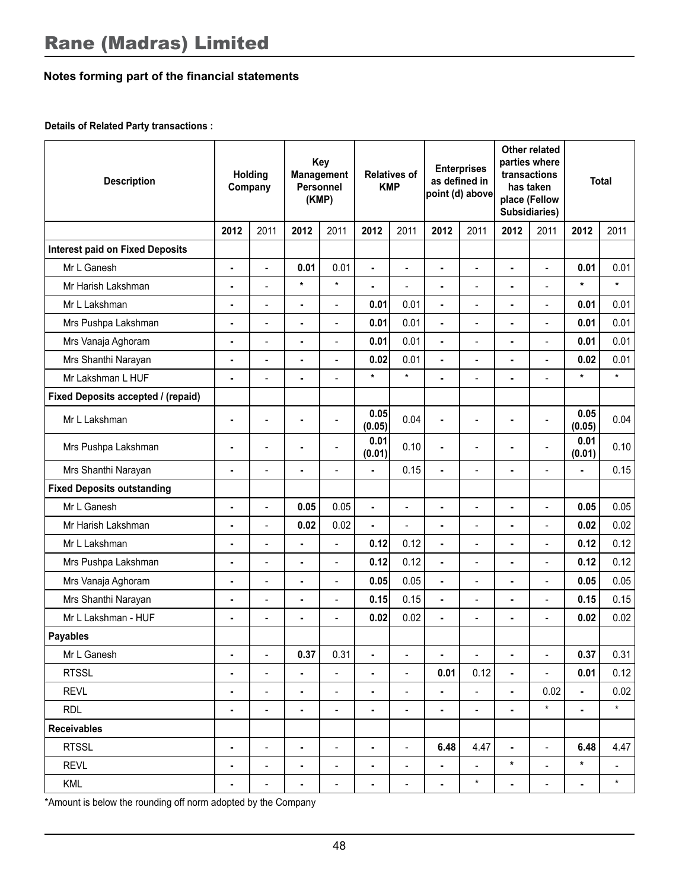## Notes forming part of the financial statements

**Details of Related Party transactions :**

| Description | Holding Company | | Key Management Personnel (KMP) | | Relatives of KMP | | Enterprises as defined in point (d) above | | Other related parties where transactions has taken place (Fellow Subsidiaries) | | Total | |
|---|---|---|---|---|---|---|---|---|---|---|---|---|
| | **2012** | 2011 | **2012** | 2011 | **2012** | 2011 | **2012** | 2011 | **2012** | 2011 | **2012** | 2011 |
| **Interest paid on Fixed Deposits** | | | | | | | | | | | | |
| Mr L Ganesh | **-** | - | **0.01** | 0.01 | **-** | - | **-** | - | **-** | - | **0.01** | 0.01 |
| Mr Harish Lakshman | **-** | - | ***** | * | **-** | - | **-** | - | **-** | - | ***** | * |
| Mr L Lakshman | **-** | - | **-** | - | **0.01** | 0.01 | **-** | - | **-** | - | **0.01** | 0.01 |
| Mrs Pushpa Lakshman | **-** | - | **-** | - | **0.01** | 0.01 | **-** | - | **-** | - | **0.01** | 0.01 |
| Mrs Vanaja Aghoram | **-** | - | **-** | - | **0.01** | 0.01 | **-** | - | **-** | - | **0.01** | 0.01 |
| Mrs Shanthi Narayan | **-** | - | **-** | - | **0.02** | 0.01 | **-** | - | **-** | - | **0.02** | 0.01 |
| Mr Lakshman L HUF | **-** | - | **-** | - | ***** | * | **-** | - | **-** | - | ***** | * |
| **Fixed Deposits accepted / (repaid)** | | | | | | | | | | | | |
| Mr L Lakshman | **-** | - | **-** | - | **0.05 (0.05)** | 0.04 | **-** | - | **-** | - | **0.05 (0.05)** | 0.04 |
| Mrs Pushpa Lakshman | **-** | - | **-** | - | **0.01 (0.01)** | 0.10 | **-** | - | **-** | - | **0.01 (0.01)** | 0.10 |
| Mrs Shanthi Narayan | **-** | - | **-** | - | **-** | 0.15 | **-** | - | **-** | - | **-** | 0.15 |
| **Fixed Deposits outstanding** | | | | | | | | | | | | |
| Mr L Ganesh | **-** | - | **0.05** | 0.05 | **-** | - | **-** | - | **-** | - | **0.05** | 0.05 |
| Mr Harish Lakshman | **-** | - | **0.02** | 0.02 | **-** | - | **-** | - | **-** | - | **0.02** | 0.02 |
| Mr L Lakshman | **-** | - | **-** | - | **0.12** | 0.12 | **-** | - | **-** | - | **0.12** | 0.12 |
| Mrs Pushpa Lakshman | **-** | - | **-** | - | **0.12** | 0.12 | **-** | - | **-** | - | **0.12** | 0.12 |
| Mrs Vanaja Aghoram | **-** | - | **-** | - | **0.05** | 0.05 | **-** | - | **-** | - | **0.05** | 0.05 |
| Mrs Shanthi Narayan | **-** | - | **-** | - | **0.15** | 0.15 | **-** | - | **-** | - | **0.15** | 0.15 |
| Mr L Lakshman - HUF | **-** | - | **-** | - | **0.02** | 0.02 | **-** | - | **-** | - | **0.02** | 0.02 |
| **Payables** | | | | | | | | | | | | |
| Mr L Ganesh | **-** | - | **0.37** | 0.31 | **-** | - | **-** | - | **-** | - | **0.37** | 0.31 |
| RTSSL | **-** | - | **-** | - | **-** | - | **0.01** | 0.12 | **-** | - | **0.01** | 0.12 |
| REVL | **-** | - | **-** | - | **-** | - | **-** | - | **-** | 0.02 | **-** | 0.02 |
| RDL | **-** | - | **-** | - | **-** | - | **-** | - | **-** | * | **-** | * |
| **Receivables** | | | | | | | | | | | | |
| RTSSL | **-** | - | **-** | - | **-** | - | **6.48** | 4.47 | **-** | - | **6.48** | 4.47 |
| REVL | **-** | - | **-** | - | **-** | - | **-** | - | ***** | - | ***** | - |
| KML | **-** | - | **-** | - | **-** | - | **-** | * | **-** | - | **-** | * |

*Amount is below the rounding off norm adopted by the Company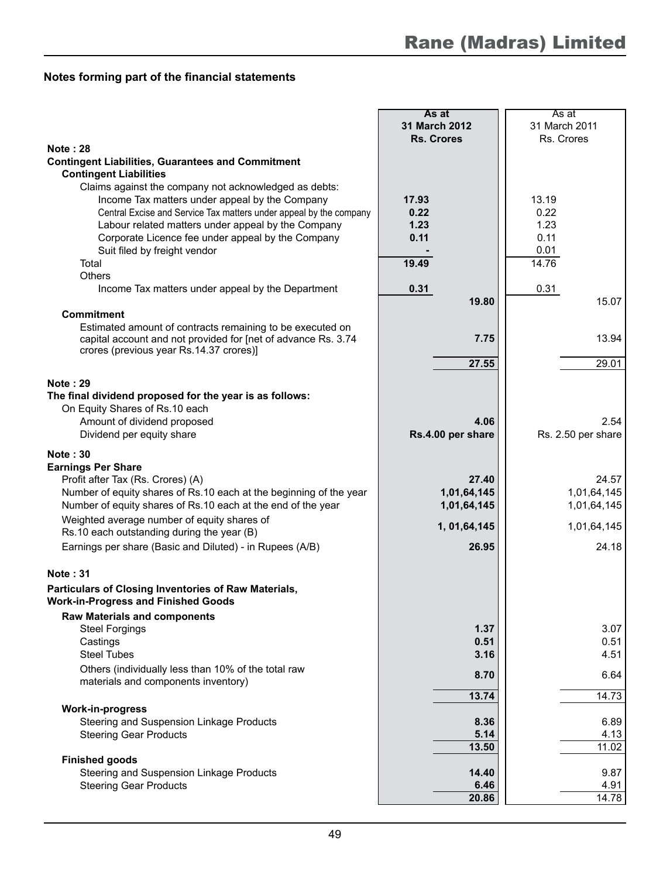## Notes forming part of the financial statements

| | As at 31 March 2012 Rs. Crores | | As at 31 March 2011 Rs. Crores | |
|---|---|---|---|---|
| **Note : 28** | | | | |
| **Contingent Liabilities, Guarantees and Commitment** | | | | |
| **Contingent Liabilities** | | | | |
| Claims against the company not acknowledged as debts: | | | | |
| Income Tax matters under appeal by the Company | **17.93** | | 13.19 | |
| Central Excise and Service Tax matters under appeal by the company | **0.22** | | 0.22 | |
| Labour related matters under appeal by the Company | **1.23** | | 1.23 | |
| Corporate Licence fee under appeal by the Company | **0.11** | | 0.11 | |
| Suit filed by freight vendor | **-** | | 0.01 | |
| Total | **19.49** | | 14.76 | |
| Others | | | | |
| Income Tax matters under appeal by the Department | **0.31** | | 0.31 | |
| | | **19.80** | | 15.07 |
| **Commitment** | | | | |
| Estimated amount of contracts remaining to be executed on capital account and not provided for [net of advance Rs. 3.74 crores (previous year Rs.14.37 crores)] | | **7.75** | | 13.94 |
| | | **27.55** | | 29.01 |
| **Note : 29** | | | | |
| **The final dividend proposed for the year is as follows:** | | | | |
| On Equity Shares of Rs.10 each | | | | |
| Amount of dividend proposed | | **4.06** | | 2.54 |
| Dividend per equity share | | **Rs.4.00 per share** | | Rs. 2.50 per share |
| **Note : 30** | | | | |
| **Earnings Per Share** | | | | |
| Profit after Tax (Rs. Crores) (A) | | **27.40** | | 24.57 |
| Number of equity shares of Rs.10 each at the beginning of the year | | **1,01,64,145** | | 1,01,64,145 |
| Number of equity shares of Rs.10 each at the end of the year | | **1,01,64,145** | | 1,01,64,145 |
| Weighted average number of equity shares of Rs.10 each outstanding during the year (B) | | **1, 01,64,145** | | 1,01,64,145 |
| Earnings per share (Basic and Diluted) - in Rupees (A/B) | | **26.95** | | 24.18 |
| **Note : 31** | | | | |
| **Particulars of Closing Inventories of Raw Materials, Work-in-Progress and Finished Goods** | | | | |
| **Raw Materials and components** | | | | |
| Steel Forgings | | **1.37** | | 3.07 |
| Castings | | **0.51** | | 0.51 |
| Steel Tubes | | **3.16** | | 4.51 |
| Others (individually less than 10% of the total raw materials and components inventory) | | **8.70** | | 6.64 |
| | | **13.74** | | 14.73 |
| **Work-in-progress** | | | | |
| Steering and Suspension Linkage Products | | **8.36** | | 6.89 |
| Steering Gear Products | | **5.14** | | 4.13 |
| | | **13.50** | | 11.02 |
| **Finished goods** | | | | |
| Steering and Suspension Linkage Products | | **14.40** | | 9.87 |
| Steering Gear Products | | **6.46** | | 4.91 |
| | | **20.86** | | 14.78 |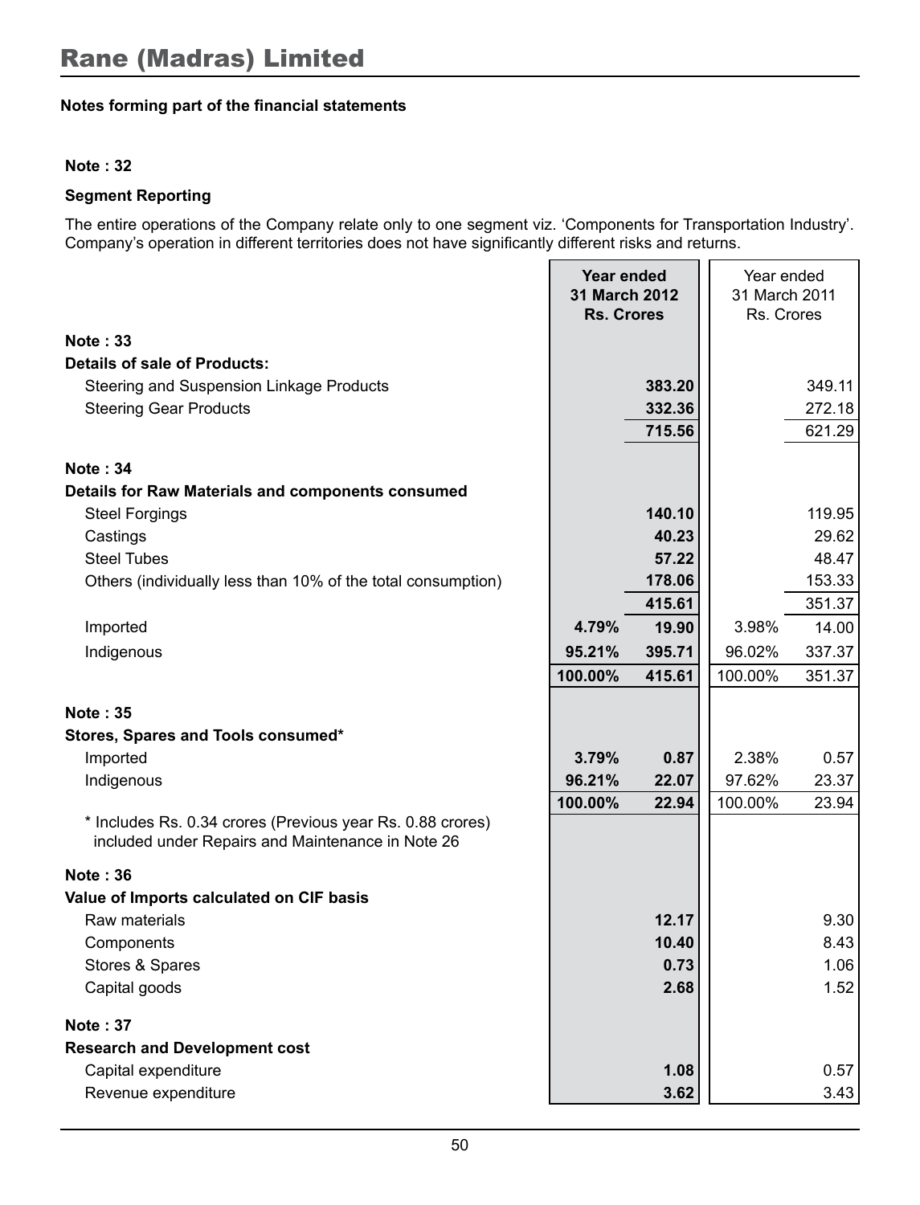# Rane (Madras) Limited

**Notes forming part of the financial statements**

**Note : 32**

**Segment Reporting**

The entire operations of the Company relate only to one segment viz. 'Components for Transportation Industry'. Company's operation in different territories does not have significantly different risks and returns.

| | **Year ended 31 March 2012 Rs. Crores** | | Year ended 31 March 2011 Rs. Crores | |
|---|---|---|---|---|
| **Note : 33** | | | | |
| **Details of sale of Products:** | | | | |
| Steering and Suspension Linkage Products | | **383.20** | | 349.11 |
| Steering Gear Products | | **332.36** | | 272.18 |
| | | **715.56** | | 621.29 |
| **Note : 34** | | | | |
| **Details for Raw Materials and components consumed** | | | | |
| Steel Forgings | | **140.10** | | 119.95 |
| Castings | | **40.23** | | 29.62 |
| Steel Tubes | | **57.22** | | 48.47 |
| Others (individually less than 10% of the total consumption) | | **178.06** | | 153.33 |
| | | **415.61** | | 351.37 |
| Imported | **4.79%** | **19.90** | 3.98% | 14.00 |
| Indigenous | **95.21%** | **395.71** | 96.02% | 337.37 |
| | **100.00%** | **415.61** | 100.00% | 351.37 |
| **Note : 35** | | | | |
| **Stores, Spares and Tools consumed*** | | | | |
| Imported | **3.79%** | **0.87** | 2.38% | 0.57 |
| Indigenous | **96.21%** | **22.07** | 97.62% | 23.37 |
| | **100.00%** | **22.94** | 100.00% | 23.94 |
| * Includes Rs. 0.34 crores (Previous year Rs. 0.88 crores) included under Repairs and Maintenance in Note 26 | | | | |
| **Note : 36** | | | | |
| **Value of Imports calculated on CIF basis** | | | | |
| Raw materials | | **12.17** | | 9.30 |
| Components | | **10.40** | | 8.43 |
| Stores & Spares | | **0.73** | | 1.06 |
| Capital goods | | **2.68** | | 1.52 |
| **Note : 37** | | | | |
| **Research and Development cost** | | | | |
| Capital expenditure | | **1.08** | | 0.57 |
| Revenue expenditure | | **3.62** | | 3.43 |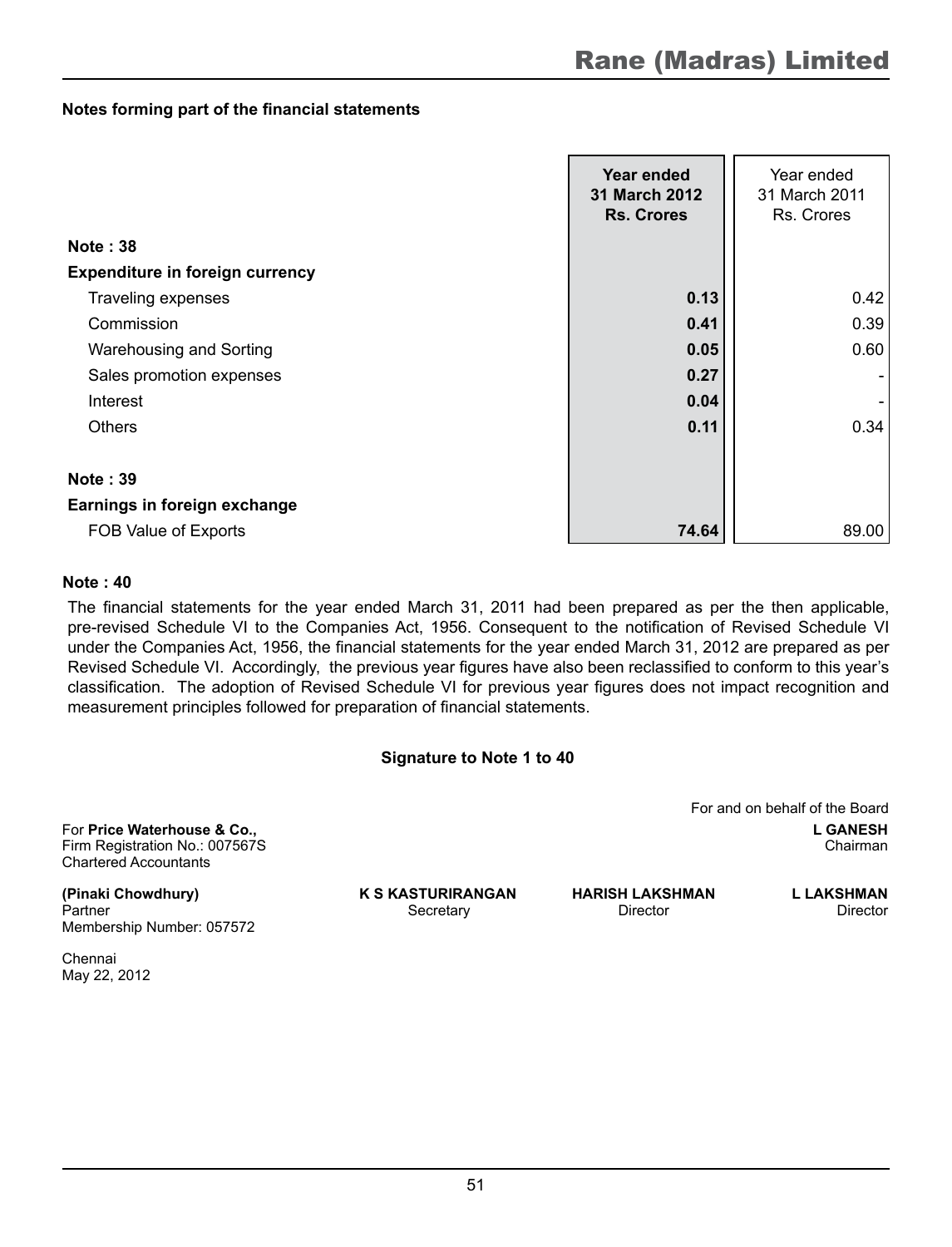**Notes forming part of the financial statements**

| | Year ended 31 March 2012 Rs. Crores | Year ended 31 March 2011 Rs. Crores |
|---|---|---|
| **Note : 38** | | |
| **Expenditure in foreign currency** | | |
| Traveling expenses | **0.13** | 0.42 |
| Commission | **0.41** | 0.39 |
| Warehousing and Sorting | **0.05** | 0.60 |
| Sales promotion expenses | **0.27** | - |
| Interest | **0.04** | - |
| Others | **0.11** | 0.34 |
| **Note : 39** | | |
| **Earnings in foreign exchange** | | |
| FOB Value of Exports | **74.64** | 89.00 |

**Note : 40**

The financial statements for the year ended March 31, 2011 had been prepared as per the then applicable, pre-revised Schedule VI to the Companies Act, 1956. Consequent to the notification of Revised Schedule VI under the Companies Act, 1956, the financial statements for the year ended March 31, 2012 are prepared as per Revised Schedule VI. Accordingly, the previous year figures have also been reclassified to conform to this year's classification. The adoption of Revised Schedule VI for previous year figures does not impact recognition and measurement principles followed for preparation of financial statements.

**Signature to Note 1 to 40**

For and on behalf of the Board

For **Price Waterhouse & Co.,**
Firm Registration No.: 007567S
Chartered Accountants

**L GANESH**
Chairman

**(Pinaki Chowdhury)**
Partner
Membership Number: 057572

**K S KASTURIRANGAN**
Secretary

**HARISH LAKSHMAN**
Director

**L LAKSHMAN**
Director

Chennai
May 22, 2012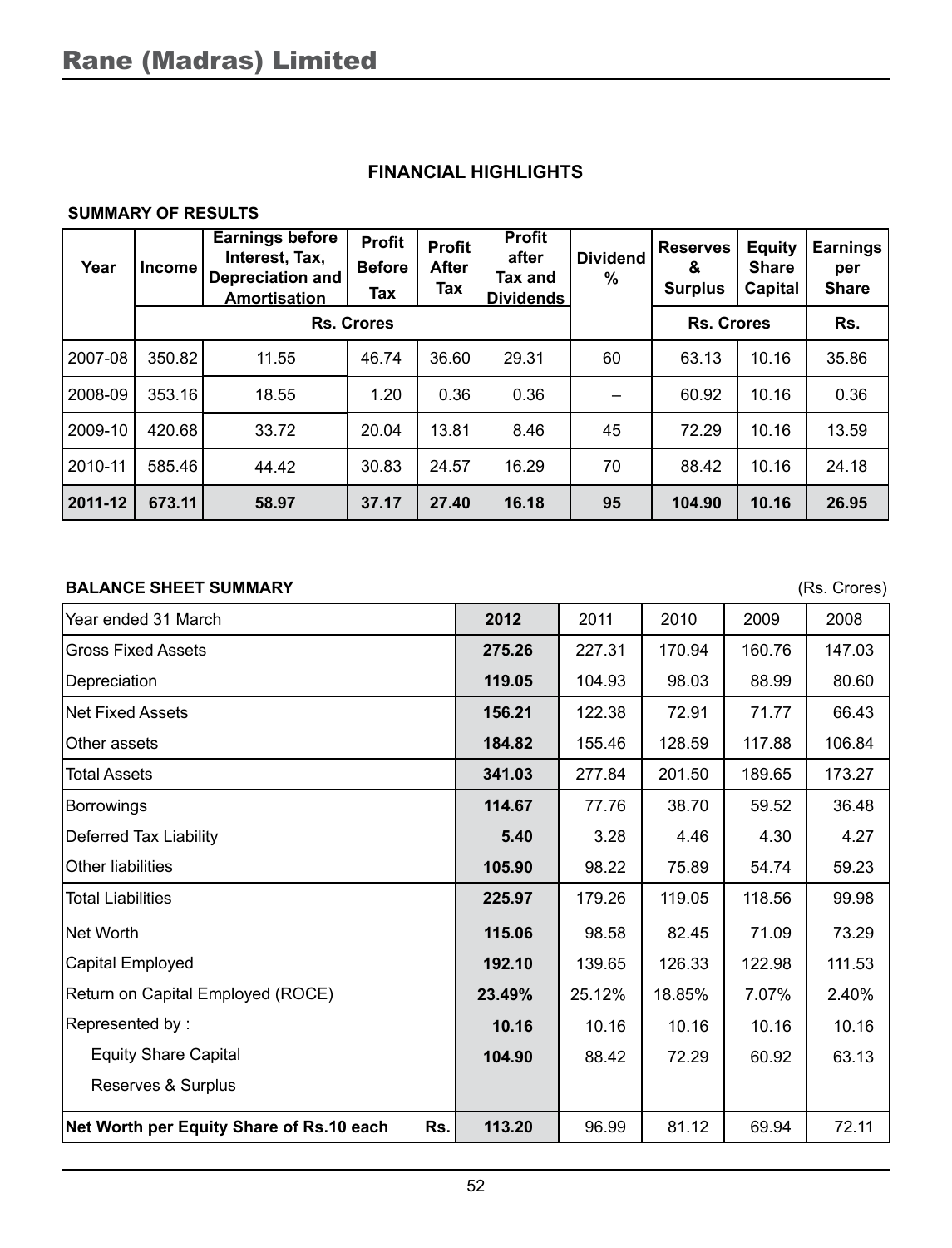# Rane (Madras) Limited

## FINANCIAL HIGHLIGHTS

### SUMMARY OF RESULTS

| Year | Income | Earnings before Interest, Tax, Depreciation and Amortisation | Profit Before Tax | Profit After Tax | Profit after Tax and Dividends | Dividend % | Reserves & Surplus | Equity Share Capital | Earnings per Share |
|---|---|---|---|---|---|---|---|---|---|
| | Rs. Crores | | | | | | Rs. Crores | | Rs. |
| 2007-08 | 350.82 | 11.55 | 46.74 | 36.60 | 29.31 | 60 | 63.13 | 10.16 | 35.86 |
| 2008-09 | 353.16 | 18.55 | 1.20 | 0.36 | 0.36 | – | 60.92 | 10.16 | 0.36 |
| 2009-10 | 420.68 | 33.72 | 20.04 | 13.81 | 8.46 | 45 | 72.29 | 10.16 | 13.59 |
| 2010-11 | 585.46 | 44.42 | 30.83 | 24.57 | 16.29 | 70 | 88.42 | 10.16 | 24.18 |
| **2011-12** | **673.11** | **58.97** | **37.17** | **27.40** | **16.18** | **95** | **104.90** | **10.16** | **26.95** |

### BALANCE SHEET SUMMARY

(Rs. Crores)

| Year ended 31 March | 2012 | 2011 | 2010 | 2009 | 2008 |
|---|---|---|---|---|---|
| Gross Fixed Assets | **275.26** | 227.31 | 170.94 | 160.76 | 147.03 |
| Depreciation | **119.05** | 104.93 | 98.03 | 88.99 | 80.60 |
| Net Fixed Assets | **156.21** | 122.38 | 72.91 | 71.77 | 66.43 |
| Other assets | **184.82** | 155.46 | 128.59 | 117.88 | 106.84 |
| Total Assets | **341.03** | 277.84 | 201.50 | 189.65 | 173.27 |
| Borrowings | **114.67** | 77.76 | 38.70 | 59.52 | 36.48 |
| Deferred Tax Liability | **5.40** | 3.28 | 4.46 | 4.30 | 4.27 |
| Other liabilities | **105.90** | 98.22 | 75.89 | 54.74 | 59.23 |
| Total Liabilities | **225.97** | 179.26 | 119.05 | 118.56 | 99.98 |
| Net Worth | **115.06** | 98.58 | 82.45 | 71.09 | 73.29 |
| Capital Employed | **192.10** | 139.65 | 126.33 | 122.98 | 111.53 |
| Return on Capital Employed (ROCE) | **23.49%** | 25.12% | 18.85% | 7.07% | 2.40% |
| Represented by : | **10.16** | 10.16 | 10.16 | 10.16 | 10.16 |
| Equity Share Capital | **104.90** | 88.42 | 72.29 | 60.92 | 63.13 |
| Reserves & Surplus | | | | | |
| **Net Worth per Equity Share of Rs.10 each Rs.** | **113.20** | 96.99 | 81.12 | 69.94 | 72.11 |